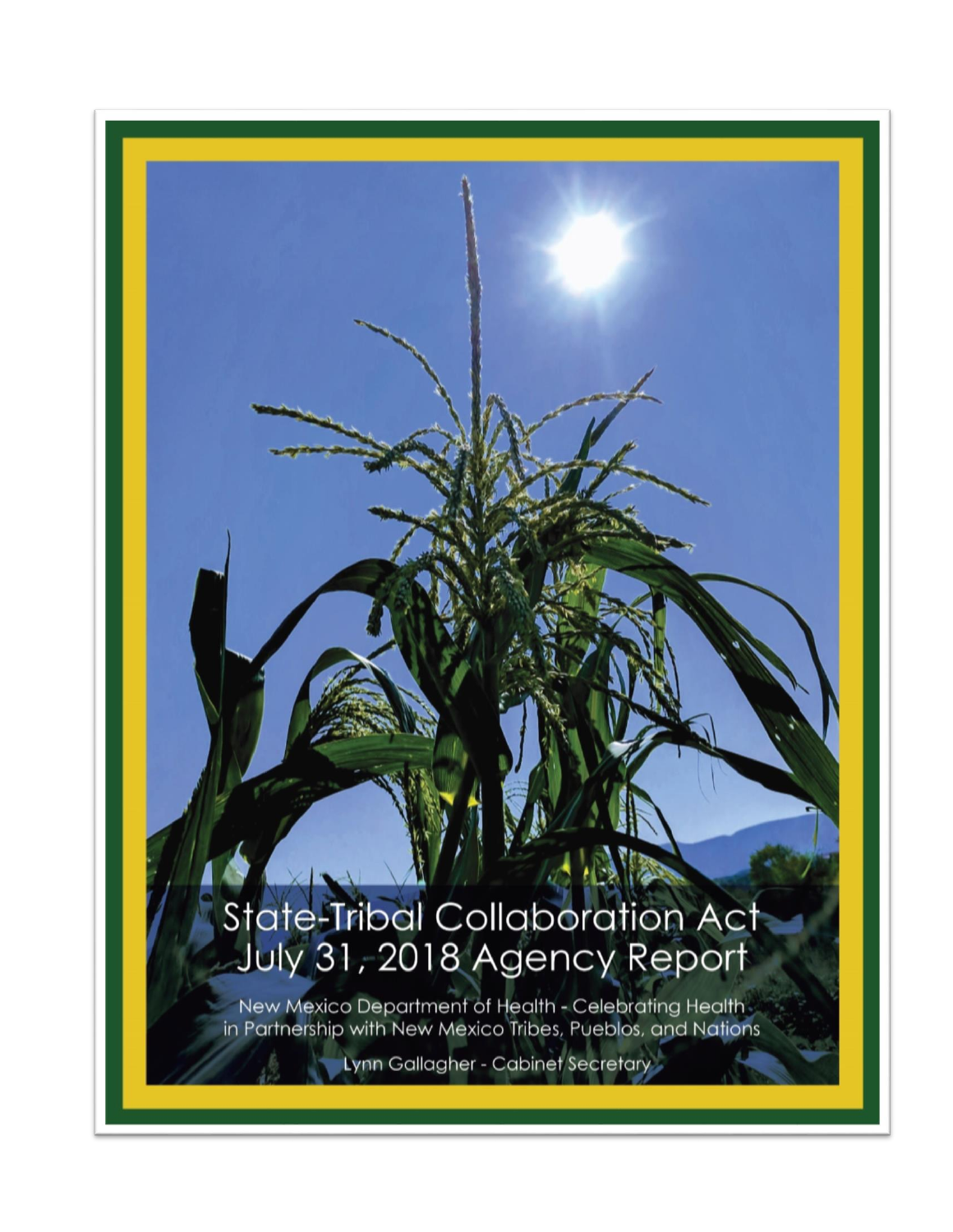# State-Tribal Collaboration Act
# July 31, 2018 Agency Report

New Mexico Department of Health - Celebrating Health in Partnership with New Mexico Tribes, Pueblos, and Nations

Lynn Gallagher - Cabinet Secretary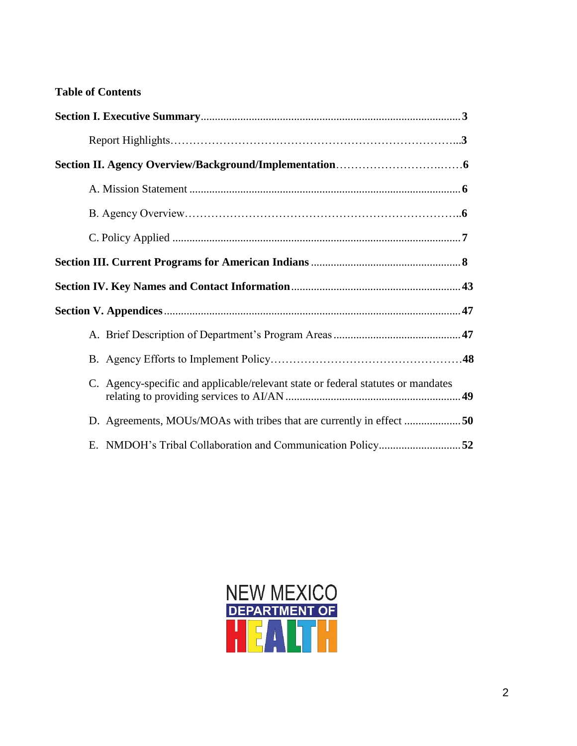**Table of Contents**

**Section I. Executive Summary** .......... **3**

Report Highlights .......... **3**

**Section II. Agency Overview/Background/Implementation** .......... **6**

A. Mission Statement .......... **6**

B. Agency Overview .......... **6**

C. Policy Applied .......... **7**

**Section III. Current Programs for American Indians** .......... **8**

**Section IV. Key Names and Contact Information** .......... **43**

**Section V. Appendices** .......... **47**

A. Brief Description of Department's Program Areas .......... **47**

B. Agency Efforts to Implement Policy .......... **48**

C. Agency-specific and applicable/relevant state or federal statutes or mandates relating to providing services to AI/AN .......... **49**

D. Agreements, MOUs/MOAs with tribes that are currently in effect .......... **50**

E. NMDOH's Tribal Collaboration and Communication Policy .......... **52**

NEW MEXICO DEPARTMENT OF HEALTH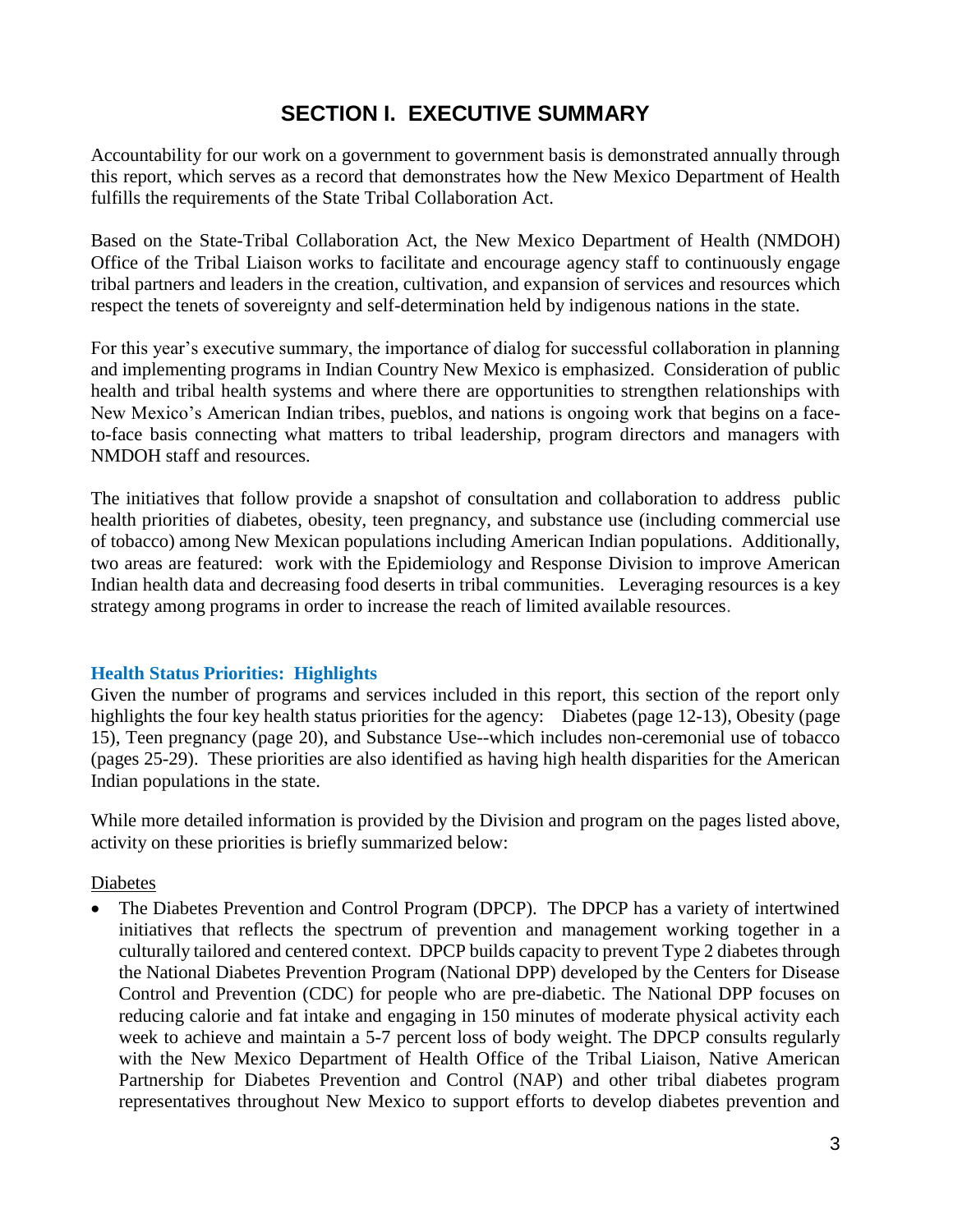# SECTION I. EXECUTIVE SUMMARY

Accountability for our work on a government to government basis is demonstrated annually through this report, which serves as a record that demonstrates how the New Mexico Department of Health fulfills the requirements of the State Tribal Collaboration Act.

Based on the State-Tribal Collaboration Act, the New Mexico Department of Health (NMDOH) Office of the Tribal Liaison works to facilitate and encourage agency staff to continuously engage tribal partners and leaders in the creation, cultivation, and expansion of services and resources which respect the tenets of sovereignty and self-determination held by indigenous nations in the state.

For this year's executive summary, the importance of dialog for successful collaboration in planning and implementing programs in Indian Country New Mexico is emphasized. Consideration of public health and tribal health systems and where there are opportunities to strengthen relationships with New Mexico's American Indian tribes, pueblos, and nations is ongoing work that begins on a face-to-face basis connecting what matters to tribal leadership, program directors and managers with NMDOH staff and resources.

The initiatives that follow provide a snapshot of consultation and collaboration to address public health priorities of diabetes, obesity, teen pregnancy, and substance use (including commercial use of tobacco) among New Mexican populations including American Indian populations. Additionally, two areas are featured: work with the Epidemiology and Response Division to improve American Indian health data and decreasing food deserts in tribal communities. Leveraging resources is a key strategy among programs in order to increase the reach of limited available resources.

### Health Status Priorities: Highlights

Given the number of programs and services included in this report, this section of the report only highlights the four key health status priorities for the agency: Diabetes (page 12-13), Obesity (page 15), Teen pregnancy (page 20), and Substance Use--which includes non-ceremonial use of tobacco (pages 25-29). These priorities are also identified as having high health disparities for the American Indian populations in the state.

While more detailed information is provided by the Division and program on the pages listed above, activity on these priorities is briefly summarized below:

Diabetes

- The Diabetes Prevention and Control Program (DPCP). The DPCP has a variety of intertwined initiatives that reflects the spectrum of prevention and management working together in a culturally tailored and centered context. DPCP builds capacity to prevent Type 2 diabetes through the National Diabetes Prevention Program (National DPP) developed by the Centers for Disease Control and Prevention (CDC) for people who are pre-diabetic. The National DPP focuses on reducing calorie and fat intake and engaging in 150 minutes of moderate physical activity each week to achieve and maintain a 5-7 percent loss of body weight. The DPCP consults regularly with the New Mexico Department of Health Office of the Tribal Liaison, Native American Partnership for Diabetes Prevention and Control (NAP) and other tribal diabetes program representatives throughout New Mexico to support efforts to develop diabetes prevention and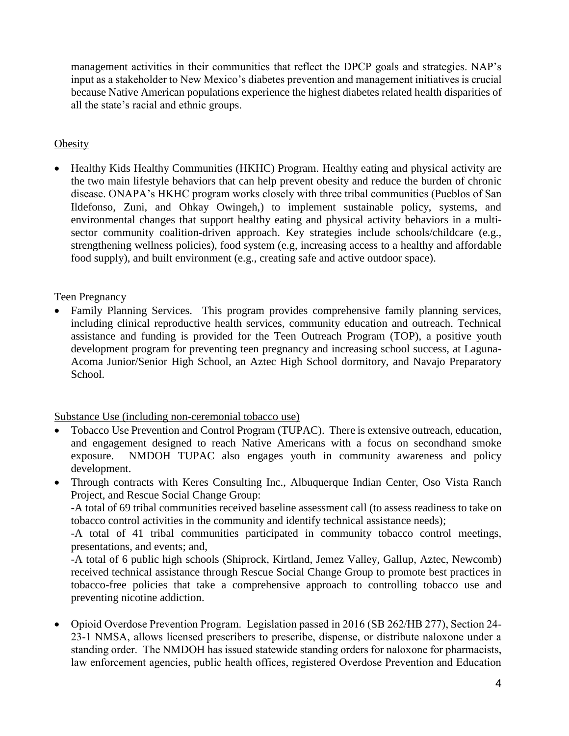management activities in their communities that reflect the DPCP goals and strategies. NAP's input as a stakeholder to New Mexico's diabetes prevention and management initiatives is crucial because Native American populations experience the highest diabetes related health disparities of all the state's racial and ethnic groups.

Obesity

- Healthy Kids Healthy Communities (HKHC) Program. Healthy eating and physical activity are the two main lifestyle behaviors that can help prevent obesity and reduce the burden of chronic disease. ONAPA's HKHC program works closely with three tribal communities (Pueblos of San Ildefonso, Zuni, and Ohkay Owingeh,) to implement sustainable policy, systems, and environmental changes that support healthy eating and physical activity behaviors in a multi-sector community coalition-driven approach. Key strategies include schools/childcare (e.g., strengthening wellness policies), food system (e.g, increasing access to a healthy and affordable food supply), and built environment (e.g., creating safe and active outdoor space).

Teen Pregnancy

- Family Planning Services. This program provides comprehensive family planning services, including clinical reproductive health services, community education and outreach. Technical assistance and funding is provided for the Teen Outreach Program (TOP), a positive youth development program for preventing teen pregnancy and increasing school success, at Laguna-Acoma Junior/Senior High School, an Aztec High School dormitory, and Navajo Preparatory School.

Substance Use (including non-ceremonial tobacco use)

- Tobacco Use Prevention and Control Program (TUPAC). There is extensive outreach, education, and engagement designed to reach Native Americans with a focus on secondhand smoke exposure. NMDOH TUPAC also engages youth in community awareness and policy development.
- Through contracts with Keres Consulting Inc., Albuquerque Indian Center, Oso Vista Ranch Project, and Rescue Social Change Group:

  -A total of 69 tribal communities received baseline assessment call (to assess readiness to take on tobacco control activities in the community and identify technical assistance needs);

  -A total of 41 tribal communities participated in community tobacco control meetings, presentations, and events; and,

  -A total of 6 public high schools (Shiprock, Kirtland, Jemez Valley, Gallup, Aztec, Newcomb) received technical assistance through Rescue Social Change Group to promote best practices in tobacco-free policies that take a comprehensive approach to controlling tobacco use and preventing nicotine addiction.

- Opioid Overdose Prevention Program. Legislation passed in 2016 (SB 262/HB 277), Section 24-23-1 NMSA, allows licensed prescribers to prescribe, dispense, or distribute naloxone under a standing order. The NMDOH has issued statewide standing orders for naloxone for pharmacists, law enforcement agencies, public health offices, registered Overdose Prevention and Education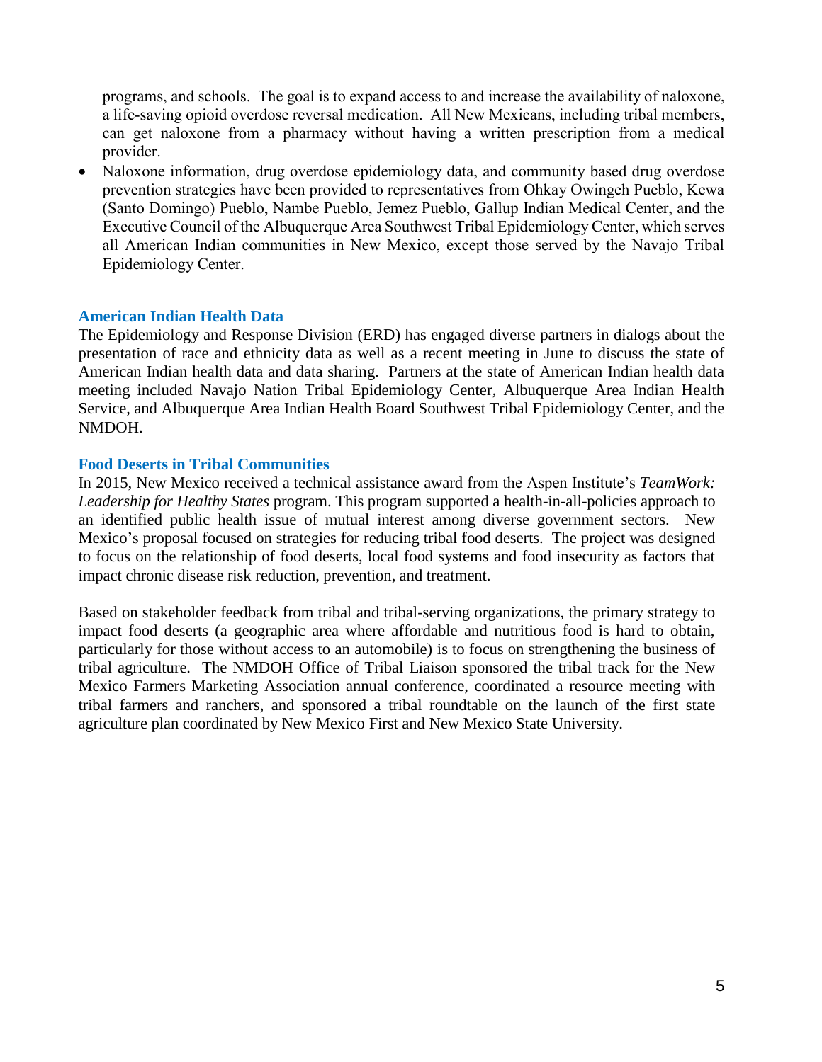programs, and schools. The goal is to expand access to and increase the availability of naloxone, a life-saving opioid overdose reversal medication. All New Mexicans, including tribal members, can get naloxone from a pharmacy without having a written prescription from a medical provider.

- Naloxone information, drug overdose epidemiology data, and community based drug overdose prevention strategies have been provided to representatives from Ohkay Owingeh Pueblo, Kewa (Santo Domingo) Pueblo, Nambe Pueblo, Jemez Pueblo, Gallup Indian Medical Center, and the Executive Council of the Albuquerque Area Southwest Tribal Epidemiology Center, which serves all American Indian communities in New Mexico, except those served by the Navajo Tribal Epidemiology Center.

### American Indian Health Data

The Epidemiology and Response Division (ERD) has engaged diverse partners in dialogs about the presentation of race and ethnicity data as well as a recent meeting in June to discuss the state of American Indian health data and data sharing. Partners at the state of American Indian health data meeting included Navajo Nation Tribal Epidemiology Center, Albuquerque Area Indian Health Service, and Albuquerque Area Indian Health Board Southwest Tribal Epidemiology Center, and the NMDOH.

### Food Deserts in Tribal Communities

In 2015, New Mexico received a technical assistance award from the Aspen Institute's *TeamWork: Leadership for Healthy States* program. This program supported a health-in-all-policies approach to an identified public health issue of mutual interest among diverse government sectors. New Mexico's proposal focused on strategies for reducing tribal food deserts. The project was designed to focus on the relationship of food deserts, local food systems and food insecurity as factors that impact chronic disease risk reduction, prevention, and treatment.

Based on stakeholder feedback from tribal and tribal-serving organizations, the primary strategy to impact food deserts (a geographic area where affordable and nutritious food is hard to obtain, particularly for those without access to an automobile) is to focus on strengthening the business of tribal agriculture. The NMDOH Office of Tribal Liaison sponsored the tribal track for the New Mexico Farmers Marketing Association annual conference, coordinated a resource meeting with tribal farmers and ranchers, and sponsored a tribal roundtable on the launch of the first state agriculture plan coordinated by New Mexico First and New Mexico State University.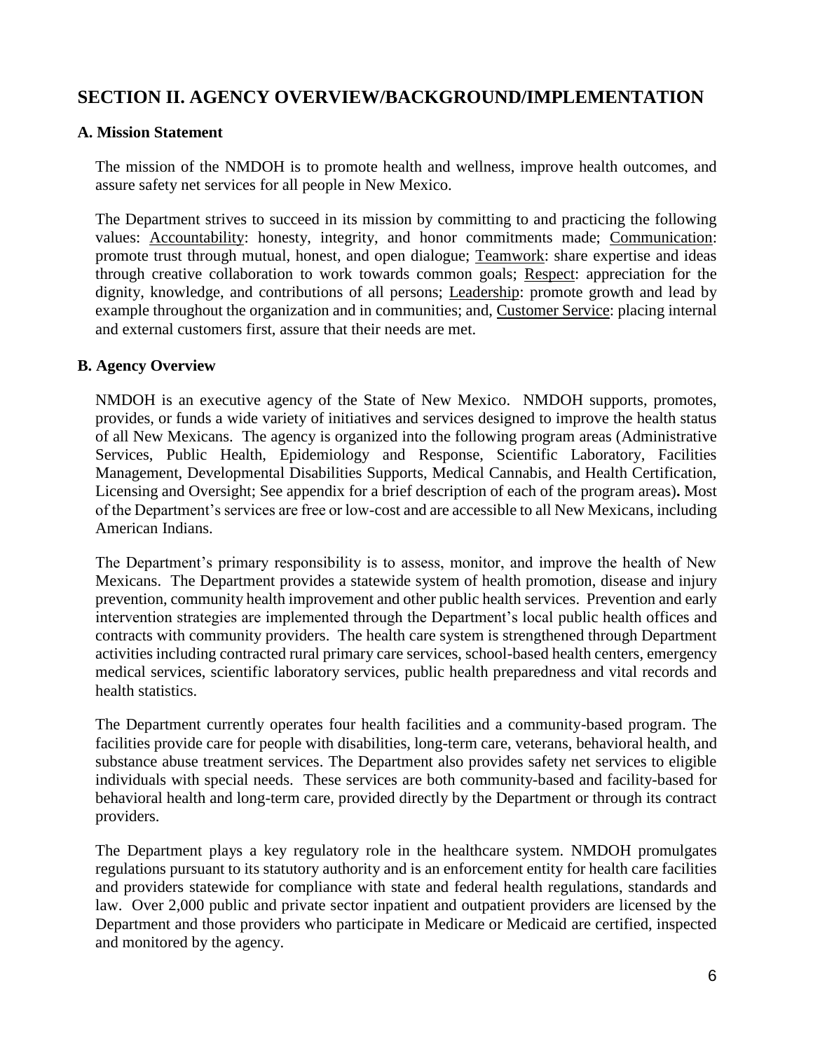## SECTION II. AGENCY OVERVIEW/BACKGROUND/IMPLEMENTATION

### A. Mission Statement

The mission of the NMDOH is to promote health and wellness, improve health outcomes, and assure safety net services for all people in New Mexico.

The Department strives to succeed in its mission by committing to and practicing the following values: Accountability: honesty, integrity, and honor commitments made; Communication: promote trust through mutual, honest, and open dialogue; Teamwork: share expertise and ideas through creative collaboration to work towards common goals; Respect: appreciation for the dignity, knowledge, and contributions of all persons; Leadership: promote growth and lead by example throughout the organization and in communities; and, Customer Service: placing internal and external customers first, assure that their needs are met.

### B. Agency Overview

NMDOH is an executive agency of the State of New Mexico. NMDOH supports, promotes, provides, or funds a wide variety of initiatives and services designed to improve the health status of all New Mexicans. The agency is organized into the following program areas (Administrative Services, Public Health, Epidemiology and Response, Scientific Laboratory, Facilities Management, Developmental Disabilities Supports, Medical Cannabis, and Health Certification, Licensing and Oversight; See appendix for a brief description of each of the program areas)**.** Most of the Department's services are free or low-cost and are accessible to all New Mexicans, including American Indians.

The Department's primary responsibility is to assess, monitor, and improve the health of New Mexicans. The Department provides a statewide system of health promotion, disease and injury prevention, community health improvement and other public health services. Prevention and early intervention strategies are implemented through the Department's local public health offices and contracts with community providers. The health care system is strengthened through Department activities including contracted rural primary care services, school-based health centers, emergency medical services, scientific laboratory services, public health preparedness and vital records and health statistics.

The Department currently operates four health facilities and a community-based program. The facilities provide care for people with disabilities, long-term care, veterans, behavioral health, and substance abuse treatment services. The Department also provides safety net services to eligible individuals with special needs. These services are both community-based and facility-based for behavioral health and long-term care, provided directly by the Department or through its contract providers.

The Department plays a key regulatory role in the healthcare system. NMDOH promulgates regulations pursuant to its statutory authority and is an enforcement entity for health care facilities and providers statewide for compliance with state and federal health regulations, standards and law. Over 2,000 public and private sector inpatient and outpatient providers are licensed by the Department and those providers who participate in Medicare or Medicaid are certified, inspected and monitored by the agency.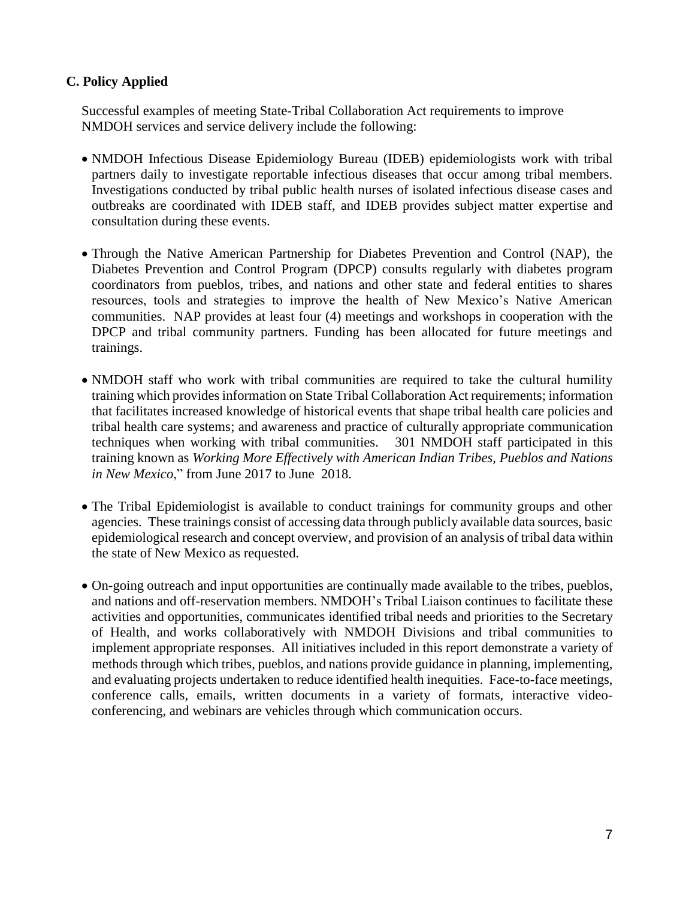## C. Policy Applied

Successful examples of meeting State-Tribal Collaboration Act requirements to improve NMDOH services and service delivery include the following:

- NMDOH Infectious Disease Epidemiology Bureau (IDEB) epidemiologists work with tribal partners daily to investigate reportable infectious diseases that occur among tribal members. Investigations conducted by tribal public health nurses of isolated infectious disease cases and outbreaks are coordinated with IDEB staff, and IDEB provides subject matter expertise and consultation during these events.

- Through the Native American Partnership for Diabetes Prevention and Control (NAP), the Diabetes Prevention and Control Program (DPCP) consults regularly with diabetes program coordinators from pueblos, tribes, and nations and other state and federal entities to shares resources, tools and strategies to improve the health of New Mexico's Native American communities. NAP provides at least four (4) meetings and workshops in cooperation with the DPCP and tribal community partners. Funding has been allocated for future meetings and trainings.

- NMDOH staff who work with tribal communities are required to take the cultural humility training which provides information on State Tribal Collaboration Act requirements; information that facilitates increased knowledge of historical events that shape tribal health care policies and tribal health care systems; and awareness and practice of culturally appropriate communication techniques when working with tribal communities. 301 NMDOH staff participated in this training known as *Working More Effectively with American Indian Tribes, Pueblos and Nations in New Mexico*," from June 2017 to June 2018.

- The Tribal Epidemiologist is available to conduct trainings for community groups and other agencies. These trainings consist of accessing data through publicly available data sources, basic epidemiological research and concept overview, and provision of an analysis of tribal data within the state of New Mexico as requested.

- On-going outreach and input opportunities are continually made available to the tribes, pueblos, and nations and off-reservation members. NMDOH's Tribal Liaison continues to facilitate these activities and opportunities, communicates identified tribal needs and priorities to the Secretary of Health, and works collaboratively with NMDOH Divisions and tribal communities to implement appropriate responses. All initiatives included in this report demonstrate a variety of methods through which tribes, pueblos, and nations provide guidance in planning, implementing, and evaluating projects undertaken to reduce identified health inequities. Face-to-face meetings, conference calls, emails, written documents in a variety of formats, interactive video-conferencing, and webinars are vehicles through which communication occurs.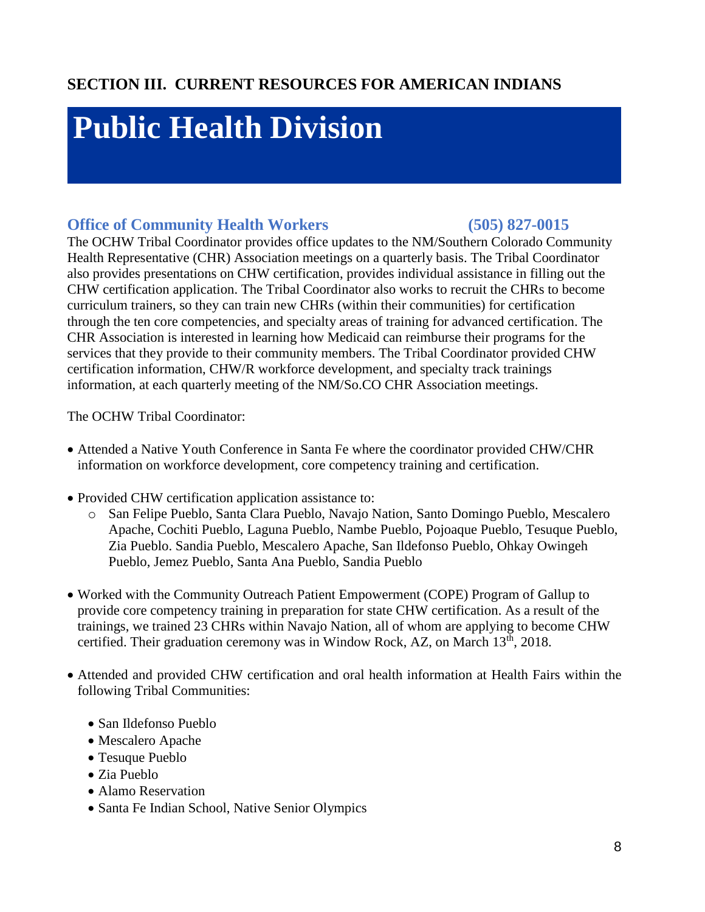## SECTION III. CURRENT RESOURCES FOR AMERICAN INDIANS

# Public Health Division

### Office of Community Health Workers (505) 827-0015

The OCHW Tribal Coordinator provides office updates to the NM/Southern Colorado Community Health Representative (CHR) Association meetings on a quarterly basis. The Tribal Coordinator also provides presentations on CHW certification, provides individual assistance in filling out the CHW certification application. The Tribal Coordinator also works to recruit the CHRs to become curriculum trainers, so they can train new CHRs (within their communities) for certification through the ten core competencies, and specialty areas of training for advanced certification. The CHR Association is interested in learning how Medicaid can reimburse their programs for the services that they provide to their community members. The Tribal Coordinator provided CHW certification information, CHW/R workforce development, and specialty track trainings information, at each quarterly meeting of the NM/So.CO CHR Association meetings.

The OCHW Tribal Coordinator:

- Attended a Native Youth Conference in Santa Fe where the coordinator provided CHW/CHR information on workforce development, core competency training and certification.

- Provided CHW certification application assistance to:
  - San Felipe Pueblo, Santa Clara Pueblo, Navajo Nation, Santo Domingo Pueblo, Mescalero Apache, Cochiti Pueblo, Laguna Pueblo, Nambe Pueblo, Pojoaque Pueblo, Tesuque Pueblo, Zia Pueblo. Sandia Pueblo, Mescalero Apache, San Ildefonso Pueblo, Ohkay Owingeh Pueblo, Jemez Pueblo, Santa Ana Pueblo, Sandia Pueblo

- Worked with the Community Outreach Patient Empowerment (COPE) Program of Gallup to provide core competency training in preparation for state CHW certification. As a result of the trainings, we trained 23 CHRs within Navajo Nation, all of whom are applying to become CHW certified. Their graduation ceremony was in Window Rock, AZ, on March 13th, 2018.

- Attended and provided CHW certification and oral health information at Health Fairs within the following Tribal Communities:
  - San Ildefonso Pueblo
  - Mescalero Apache
  - Tesuque Pueblo
  - Zia Pueblo
  - Alamo Reservation
  - Santa Fe Indian School, Native Senior Olympics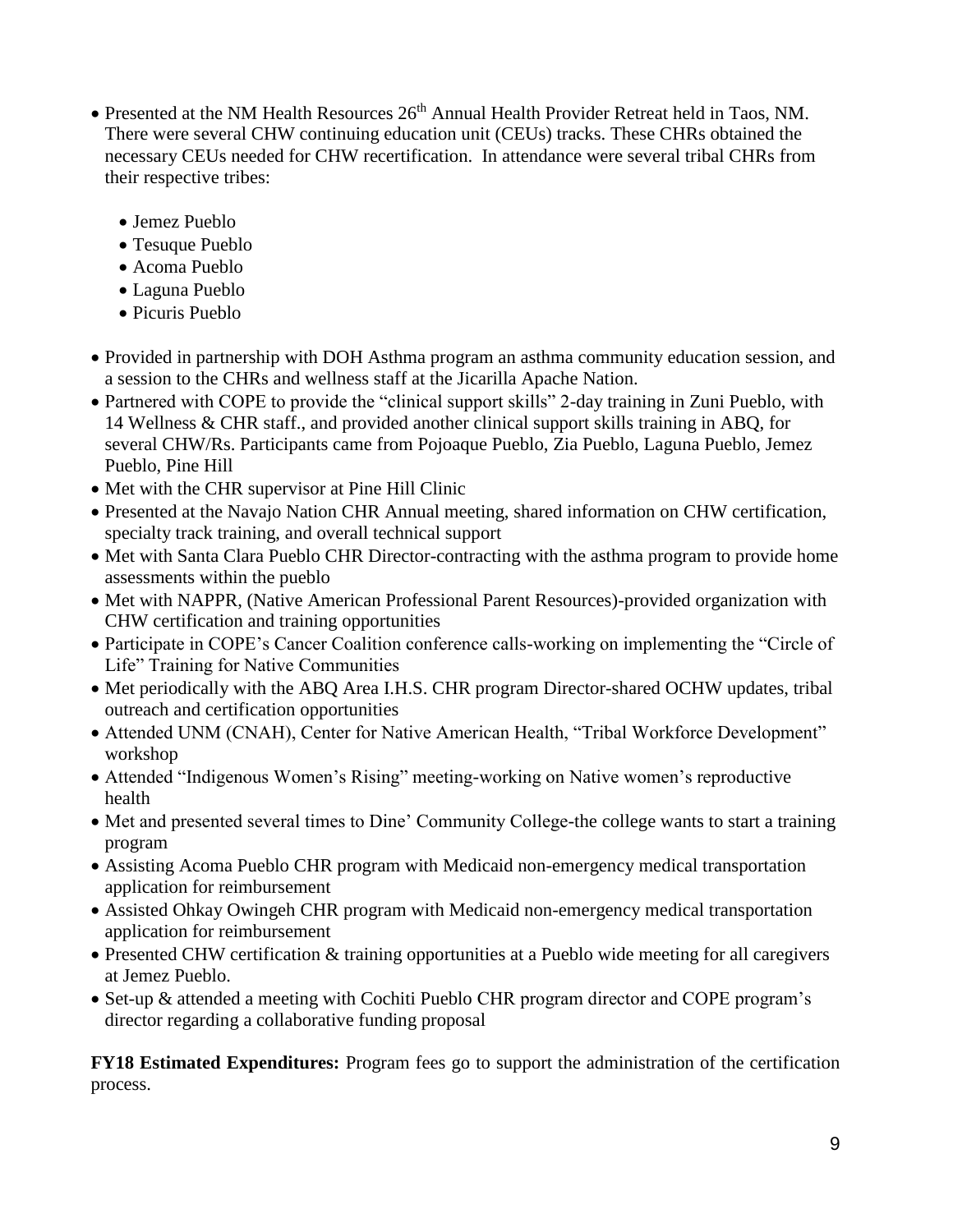- Presented at the NM Health Resources 26th Annual Health Provider Retreat held in Taos, NM. There were several CHW continuing education unit (CEUs) tracks. These CHRs obtained the necessary CEUs needed for CHW recertification. In attendance were several tribal CHRs from their respective tribes:
  - Jemez Pueblo
  - Tesuque Pueblo
  - Acoma Pueblo
  - Laguna Pueblo
  - Picuris Pueblo
- Provided in partnership with DOH Asthma program an asthma community education session, and a session to the CHRs and wellness staff at the Jicarilla Apache Nation.
- Partnered with COPE to provide the "clinical support skills" 2-day training in Zuni Pueblo, with 14 Wellness & CHR staff., and provided another clinical support skills training in ABQ, for several CHW/Rs. Participants came from Pojoaque Pueblo, Zia Pueblo, Laguna Pueblo, Jemez Pueblo, Pine Hill
- Met with the CHR supervisor at Pine Hill Clinic
- Presented at the Navajo Nation CHR Annual meeting, shared information on CHW certification, specialty track training, and overall technical support
- Met with Santa Clara Pueblo CHR Director-contracting with the asthma program to provide home assessments within the pueblo
- Met with NAPPR, (Native American Professional Parent Resources)-provided organization with CHW certification and training opportunities
- Participate in COPE's Cancer Coalition conference calls-working on implementing the "Circle of Life" Training for Native Communities
- Met periodically with the ABQ Area I.H.S. CHR program Director-shared OCHW updates, tribal outreach and certification opportunities
- Attended UNM (CNAH), Center for Native American Health, "Tribal Workforce Development" workshop
- Attended "Indigenous Women's Rising" meeting-working on Native women's reproductive health
- Met and presented several times to Dine' Community College-the college wants to start a training program
- Assisting Acoma Pueblo CHR program with Medicaid non-emergency medical transportation application for reimbursement
- Assisted Ohkay Owingeh CHR program with Medicaid non-emergency medical transportation application for reimbursement
- Presented CHW certification & training opportunities at a Pueblo wide meeting for all caregivers at Jemez Pueblo.
- Set-up & attended a meeting with Cochiti Pueblo CHR program director and COPE program's director regarding a collaborative funding proposal

**FY18 Estimated Expenditures:** Program fees go to support the administration of the certification process.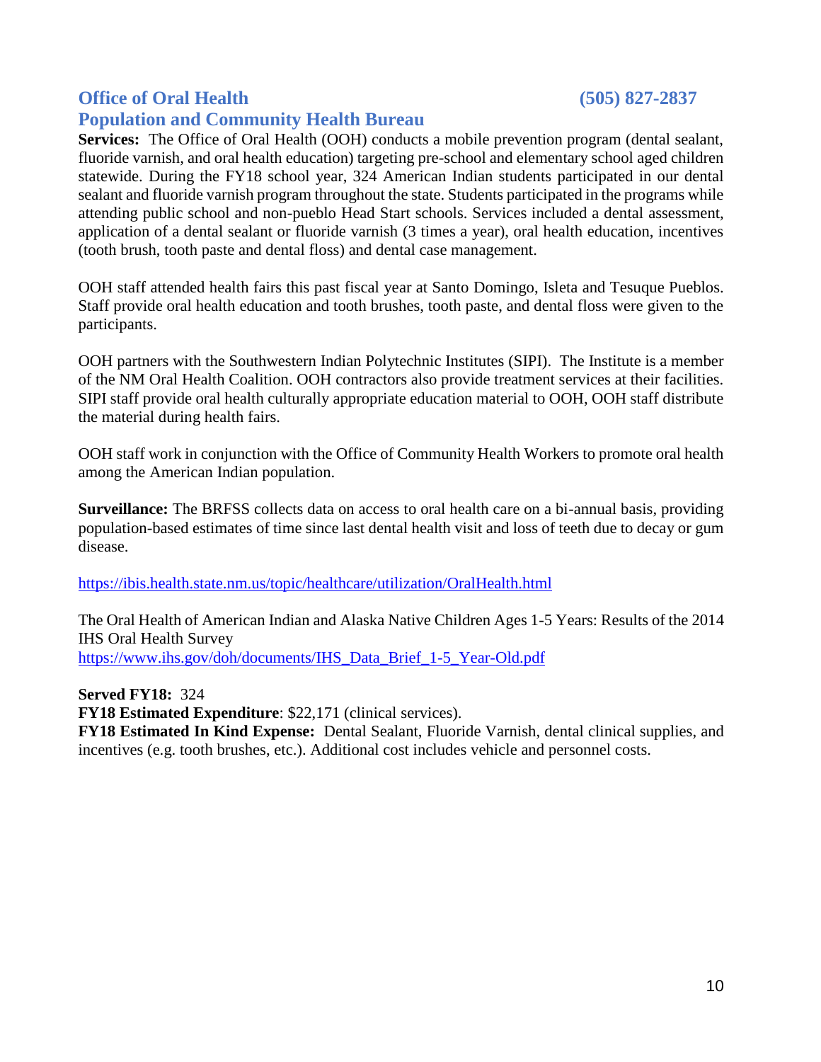## Office of Oral Health (505) 827-2837
## Population and Community Health Bureau

**Services:** The Office of Oral Health (OOH) conducts a mobile prevention program (dental sealant, fluoride varnish, and oral health education) targeting pre-school and elementary school aged children statewide. During the FY18 school year, 324 American Indian students participated in our dental sealant and fluoride varnish program throughout the state. Students participated in the programs while attending public school and non-pueblo Head Start schools. Services included a dental assessment, application of a dental sealant or fluoride varnish (3 times a year), oral health education, incentives (tooth brush, tooth paste and dental floss) and dental case management.

OOH staff attended health fairs this past fiscal year at Santo Domingo, Isleta and Tesuque Pueblos. Staff provide oral health education and tooth brushes, tooth paste, and dental floss were given to the participants.

OOH partners with the Southwestern Indian Polytechnic Institutes (SIPI). The Institute is a member of the NM Oral Health Coalition. OOH contractors also provide treatment services at their facilities. SIPI staff provide oral health culturally appropriate education material to OOH, OOH staff distribute the material during health fairs.

OOH staff work in conjunction with the Office of Community Health Workers to promote oral health among the American Indian population.

**Surveillance:** The BRFSS collects data on access to oral health care on a bi-annual basis, providing population-based estimates of time since last dental health visit and loss of teeth due to decay or gum disease.

https://ibis.health.state.nm.us/topic/healthcare/utilization/OralHealth.html

The Oral Health of American Indian and Alaska Native Children Ages 1-5 Years: Results of the 2014 IHS Oral Health Survey
https://www.ihs.gov/doh/documents/IHS_Data_Brief_1-5_Year-Old.pdf

**Served FY18:** 324
**FY18 Estimated Expenditure**: $22,171 (clinical services).
**FY18 Estimated In Kind Expense:** Dental Sealant, Fluoride Varnish, dental clinical supplies, and incentives (e.g. tooth brushes, etc.). Additional cost includes vehicle and personnel costs.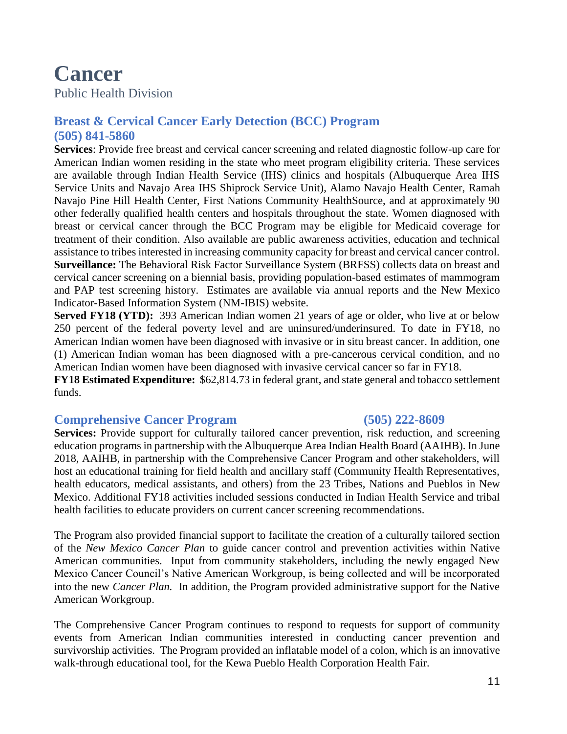# Cancer

Public Health Division

## Breast & Cervical Cancer Early Detection (BCC) Program (505) 841-5860

**Services**: Provide free breast and cervical cancer screening and related diagnostic follow-up care for American Indian women residing in the state who meet program eligibility criteria. These services are available through Indian Health Service (IHS) clinics and hospitals (Albuquerque Area IHS Service Units and Navajo Area IHS Shiprock Service Unit), Alamo Navajo Health Center, Ramah Navajo Pine Hill Health Center, First Nations Community HealthSource, and at approximately 90 other federally qualified health centers and hospitals throughout the state. Women diagnosed with breast or cervical cancer through the BCC Program may be eligible for Medicaid coverage for treatment of their condition. Also available are public awareness activities, education and technical assistance to tribes interested in increasing community capacity for breast and cervical cancer control.
**Surveillance:** The Behavioral Risk Factor Surveillance System (BRFSS) collects data on breast and cervical cancer screening on a biennial basis, providing population-based estimates of mammogram and PAP test screening history. Estimates are available via annual reports and the New Mexico Indicator-Based Information System (NM-IBIS) website.
**Served FY18 (YTD):** 393 American Indian women 21 years of age or older, who live at or below 250 percent of the federal poverty level and are uninsured/underinsured. To date in FY18, no American Indian women have been diagnosed with invasive or in situ breast cancer. In addition, one (1) American Indian woman has been diagnosed with a pre-cancerous cervical condition, and no American Indian women have been diagnosed with invasive cervical cancer so far in FY18.
**FY18 Estimated Expenditure:** $62,814.73 in federal grant, and state general and tobacco settlement funds.

## Comprehensive Cancer Program (505) 222-8609

**Services:** Provide support for culturally tailored cancer prevention, risk reduction, and screening education programs in partnership with the Albuquerque Area Indian Health Board (AAIHB). In June 2018, AAIHB, in partnership with the Comprehensive Cancer Program and other stakeholders, will host an educational training for field health and ancillary staff (Community Health Representatives, health educators, medical assistants, and others) from the 23 Tribes, Nations and Pueblos in New Mexico. Additional FY18 activities included sessions conducted in Indian Health Service and tribal health facilities to educate providers on current cancer screening recommendations.

The Program also provided financial support to facilitate the creation of a culturally tailored section of the *New Mexico Cancer Plan* to guide cancer control and prevention activities within Native American communities. Input from community stakeholders, including the newly engaged New Mexico Cancer Council's Native American Workgroup, is being collected and will be incorporated into the new *Cancer Plan.* In addition, the Program provided administrative support for the Native American Workgroup.

The Comprehensive Cancer Program continues to respond to requests for support of community events from American Indian communities interested in conducting cancer prevention and survivorship activities. The Program provided an inflatable model of a colon, which is an innovative walk-through educational tool, for the Kewa Pueblo Health Corporation Health Fair.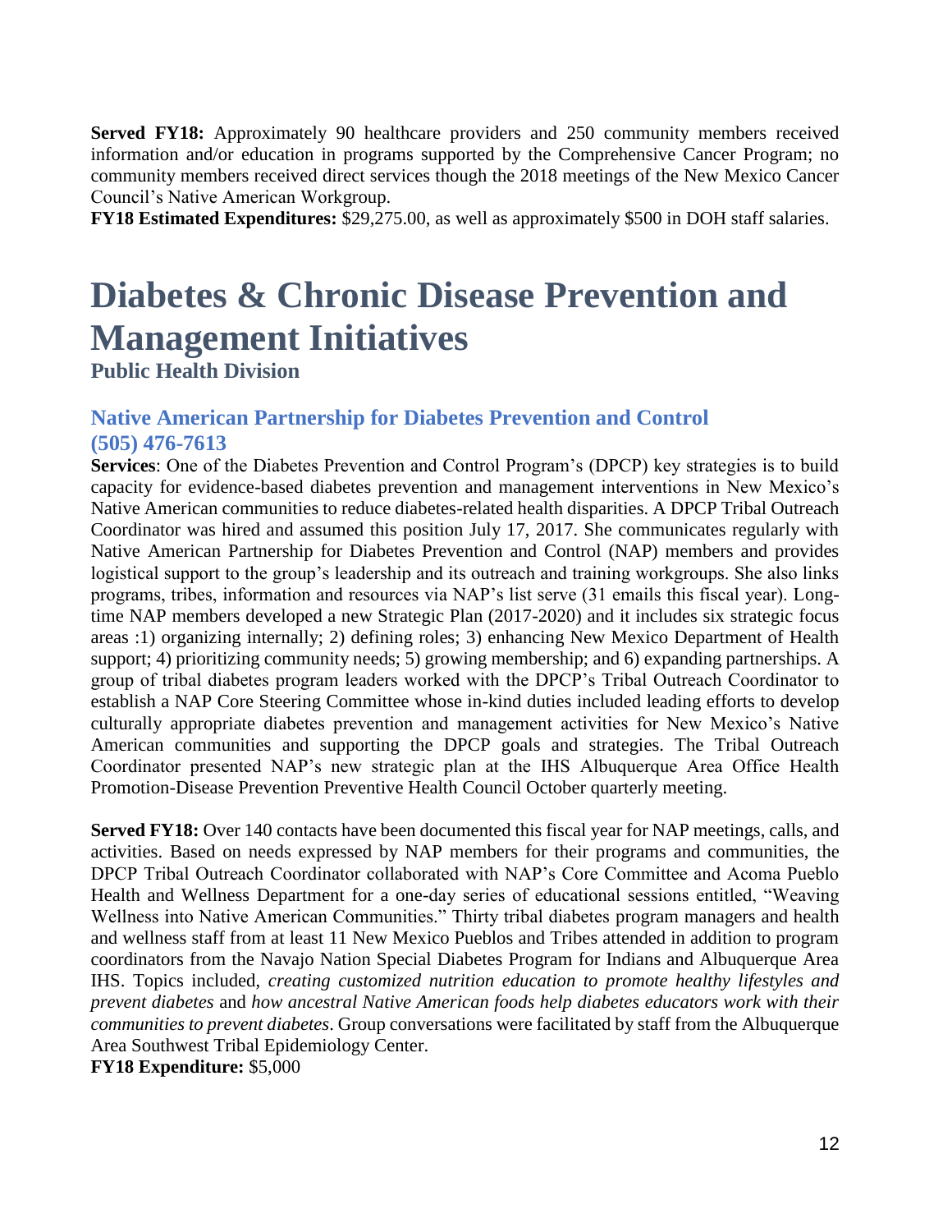**Served FY18:** Approximately 90 healthcare providers and 250 community members received information and/or education in programs supported by the Comprehensive Cancer Program; no community members received direct services though the 2018 meetings of the New Mexico Cancer Council's Native American Workgroup.
**FY18 Estimated Expenditures:** $29,275.00, as well as approximately $500 in DOH staff salaries.

# Diabetes & Chronic Disease Prevention and Management Initiatives

**Public Health Division**

## Native American Partnership for Diabetes Prevention and Control (505) 476-7613

**Services**: One of the Diabetes Prevention and Control Program's (DPCP) key strategies is to build capacity for evidence-based diabetes prevention and management interventions in New Mexico's Native American communities to reduce diabetes-related health disparities. A DPCP Tribal Outreach Coordinator was hired and assumed this position July 17, 2017. She communicates regularly with Native American Partnership for Diabetes Prevention and Control (NAP) members and provides logistical support to the group's leadership and its outreach and training workgroups. She also links programs, tribes, information and resources via NAP's list serve (31 emails this fiscal year). Long-time NAP members developed a new Strategic Plan (2017-2020) and it includes six strategic focus areas :1) organizing internally; 2) defining roles; 3) enhancing New Mexico Department of Health support; 4) prioritizing community needs; 5) growing membership; and 6) expanding partnerships. A group of tribal diabetes program leaders worked with the DPCP's Tribal Outreach Coordinator to establish a NAP Core Steering Committee whose in-kind duties included leading efforts to develop culturally appropriate diabetes prevention and management activities for New Mexico's Native American communities and supporting the DPCP goals and strategies. The Tribal Outreach Coordinator presented NAP's new strategic plan at the IHS Albuquerque Area Office Health Promotion-Disease Prevention Preventive Health Council October quarterly meeting.

**Served FY18:** Over 140 contacts have been documented this fiscal year for NAP meetings, calls, and activities. Based on needs expressed by NAP members for their programs and communities, the DPCP Tribal Outreach Coordinator collaborated with NAP's Core Committee and Acoma Pueblo Health and Wellness Department for a one-day series of educational sessions entitled, "Weaving Wellness into Native American Communities." Thirty tribal diabetes program managers and health and wellness staff from at least 11 New Mexico Pueblos and Tribes attended in addition to program coordinators from the Navajo Nation Special Diabetes Program for Indians and Albuquerque Area IHS. Topics included, *creating customized nutrition education to promote healthy lifestyles and prevent diabetes* and *how ancestral Native American foods help diabetes educators work with their communities to prevent diabetes*. Group conversations were facilitated by staff from the Albuquerque Area Southwest Tribal Epidemiology Center.
**FY18 Expenditure:** $5,000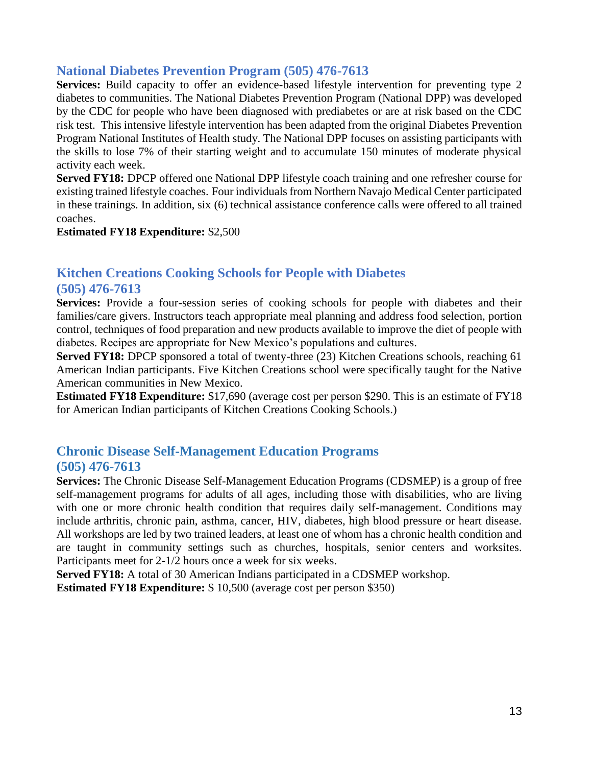## National Diabetes Prevention Program (505) 476-7613

**Services:** Build capacity to offer an evidence-based lifestyle intervention for preventing type 2 diabetes to communities. The National Diabetes Prevention Program (National DPP) was developed by the CDC for people who have been diagnosed with prediabetes or are at risk based on the CDC risk test. This intensive lifestyle intervention has been adapted from the original Diabetes Prevention Program National Institutes of Health study. The National DPP focuses on assisting participants with the skills to lose 7% of their starting weight and to accumulate 150 minutes of moderate physical activity each week.

**Served FY18:** DPCP offered one National DPP lifestyle coach training and one refresher course for existing trained lifestyle coaches. Four individuals from Northern Navajo Medical Center participated in these trainings. In addition, six (6) technical assistance conference calls were offered to all trained coaches.

**Estimated FY18 Expenditure:** $2,500

## Kitchen Creations Cooking Schools for People with Diabetes (505) 476-7613

**Services:** Provide a four-session series of cooking schools for people with diabetes and their families/care givers. Instructors teach appropriate meal planning and address food selection, portion control, techniques of food preparation and new products available to improve the diet of people with diabetes. Recipes are appropriate for New Mexico's populations and cultures.

**Served FY18:** DPCP sponsored a total of twenty-three (23) Kitchen Creations schools, reaching 61 American Indian participants. Five Kitchen Creations school were specifically taught for the Native American communities in New Mexico.

**Estimated FY18 Expenditure:** $17,690 (average cost per person $290. This is an estimate of FY18 for American Indian participants of Kitchen Creations Cooking Schools.)

## Chronic Disease Self-Management Education Programs (505) 476-7613

**Services:** The Chronic Disease Self-Management Education Programs (CDSMEP) is a group of free self-management programs for adults of all ages, including those with disabilities, who are living with one or more chronic health condition that requires daily self-management. Conditions may include arthritis, chronic pain, asthma, cancer, HIV, diabetes, high blood pressure or heart disease. All workshops are led by two trained leaders, at least one of whom has a chronic health condition and are taught in community settings such as churches, hospitals, senior centers and worksites. Participants meet for 2-1/2 hours once a week for six weeks.

**Served FY18:** A total of 30 American Indians participated in a CDSMEP workshop.

**Estimated FY18 Expenditure:** $ 10,500 (average cost per person $350)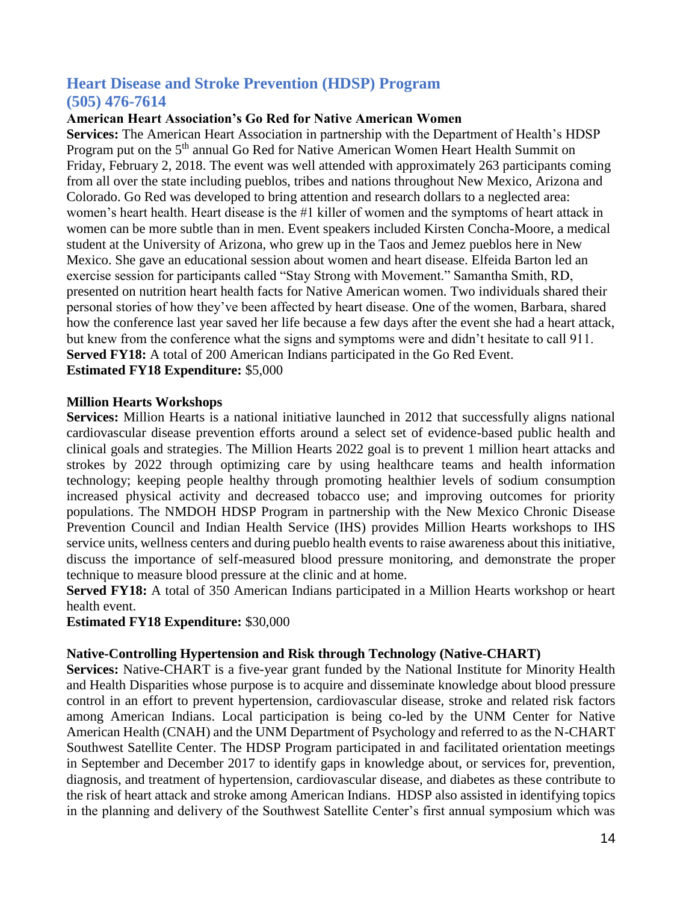## Heart Disease and Stroke Prevention (HDSP) Program (505) 476-7614

**American Heart Association's Go Red for Native American Women**

**Services:** The American Heart Association in partnership with the Department of Health's HDSP Program put on the 5th annual Go Red for Native American Women Heart Health Summit on Friday, February 2, 2018. The event was well attended with approximately 263 participants coming from all over the state including pueblos, tribes and nations throughout New Mexico, Arizona and Colorado. Go Red was developed to bring attention and research dollars to a neglected area: women's heart health. Heart disease is the #1 killer of women and the symptoms of heart attack in women can be more subtle than in men. Event speakers included Kirsten Concha-Moore, a medical student at the University of Arizona, who grew up in the Taos and Jemez pueblos here in New Mexico. She gave an educational session about women and heart disease. Elfeida Barton led an exercise session for participants called "Stay Strong with Movement." Samantha Smith, RD, presented on nutrition heart health facts for Native American women. Two individuals shared their personal stories of how they've been affected by heart disease. One of the women, Barbara, shared how the conference last year saved her life because a few days after the event she had a heart attack, but knew from the conference what the signs and symptoms were and didn't hesitate to call 911.
**Served FY18:** A total of 200 American Indians participated in the Go Red Event.
**Estimated FY18 Expenditure:** $5,000

**Million Hearts Workshops**

**Services:** Million Hearts is a national initiative launched in 2012 that successfully aligns national cardiovascular disease prevention efforts around a select set of evidence-based public health and clinical goals and strategies. The Million Hearts 2022 goal is to prevent 1 million heart attacks and strokes by 2022 through optimizing care by using healthcare teams and health information technology; keeping people healthy through promoting healthier levels of sodium consumption increased physical activity and decreased tobacco use; and improving outcomes for priority populations. The NMDOH HDSP Program in partnership with the New Mexico Chronic Disease Prevention Council and Indian Health Service (IHS) provides Million Hearts workshops to IHS service units, wellness centers and during pueblo health events to raise awareness about this initiative, discuss the importance of self-measured blood pressure monitoring, and demonstrate the proper technique to measure blood pressure at the clinic and at home.
**Served FY18:** A total of 350 American Indians participated in a Million Hearts workshop or heart health event.
**Estimated FY18 Expenditure:** $30,000

**Native-Controlling Hypertension and Risk through Technology (Native-CHART)**

**Services:** Native-CHART is a five-year grant funded by the National Institute for Minority Health and Health Disparities whose purpose is to acquire and disseminate knowledge about blood pressure control in an effort to prevent hypertension, cardiovascular disease, stroke and related risk factors among American Indians. Local participation is being co-led by the UNM Center for Native American Health (CNAH) and the UNM Department of Psychology and referred to as the N-CHART Southwest Satellite Center. The HDSP Program participated in and facilitated orientation meetings in September and December 2017 to identify gaps in knowledge about, or services for, prevention, diagnosis, and treatment of hypertension, cardiovascular disease, and diabetes as these contribute to the risk of heart attack and stroke among American Indians. HDSP also assisted in identifying topics in the planning and delivery of the Southwest Satellite Center's first annual symposium which was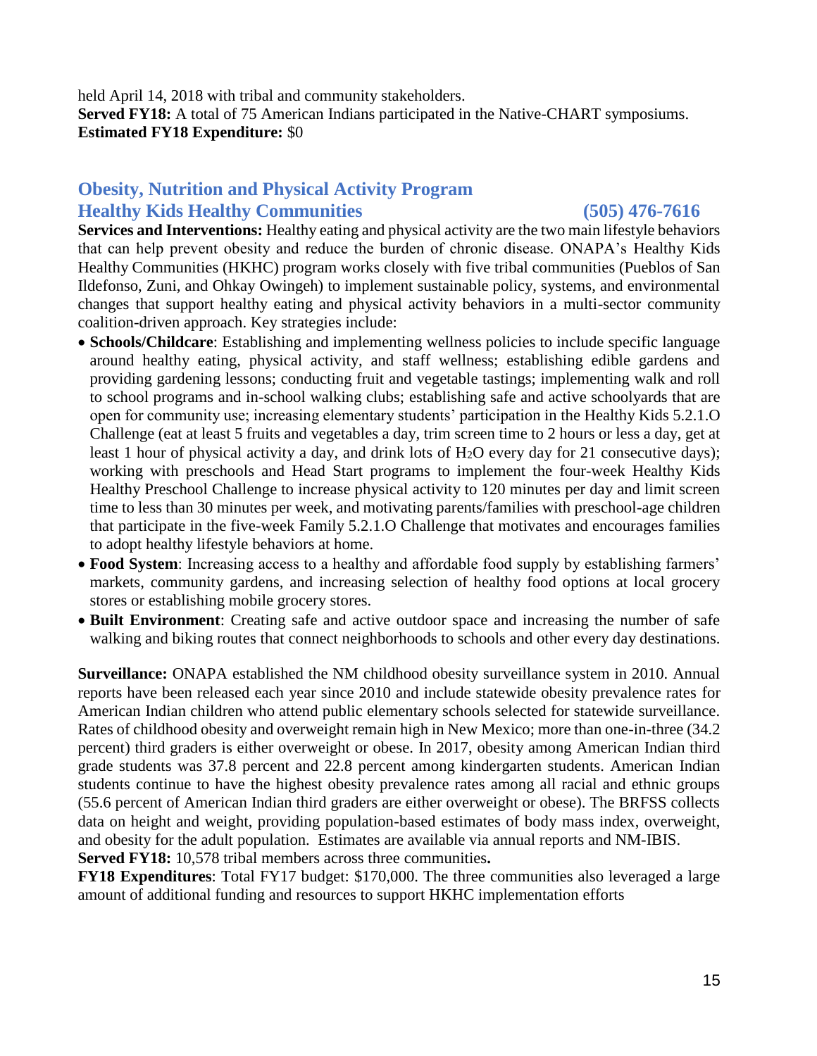held April 14, 2018 with tribal and community stakeholders.
**Served FY18:** A total of 75 American Indians participated in the Native-CHART symposiums.
**Estimated FY18 Expenditure:** $0

## Obesity, Nutrition and Physical Activity Program
## Healthy Kids Healthy Communities (505) 476-7616

**Services and Interventions:** Healthy eating and physical activity are the two main lifestyle behaviors that can help prevent obesity and reduce the burden of chronic disease. ONAPA's Healthy Kids Healthy Communities (HKHC) program works closely with five tribal communities (Pueblos of San Ildefonso, Zuni, and Ohkay Owingeh) to implement sustainable policy, systems, and environmental changes that support healthy eating and physical activity behaviors in a multi-sector community coalition-driven approach. Key strategies include:

- **Schools/Childcare**: Establishing and implementing wellness policies to include specific language around healthy eating, physical activity, and staff wellness; establishing edible gardens and providing gardening lessons; conducting fruit and vegetable tastings; implementing walk and roll to school programs and in-school walking clubs; establishing safe and active schoolyards that are open for community use; increasing elementary students' participation in the Healthy Kids 5.2.1.O Challenge (eat at least 5 fruits and vegetables a day, trim screen time to 2 hours or less a day, get at least 1 hour of physical activity a day, and drink lots of $H_2O$ every day for 21 consecutive days); working with preschools and Head Start programs to implement the four-week Healthy Kids Healthy Preschool Challenge to increase physical activity to 120 minutes per day and limit screen time to less than 30 minutes per week, and motivating parents/families with preschool-age children that participate in the five-week Family 5.2.1.O Challenge that motivates and encourages families to adopt healthy lifestyle behaviors at home.
- **Food System**: Increasing access to a healthy and affordable food supply by establishing farmers' markets, community gardens, and increasing selection of healthy food options at local grocery stores or establishing mobile grocery stores.
- **Built Environment**: Creating safe and active outdoor space and increasing the number of safe walking and biking routes that connect neighborhoods to schools and other every day destinations.

**Surveillance:** ONAPA established the NM childhood obesity surveillance system in 2010. Annual reports have been released each year since 2010 and include statewide obesity prevalence rates for American Indian children who attend public elementary schools selected for statewide surveillance. Rates of childhood obesity and overweight remain high in New Mexico; more than one-in-three (34.2 percent) third graders is either overweight or obese. In 2017, obesity among American Indian third grade students was 37.8 percent and 22.8 percent among kindergarten students. American Indian students continue to have the highest obesity prevalence rates among all racial and ethnic groups (55.6 percent of American Indian third graders are either overweight or obese). The BRFSS collects data on height and weight, providing population-based estimates of body mass index, overweight, and obesity for the adult population. Estimates are available via annual reports and NM-IBIS.
**Served FY18:** 10,578 tribal members across three communities**.**
**FY18 Expenditures**: Total FY17 budget: $170,000. The three communities also leveraged a large amount of additional funding and resources to support HKHC implementation efforts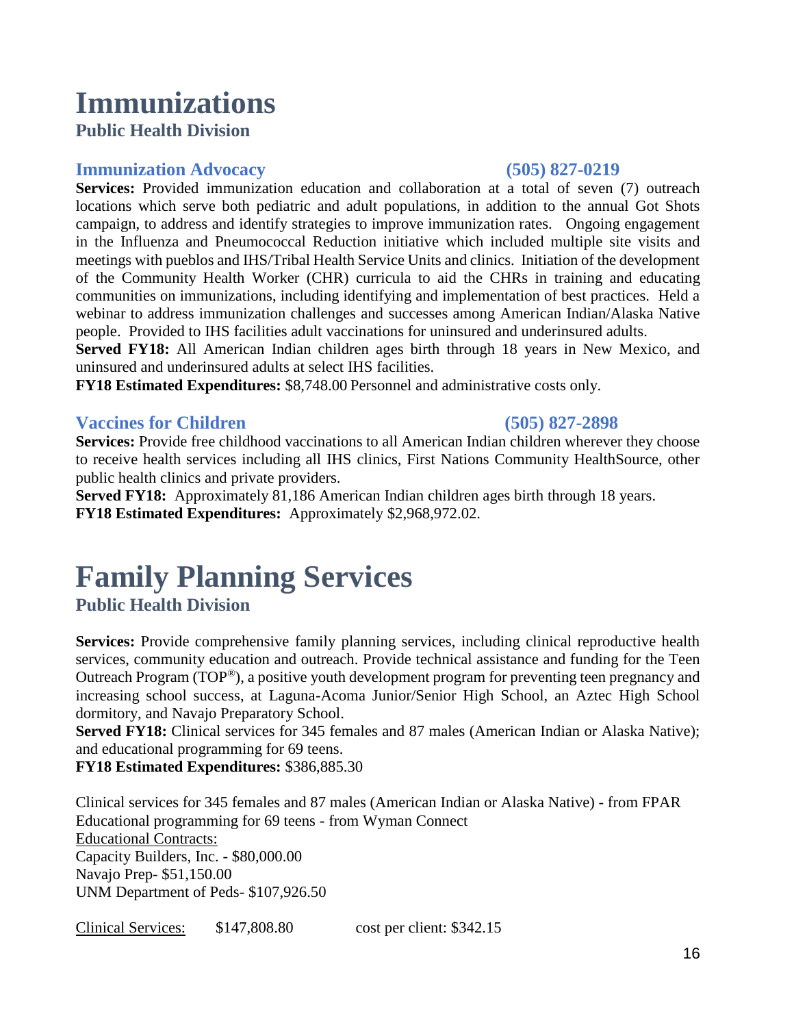# Immunizations

**Public Health Division**

## Immunization Advocacy (505) 827-0219

**Services:** Provided immunization education and collaboration at a total of seven (7) outreach locations which serve both pediatric and adult populations, in addition to the annual Got Shots campaign, to address and identify strategies to improve immunization rates. Ongoing engagement in the Influenza and Pneumococcal Reduction initiative which included multiple site visits and meetings with pueblos and IHS/Tribal Health Service Units and clinics. Initiation of the development of the Community Health Worker (CHR) curricula to aid the CHRs in training and educating communities on immunizations, including identifying and implementation of best practices. Held a webinar to address immunization challenges and successes among American Indian/Alaska Native people. Provided to IHS facilities adult vaccinations for uninsured and underinsured adults.

**Served FY18:** All American Indian children ages birth through 18 years in New Mexico, and uninsured and underinsured adults at select IHS facilities.

**FY18 Estimated Expenditures:** $8,748.00 Personnel and administrative costs only.

## Vaccines for Children (505) 827-2898

**Services:** Provide free childhood vaccinations to all American Indian children wherever they choose to receive health services including all IHS clinics, First Nations Community HealthSource, other public health clinics and private providers.

**Served FY18:** Approximately 81,186 American Indian children ages birth through 18 years.

**FY18 Estimated Expenditures:** Approximately $2,968,972.02.

# Family Planning Services

**Public Health Division**

**Services:** Provide comprehensive family planning services, including clinical reproductive health services, community education and outreach. Provide technical assistance and funding for the Teen Outreach Program (TOP®), a positive youth development program for preventing teen pregnancy and increasing school success, at Laguna-Acoma Junior/Senior High School, an Aztec High School dormitory, and Navajo Preparatory School.

**Served FY18:** Clinical services for 345 females and 87 males (American Indian or Alaska Native); and educational programming for 69 teens.

**FY18 Estimated Expenditures:** $386,885.30

Clinical services for 345 females and 87 males (American Indian or Alaska Native) - from FPAR
Educational programming for 69 teens - from Wyman Connect

Educational Contracts:
Capacity Builders, Inc. - $80,000.00
Navajo Prep- $51,150.00
UNM Department of Peds- $107,926.50

Clinical Services: $147,808.80 cost per client: $342.15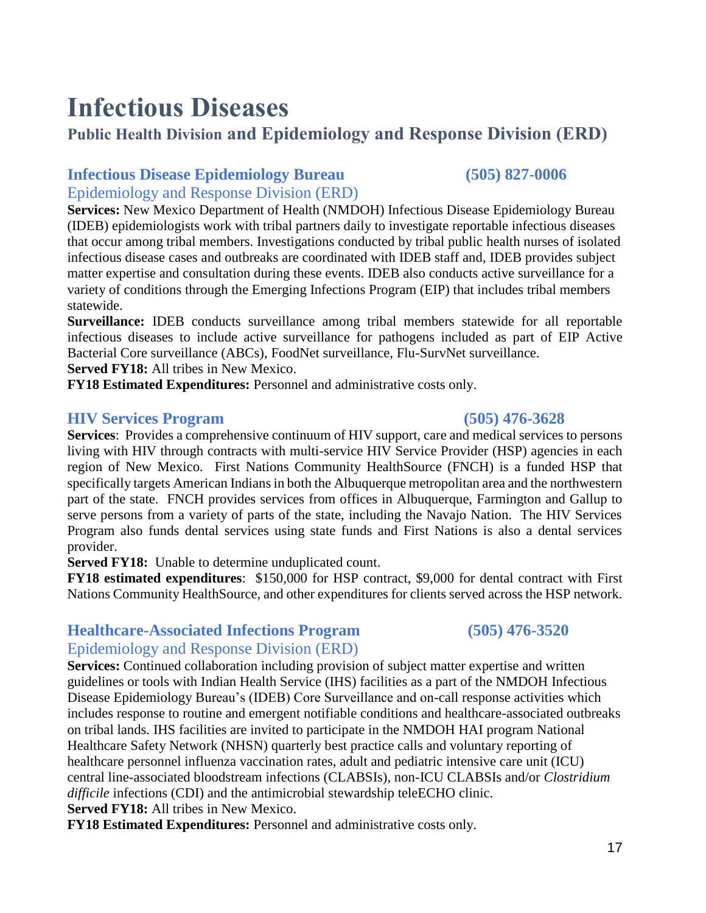# Infectious Diseases

## Public Health Division and Epidemiology and Response Division (ERD)

### Infectious Disease Epidemiology Bureau (505) 827-0006

Epidemiology and Response Division (ERD)

**Services:** New Mexico Department of Health (NMDOH) Infectious Disease Epidemiology Bureau (IDEB) epidemiologists work with tribal partners daily to investigate reportable infectious diseases that occur among tribal members. Investigations conducted by tribal public health nurses of isolated infectious disease cases and outbreaks are coordinated with IDEB staff and, IDEB provides subject matter expertise and consultation during these events. IDEB also conducts active surveillance for a variety of conditions through the Emerging Infections Program (EIP) that includes tribal members statewide.

**Surveillance:** IDEB conducts surveillance among tribal members statewide for all reportable infectious diseases to include active surveillance for pathogens included as part of EIP Active Bacterial Core surveillance (ABCs), FoodNet surveillance, Flu-SurvNet surveillance.

**Served FY18:** All tribes in New Mexico.

**FY18 Estimated Expenditures:** Personnel and administrative costs only.

### HIV Services Program (505) 476-3628

**Services**: Provides a comprehensive continuum of HIV support, care and medical services to persons living with HIV through contracts with multi-service HIV Service Provider (HSP) agencies in each region of New Mexico. First Nations Community HealthSource (FNCH) is a funded HSP that specifically targets American Indians in both the Albuquerque metropolitan area and the northwestern part of the state. FNCH provides services from offices in Albuquerque, Farmington and Gallup to serve persons from a variety of parts of the state, including the Navajo Nation. The HIV Services Program also funds dental services using state funds and First Nations is also a dental services provider.

**Served FY18:** Unable to determine unduplicated count.

**FY18 estimated expenditures**: $150,000 for HSP contract, $9,000 for dental contract with First Nations Community HealthSource, and other expenditures for clients served across the HSP network.

### Healthcare-Associated Infections Program (505) 476-3520

Epidemiology and Response Division (ERD)

**Services:** Continued collaboration including provision of subject matter expertise and written guidelines or tools with Indian Health Service (IHS) facilities as a part of the NMDOH Infectious Disease Epidemiology Bureau's (IDEB) Core Surveillance and on-call response activities which includes response to routine and emergent notifiable conditions and healthcare-associated outbreaks on tribal lands. IHS facilities are invited to participate in the NMDOH HAI program National Healthcare Safety Network (NHSN) quarterly best practice calls and voluntary reporting of healthcare personnel influenza vaccination rates, adult and pediatric intensive care unit (ICU) central line-associated bloodstream infections (CLABSIs), non-ICU CLABSIs and/or *Clostridium difficile* infections (CDI) and the antimicrobial stewardship teleECHO clinic.

**Served FY18:** All tribes in New Mexico.

**FY18 Estimated Expenditures:** Personnel and administrative costs only.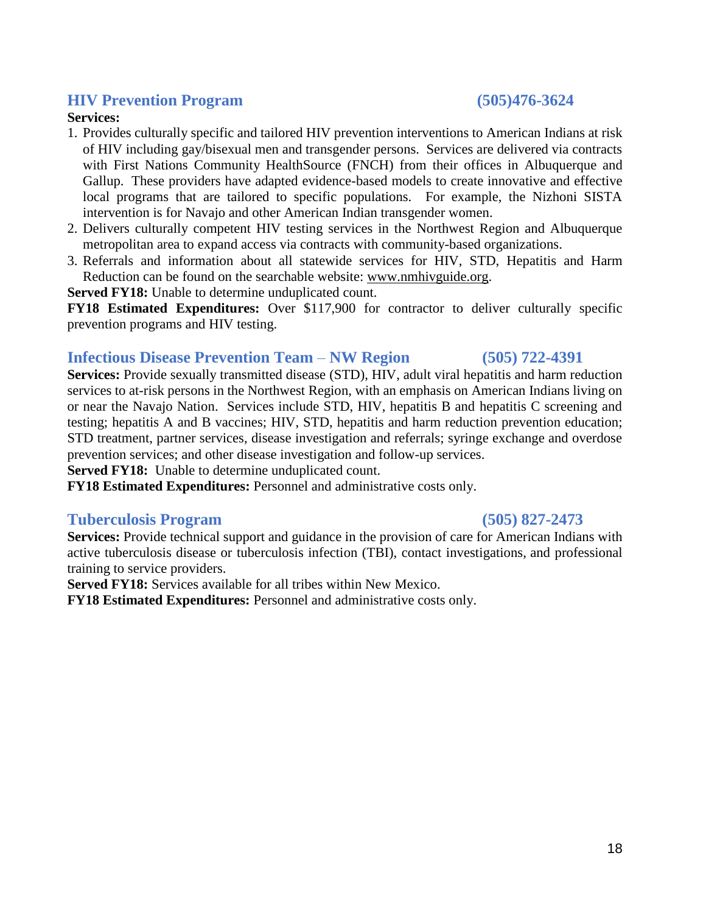### HIV Prevention Program (505)476-3624

**Services:**

1. Provides culturally specific and tailored HIV prevention interventions to American Indians at risk of HIV including gay/bisexual men and transgender persons. Services are delivered via contracts with First Nations Community HealthSource (FNCH) from their offices in Albuquerque and Gallup. These providers have adapted evidence-based models to create innovative and effective local programs that are tailored to specific populations. For example, the Nizhoni SISTA intervention is for Navajo and other American Indian transgender women.
2. Delivers culturally competent HIV testing services in the Northwest Region and Albuquerque metropolitan area to expand access via contracts with community-based organizations.
3. Referrals and information about all statewide services for HIV, STD, Hepatitis and Harm Reduction can be found on the searchable website: www.nmhivguide.org.

**Served FY18:** Unable to determine unduplicated count.

**FY18 Estimated Expenditures:** Over $117,900 for contractor to deliver culturally specific prevention programs and HIV testing.

### Infectious Disease Prevention Team – NW Region (505) 722-4391

**Services:** Provide sexually transmitted disease (STD), HIV, adult viral hepatitis and harm reduction services to at-risk persons in the Northwest Region, with an emphasis on American Indians living on or near the Navajo Nation. Services include STD, HIV, hepatitis B and hepatitis C screening and testing; hepatitis A and B vaccines; HIV, STD, hepatitis and harm reduction prevention education; STD treatment, partner services, disease investigation and referrals; syringe exchange and overdose prevention services; and other disease investigation and follow-up services.

**Served FY18:** Unable to determine unduplicated count.

**FY18 Estimated Expenditures:** Personnel and administrative costs only.

### Tuberculosis Program (505) 827-2473

**Services:** Provide technical support and guidance in the provision of care for American Indians with active tuberculosis disease or tuberculosis infection (TBI), contact investigations, and professional training to service providers.

**Served FY18:** Services available for all tribes within New Mexico.

**FY18 Estimated Expenditures:** Personnel and administrative costs only.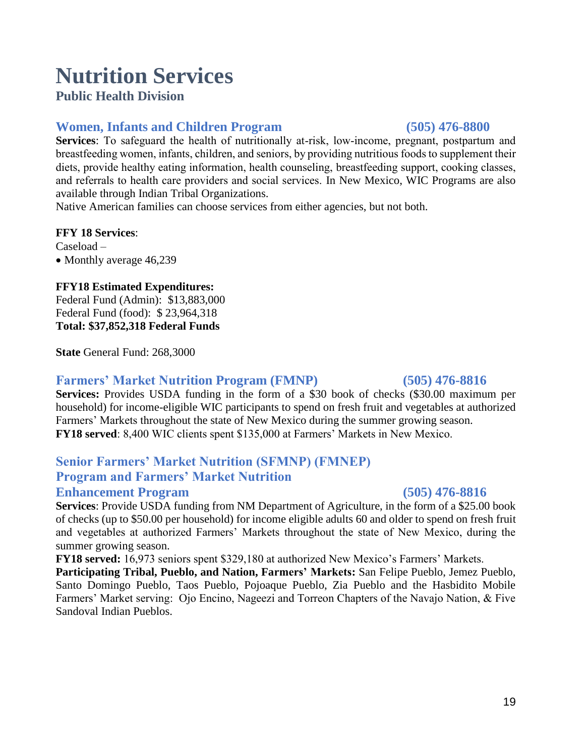# Nutrition Services

## Public Health Division

### Women, Infants and Children Program (505) 476-8800

**Services**: To safeguard the health of nutritionally at-risk, low-income, pregnant, postpartum and breastfeeding women, infants, children, and seniors, by providing nutritious foods to supplement their diets, provide healthy eating information, health counseling, breastfeeding support, cooking classes, and referrals to health care providers and social services. In New Mexico, WIC Programs are also available through Indian Tribal Organizations.

Native American families can choose services from either agencies, but not both.

**FFY 18 Services**:

Caseload –

- Monthly average 46,239

**FFY18 Estimated Expenditures:**

Federal Fund (Admin): $13,883,000
Federal Fund (food): $ 23,964,318
**Total: $37,852,318 Federal Funds**

**State** General Fund: 268,3000

### Farmers' Market Nutrition Program (FMNP) (505) 476-8816

**Services:** Provides USDA funding in the form of a $30 book of checks ($30.00 maximum per household) for income-eligible WIC participants to spend on fresh fruit and vegetables at authorized Farmers' Markets throughout the state of New Mexico during the summer growing season.

**FY18 served**: 8,400 WIC clients spent $135,000 at Farmers' Markets in New Mexico.

### Senior Farmers' Market Nutrition (SFMNP) (FMNEP) Program and Farmers' Market Nutrition Enhancement Program (505) 476-8816

**Services**: Provide USDA funding from NM Department of Agriculture, in the form of a $25.00 book of checks (up to $50.00 per household) for income eligible adults 60 and older to spend on fresh fruit and vegetables at authorized Farmers' Markets throughout the state of New Mexico, during the summer growing season.

**FY18 served:** 16,973 seniors spent $329,180 at authorized New Mexico's Farmers' Markets.

**Participating Tribal, Pueblo, and Nation, Farmers' Markets:** San Felipe Pueblo, Jemez Pueblo, Santo Domingo Pueblo, Taos Pueblo, Pojoaque Pueblo, Zia Pueblo and the Hasbidito Mobile Farmers' Market serving: Ojo Encino, Nageezi and Torreon Chapters of the Navajo Nation, & Five Sandoval Indian Pueblos.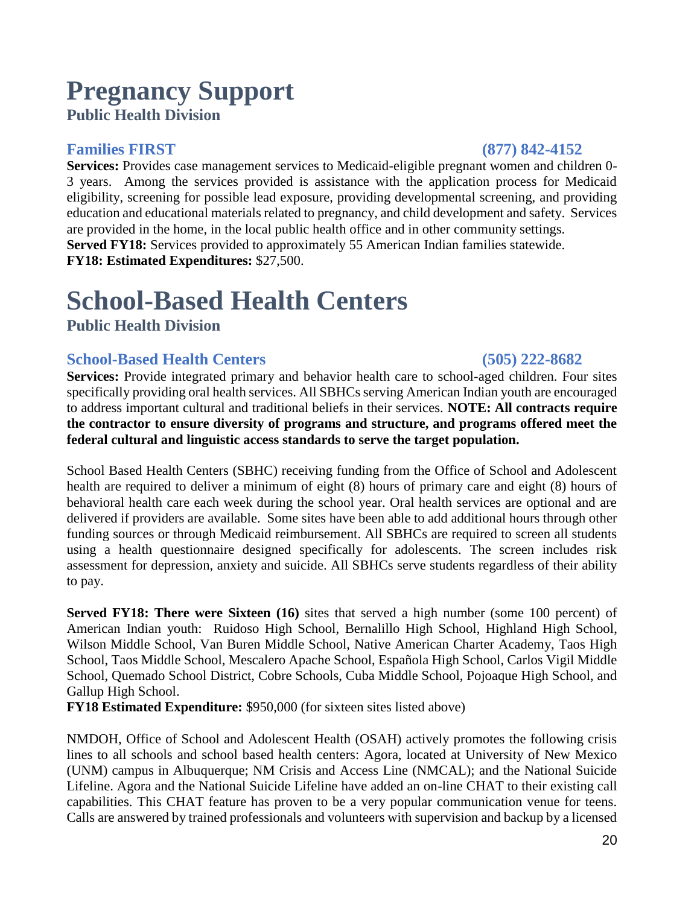# Pregnancy Support

**Public Health Division**

### Families FIRST (877) 842-4152

**Services:** Provides case management services to Medicaid-eligible pregnant women and children 0-3 years. Among the services provided is assistance with the application process for Medicaid eligibility, screening for possible lead exposure, providing developmental screening, and providing education and educational materials related to pregnancy, and child development and safety. Services are provided in the home, in the local public health office and in other community settings.
**Served FY18:** Services provided to approximately 55 American Indian families statewide.
**FY18: Estimated Expenditures:** $27,500.

# School-Based Health Centers

**Public Health Division**

### School-Based Health Centers (505) 222-8682

**Services:** Provide integrated primary and behavior health care to school-aged children. Four sites specifically providing oral health services. All SBHCs serving American Indian youth are encouraged to address important cultural and traditional beliefs in their services. **NOTE: All contracts require the contractor to ensure diversity of programs and structure, and programs offered meet the federal cultural and linguistic access standards to serve the target population.**

School Based Health Centers (SBHC) receiving funding from the Office of School and Adolescent health are required to deliver a minimum of eight (8) hours of primary care and eight (8) hours of behavioral health care each week during the school year. Oral health services are optional and are delivered if providers are available. Some sites have been able to add additional hours through other funding sources or through Medicaid reimbursement. All SBHCs are required to screen all students using a health questionnaire designed specifically for adolescents. The screen includes risk assessment for depression, anxiety and suicide. All SBHCs serve students regardless of their ability to pay.

**Served FY18: There were Sixteen (16)** sites that served a high number (some 100 percent) of American Indian youth: Ruidoso High School, Bernalillo High School, Highland High School, Wilson Middle School, Van Buren Middle School, Native American Charter Academy, Taos High School, Taos Middle School, Mescalero Apache School, Española High School, Carlos Vigil Middle School, Quemado School District, Cobre Schools, Cuba Middle School, Pojoaque High School, and Gallup High School.
**FY18 Estimated Expenditure:** $950,000 (for sixteen sites listed above)

NMDOH, Office of School and Adolescent Health (OSAH) actively promotes the following crisis lines to all schools and school based health centers: Agora, located at University of New Mexico (UNM) campus in Albuquerque; NM Crisis and Access Line (NMCAL); and the National Suicide Lifeline. Agora and the National Suicide Lifeline have added an on-line CHAT to their existing call capabilities. This CHAT feature has proven to be a very popular communication venue for teens. Calls are answered by trained professionals and volunteers with supervision and backup by a licensed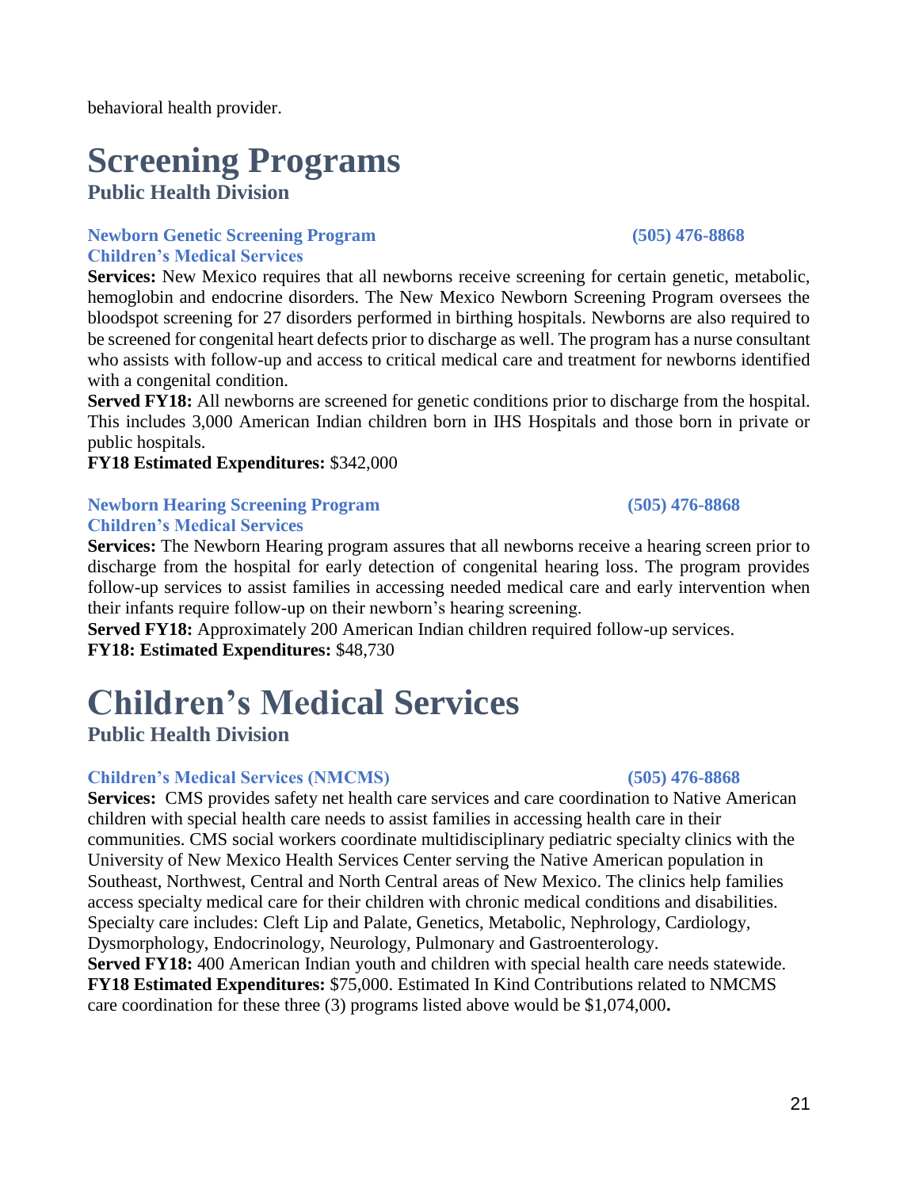behavioral health provider.

# Screening Programs

## Public Health Division

### Newborn Genetic Screening Program (505) 476-8868

### Children's Medical Services

**Services:** New Mexico requires that all newborns receive screening for certain genetic, metabolic, hemoglobin and endocrine disorders. The New Mexico Newborn Screening Program oversees the bloodspot screening for 27 disorders performed in birthing hospitals. Newborns are also required to be screened for congenital heart defects prior to discharge as well. The program has a nurse consultant who assists with follow-up and access to critical medical care and treatment for newborns identified with a congenital condition.

**Served FY18:** All newborns are screened for genetic conditions prior to discharge from the hospital. This includes 3,000 American Indian children born in IHS Hospitals and those born in private or public hospitals.

**FY18 Estimated Expenditures:** $342,000

### Newborn Hearing Screening Program (505) 476-8868

### Children's Medical Services

**Services:** The Newborn Hearing program assures that all newborns receive a hearing screen prior to discharge from the hospital for early detection of congenital hearing loss. The program provides follow-up services to assist families in accessing needed medical care and early intervention when their infants require follow-up on their newborn's hearing screening.

**Served FY18:** Approximately 200 American Indian children required follow-up services.

**FY18: Estimated Expenditures:** $48,730

# Children's Medical Services

## Public Health Division

### Children's Medical Services (NMCMS) (505) 476-8868

**Services:** CMS provides safety net health care services and care coordination to Native American children with special health care needs to assist families in accessing health care in their communities. CMS social workers coordinate multidisciplinary pediatric specialty clinics with the University of New Mexico Health Services Center serving the Native American population in Southeast, Northwest, Central and North Central areas of New Mexico. The clinics help families access specialty medical care for their children with chronic medical conditions and disabilities. Specialty care includes: Cleft Lip and Palate, Genetics, Metabolic, Nephrology, Cardiology, Dysmorphology, Endocrinology, Neurology, Pulmonary and Gastroenterology.

**Served FY18:** 400 American Indian youth and children with special health care needs statewide.

**FY18 Estimated Expenditures:** $75,000. Estimated In Kind Contributions related to NMCMS care coordination for these three (3) programs listed above would be $1,074,000**.**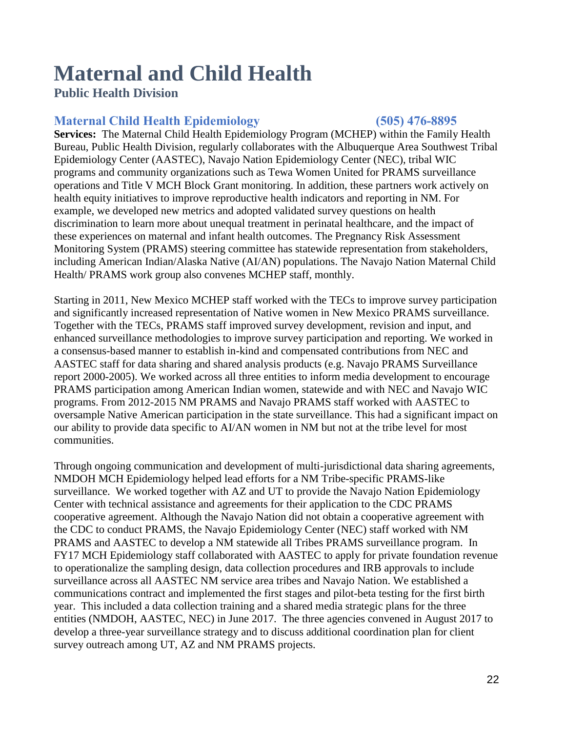# Maternal and Child Health

**Public Health Division**

## Maternal Child Health Epidemiology (505) 476-8895

**Services:** The Maternal Child Health Epidemiology Program (MCHEP) within the Family Health Bureau, Public Health Division, regularly collaborates with the Albuquerque Area Southwest Tribal Epidemiology Center (AASTEC), Navajo Nation Epidemiology Center (NEC), tribal WIC programs and community organizations such as Tewa Women United for PRAMS surveillance operations and Title V MCH Block Grant monitoring. In addition, these partners work actively on health equity initiatives to improve reproductive health indicators and reporting in NM. For example, we developed new metrics and adopted validated survey questions on health discrimination to learn more about unequal treatment in perinatal healthcare, and the impact of these experiences on maternal and infant health outcomes. The Pregnancy Risk Assessment Monitoring System (PRAMS) steering committee has statewide representation from stakeholders, including American Indian/Alaska Native (AI/AN) populations. The Navajo Nation Maternal Child Health/ PRAMS work group also convenes MCHEP staff, monthly.

Starting in 2011, New Mexico MCHEP staff worked with the TECs to improve survey participation and significantly increased representation of Native women in New Mexico PRAMS surveillance. Together with the TECs, PRAMS staff improved survey development, revision and input, and enhanced surveillance methodologies to improve survey participation and reporting. We worked in a consensus-based manner to establish in-kind and compensated contributions from NEC and AASTEC staff for data sharing and shared analysis products (e.g. Navajo PRAMS Surveillance report 2000-2005). We worked across all three entities to inform media development to encourage PRAMS participation among American Indian women, statewide and with NEC and Navajo WIC programs. From 2012-2015 NM PRAMS and Navajo PRAMS staff worked with AASTEC to oversample Native American participation in the state surveillance. This had a significant impact on our ability to provide data specific to AI/AN women in NM but not at the tribe level for most communities.

Through ongoing communication and development of multi-jurisdictional data sharing agreements, NMDOH MCH Epidemiology helped lead efforts for a NM Tribe-specific PRAMS-like surveillance. We worked together with AZ and UT to provide the Navajo Nation Epidemiology Center with technical assistance and agreements for their application to the CDC PRAMS cooperative agreement. Although the Navajo Nation did not obtain a cooperative agreement with the CDC to conduct PRAMS, the Navajo Epidemiology Center (NEC) staff worked with NM PRAMS and AASTEC to develop a NM statewide all Tribes PRAMS surveillance program. In FY17 MCH Epidemiology staff collaborated with AASTEC to apply for private foundation revenue to operationalize the sampling design, data collection procedures and IRB approvals to include surveillance across all AASTEC NM service area tribes and Navajo Nation. We established a communications contract and implemented the first stages and pilot-beta testing for the first birth year. This included a data collection training and a shared media strategic plans for the three entities (NMDOH, AASTEC, NEC) in June 2017. The three agencies convened in August 2017 to develop a three-year surveillance strategy and to discuss additional coordination plan for client survey outreach among UT, AZ and NM PRAMS projects.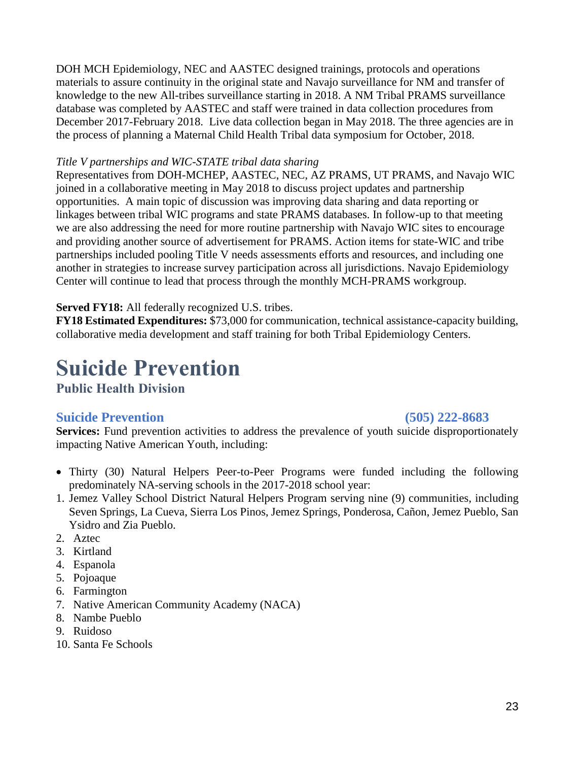DOH MCH Epidemiology, NEC and AASTEC designed trainings, protocols and operations materials to assure continuity in the original state and Navajo surveillance for NM and transfer of knowledge to the new All-tribes surveillance starting in 2018. A NM Tribal PRAMS surveillance database was completed by AASTEC and staff were trained in data collection procedures from December 2017-February 2018. Live data collection began in May 2018. The three agencies are in the process of planning a Maternal Child Health Tribal data symposium for October, 2018.

*Title V partnerships and WIC-STATE tribal data sharing*

Representatives from DOH-MCHEP, AASTEC, NEC, AZ PRAMS, UT PRAMS, and Navajo WIC joined in a collaborative meeting in May 2018 to discuss project updates and partnership opportunities. A main topic of discussion was improving data sharing and data reporting or linkages between tribal WIC programs and state PRAMS databases. In follow-up to that meeting we are also addressing the need for more routine partnership with Navajo WIC sites to encourage and providing another source of advertisement for PRAMS. Action items for state-WIC and tribe partnerships included pooling Title V needs assessments efforts and resources, and including one another in strategies to increase survey participation across all jurisdictions. Navajo Epidemiology Center will continue to lead that process through the monthly MCH-PRAMS workgroup.

**Served FY18:** All federally recognized U.S. tribes.

**FY18 Estimated Expenditures:** $73,000 for communication, technical assistance-capacity building, collaborative media development and staff training for both Tribal Epidemiology Centers.

# Suicide Prevention

## Public Health Division

### Suicide Prevention (505) 222-8683

**Services:** Fund prevention activities to address the prevalence of youth suicide disproportionately impacting Native American Youth, including:

- Thirty (30) Natural Helpers Peer-to-Peer Programs were funded including the following predominately NA-serving schools in the 2017-2018 school year:

1. Jemez Valley School District Natural Helpers Program serving nine (9) communities, including Seven Springs, La Cueva, Sierra Los Pinos, Jemez Springs, Ponderosa, Cañon, Jemez Pueblo, San Ysidro and Zia Pueblo.
2. Aztec
3. Kirtland
4. Espanola
5. Pojoaque
6. Farmington
7. Native American Community Academy (NACA)
8. Nambe Pueblo
9. Ruidoso
10. Santa Fe Schools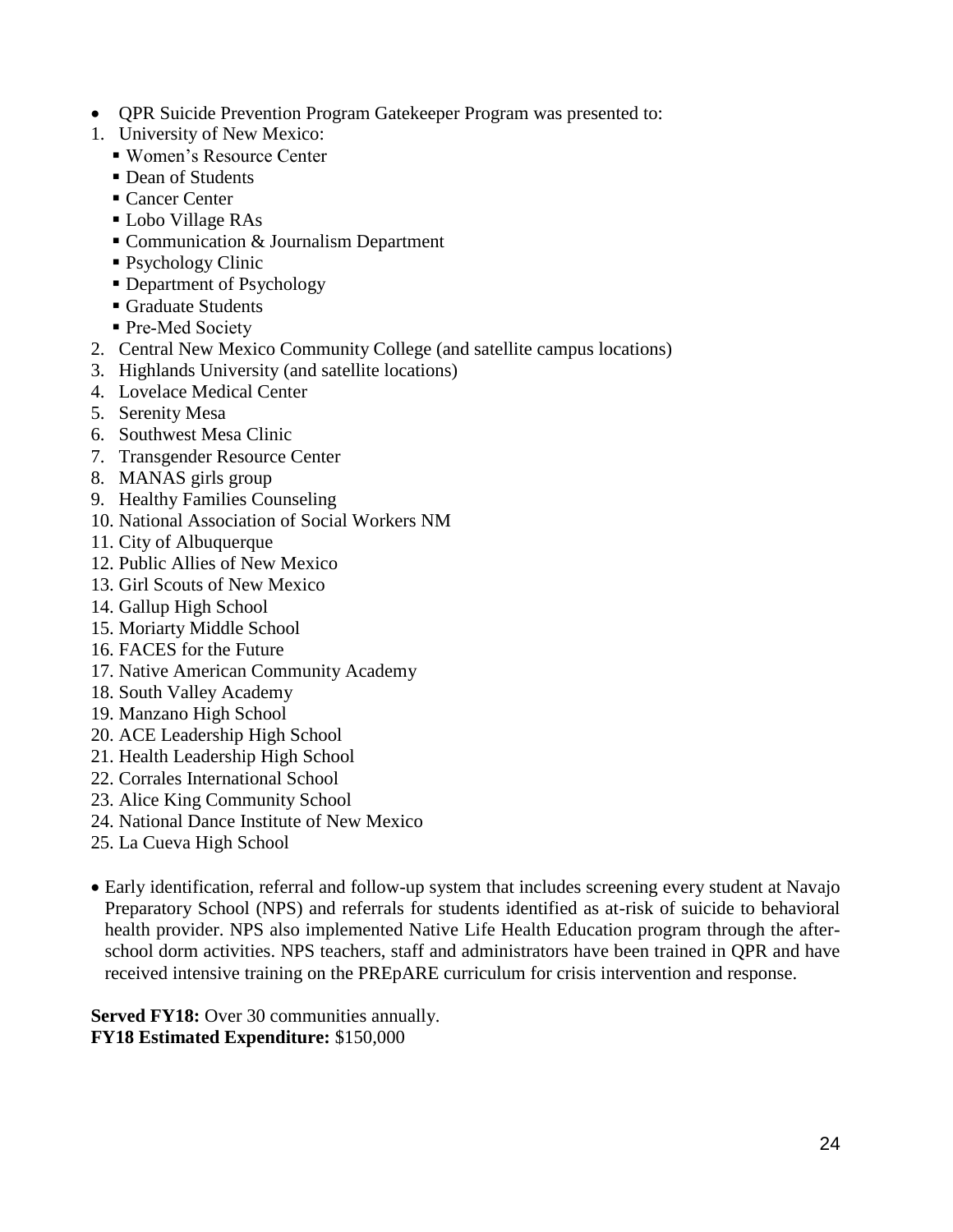- QPR Suicide Prevention Program Gatekeeper Program was presented to:

1. University of New Mexico:
   - Women's Resource Center
   - Dean of Students
   - Cancer Center
   - Lobo Village RAs
   - Communication & Journalism Department
   - Psychology Clinic
   - Department of Psychology
   - Graduate Students
   - Pre-Med Society
2. Central New Mexico Community College (and satellite campus locations)
3. Highlands University (and satellite locations)
4. Lovelace Medical Center
5. Serenity Mesa
6. Southwest Mesa Clinic
7. Transgender Resource Center
8. MANAS girls group
9. Healthy Families Counseling
10. National Association of Social Workers NM
11. City of Albuquerque
12. Public Allies of New Mexico
13. Girl Scouts of New Mexico
14. Gallup High School
15. Moriarty Middle School
16. FACES for the Future
17. Native American Community Academy
18. South Valley Academy
19. Manzano High School
20. ACE Leadership High School
21. Health Leadership High School
22. Corrales International School
23. Alice King Community School
24. National Dance Institute of New Mexico
25. La Cueva High School

- Early identification, referral and follow-up system that includes screening every student at Navajo Preparatory School (NPS) and referrals for students identified as at-risk of suicide to behavioral health provider. NPS also implemented Native Life Health Education program through the after-school dorm activities. NPS teachers, staff and administrators have been trained in QPR and have received intensive training on the PREpARE curriculum for crisis intervention and response.

**Served FY18:** Over 30 communities annually.
**FY18 Estimated Expenditure:** $150,000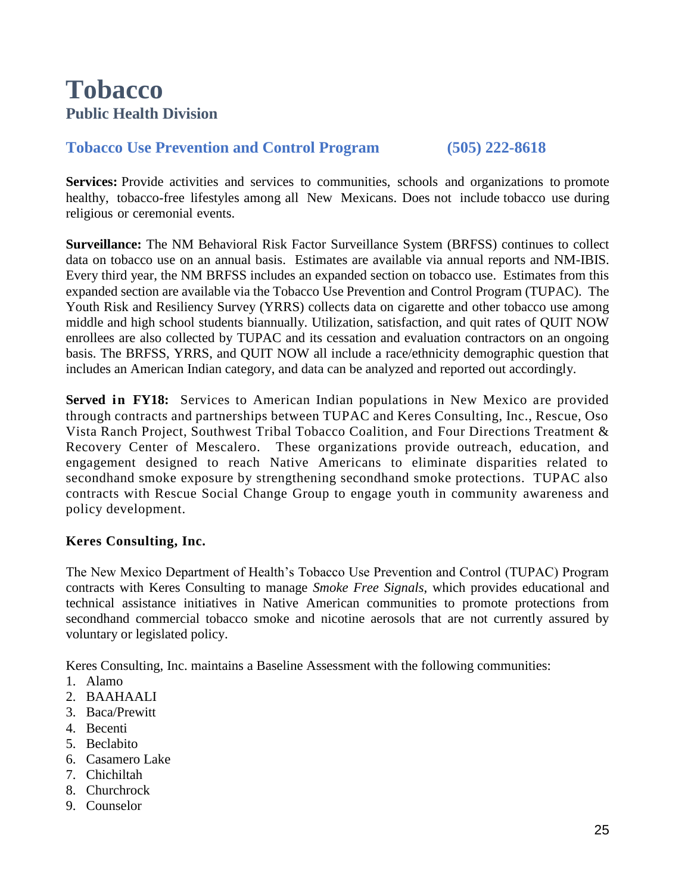# Tobacco

## Public Health Division

### Tobacco Use Prevention and Control Program (505) 222-8618

**Services:** Provide activities and services to communities, schools and organizations to promote healthy, tobacco-free lifestyles among all New Mexicans. Does not include tobacco use during religious or ceremonial events.

**Surveillance:** The NM Behavioral Risk Factor Surveillance System (BRFSS) continues to collect data on tobacco use on an annual basis. Estimates are available via annual reports and NM-IBIS. Every third year, the NM BRFSS includes an expanded section on tobacco use. Estimates from this expanded section are available via the Tobacco Use Prevention and Control Program (TUPAC). The Youth Risk and Resiliency Survey (YRRS) collects data on cigarette and other tobacco use among middle and high school students biannually. Utilization, satisfaction, and quit rates of QUIT NOW enrollees are also collected by TUPAC and its cessation and evaluation contractors on an ongoing basis. The BRFSS, YRRS, and QUIT NOW all include a race/ethnicity demographic question that includes an American Indian category, and data can be analyzed and reported out accordingly.

**Served in FY18:** Services to American Indian populations in New Mexico are provided through contracts and partnerships between TUPAC and Keres Consulting, Inc., Rescue, Oso Vista Ranch Project, Southwest Tribal Tobacco Coalition, and Four Directions Treatment & Recovery Center of Mescalero. These organizations provide outreach, education, and engagement designed to reach Native Americans to eliminate disparities related to secondhand smoke exposure by strengthening secondhand smoke protections. TUPAC also contracts with Rescue Social Change Group to engage youth in community awareness and policy development.

**Keres Consulting, Inc.**

The New Mexico Department of Health's Tobacco Use Prevention and Control (TUPAC) Program contracts with Keres Consulting to manage *Smoke Free Signals*, which provides educational and technical assistance initiatives in Native American communities to promote protections from secondhand commercial tobacco smoke and nicotine aerosols that are not currently assured by voluntary or legislated policy.

Keres Consulting, Inc. maintains a Baseline Assessment with the following communities:

1. Alamo
2. BAAHAALI
3. Baca/Prewitt
4. Becenti
5. Beclabito
6. Casamero Lake
7. Chichiltah
8. Churchrock
9. Counselor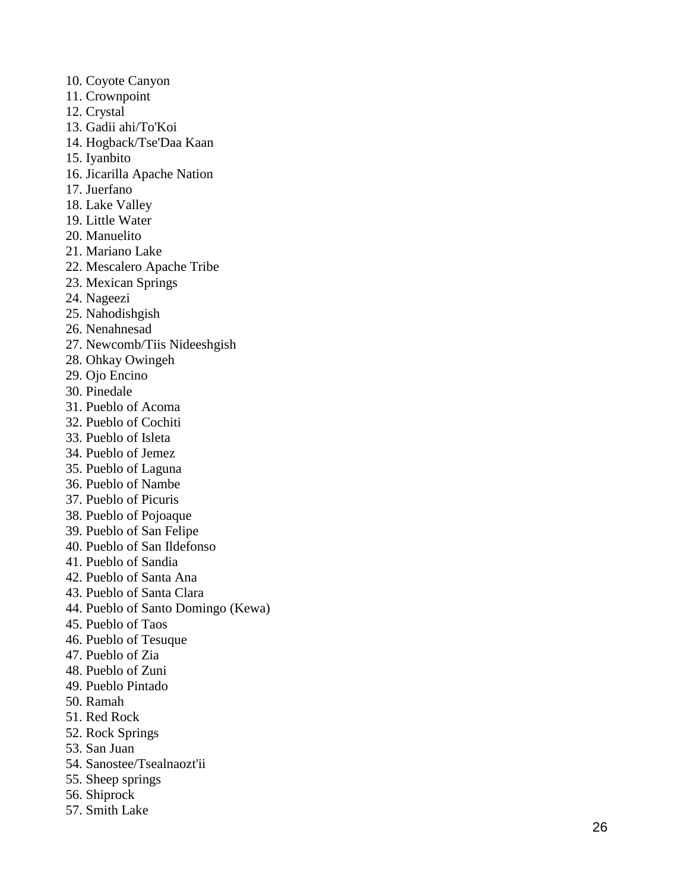10. Coyote Canyon
11. Crownpoint
12. Crystal
13. Gadii ahi/To'Koi
14. Hogback/Tse'Daa Kaan
15. Iyanbito
16. Jicarilla Apache Nation
17. Juerfano
18. Lake Valley
19. Little Water
20. Manuelito
21. Mariano Lake
22. Mescalero Apache Tribe
23. Mexican Springs
24. Nageezi
25. Nahodishgish
26. Nenahnesad
27. Newcomb/Tiis Nideeshgish
28. Ohkay Owingeh
29. Ojo Encino
30. Pinedale
31. Pueblo of Acoma
32. Pueblo of Cochiti
33. Pueblo of Isleta
34. Pueblo of Jemez
35. Pueblo of Laguna
36. Pueblo of Nambe
37. Pueblo of Picuris
38. Pueblo of Pojoaque
39. Pueblo of San Felipe
40. Pueblo of San Ildefonso
41. Pueblo of Sandia
42. Pueblo of Santa Ana
43. Pueblo of Santa Clara
44. Pueblo of Santo Domingo (Kewa)
45. Pueblo of Taos
46. Pueblo of Tesuque
47. Pueblo of Zia
48. Pueblo of Zuni
49. Pueblo Pintado
50. Ramah
51. Red Rock
52. Rock Springs
53. San Juan
54. Sanostee/Tsealnaozt'ii
55. Sheep springs
56. Shiprock
57. Smith Lake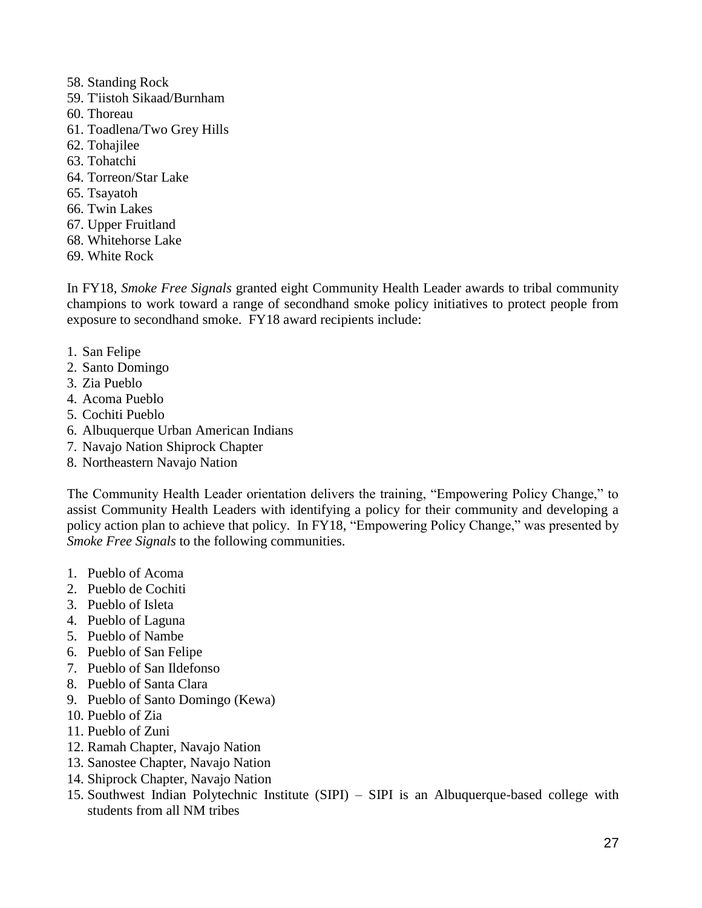58. Standing Rock
59. T'iistoh Sikaad/Burnham
60. Thoreau
61. Toadlena/Two Grey Hills
62. Tohajilee
63. Tohatchi
64. Torreon/Star Lake
65. Tsayatoh
66. Twin Lakes
67. Upper Fruitland
68. Whitehorse Lake
69. White Rock

In FY18, *Smoke Free Signals* granted eight Community Health Leader awards to tribal community champions to work toward a range of secondhand smoke policy initiatives to protect people from exposure to secondhand smoke. FY18 award recipients include:

1. San Felipe
2. Santo Domingo
3. Zia Pueblo
4. Acoma Pueblo
5. Cochiti Pueblo
6. Albuquerque Urban American Indians
7. Navajo Nation Shiprock Chapter
8. Northeastern Navajo Nation

The Community Health Leader orientation delivers the training, "Empowering Policy Change," to assist Community Health Leaders with identifying a policy for their community and developing a policy action plan to achieve that policy. In FY18, "Empowering Policy Change," was presented by *Smoke Free Signals* to the following communities.

1. Pueblo of Acoma
2. Pueblo de Cochiti
3. Pueblo of Isleta
4. Pueblo of Laguna
5. Pueblo of Nambe
6. Pueblo of San Felipe
7. Pueblo of San Ildefonso
8. Pueblo of Santa Clara
9. Pueblo of Santo Domingo (Kewa)
10. Pueblo of Zia
11. Pueblo of Zuni
12. Ramah Chapter, Navajo Nation
13. Sanostee Chapter, Navajo Nation
14. Shiprock Chapter, Navajo Nation
15. Southwest Indian Polytechnic Institute (SIPI) – SIPI is an Albuquerque-based college with students from all NM tribes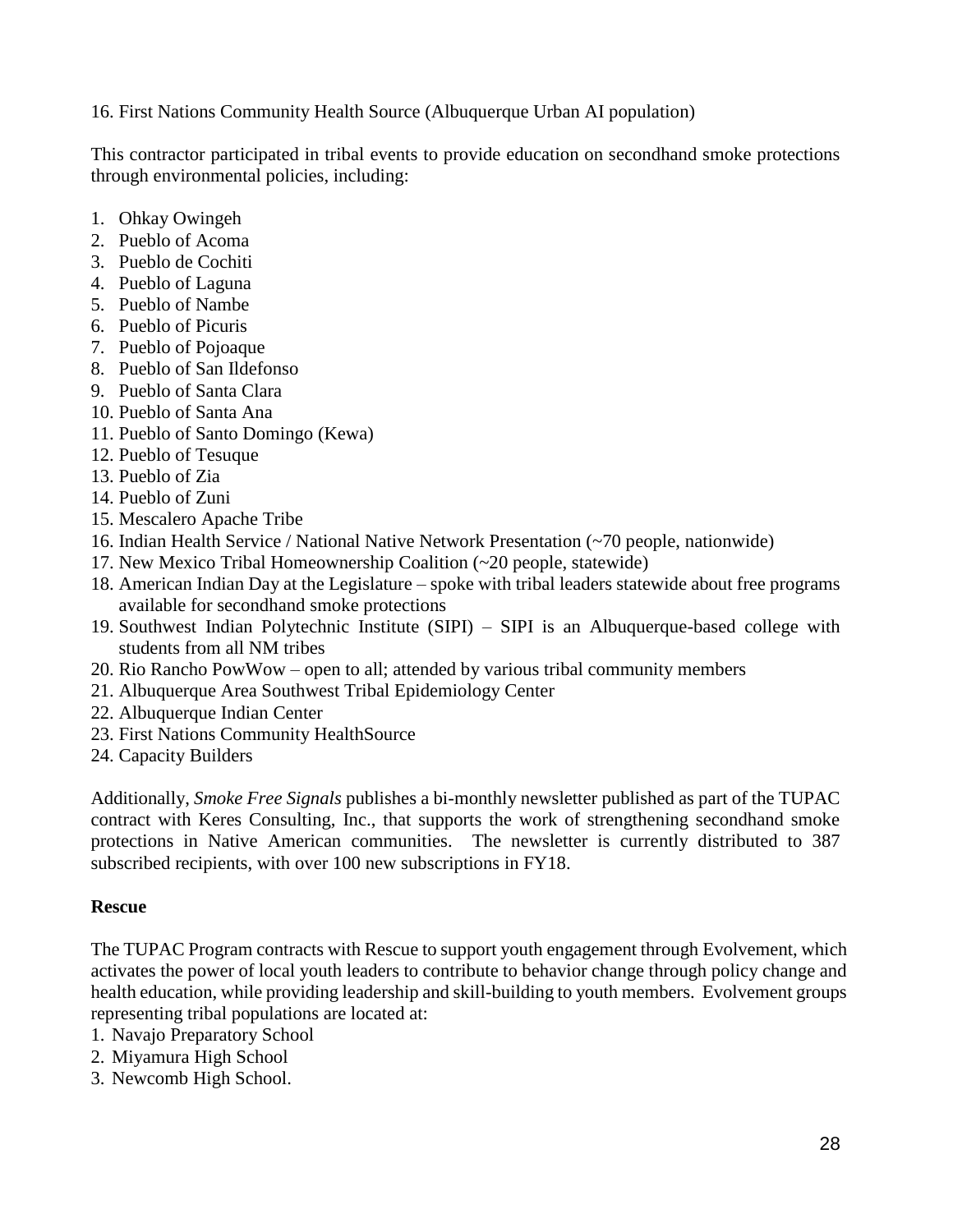16. First Nations Community Health Source (Albuquerque Urban AI population)

This contractor participated in tribal events to provide education on secondhand smoke protections through environmental policies, including:

1. Ohkay Owingeh
2. Pueblo of Acoma
3. Pueblo de Cochiti
4. Pueblo of Laguna
5. Pueblo of Nambe
6. Pueblo of Picuris
7. Pueblo of Pojoaque
8. Pueblo of San Ildefonso
9. Pueblo of Santa Clara
10. Pueblo of Santa Ana
11. Pueblo of Santo Domingo (Kewa)
12. Pueblo of Tesuque
13. Pueblo of Zia
14. Pueblo of Zuni
15. Mescalero Apache Tribe
16. Indian Health Service / National Native Network Presentation (~70 people, nationwide)
17. New Mexico Tribal Homeownership Coalition (~20 people, statewide)
18. American Indian Day at the Legislature – spoke with tribal leaders statewide about free programs available for secondhand smoke protections
19. Southwest Indian Polytechnic Institute (SIPI) – SIPI is an Albuquerque-based college with students from all NM tribes
20. Rio Rancho PowWow – open to all; attended by various tribal community members
21. Albuquerque Area Southwest Tribal Epidemiology Center
22. Albuquerque Indian Center
23. First Nations Community HealthSource
24. Capacity Builders

Additionally, *Smoke Free Signals* publishes a bi-monthly newsletter published as part of the TUPAC contract with Keres Consulting, Inc., that supports the work of strengthening secondhand smoke protections in Native American communities. The newsletter is currently distributed to 387 subscribed recipients, with over 100 new subscriptions in FY18.

**Rescue**

The TUPAC Program contracts with Rescue to support youth engagement through Evolvement, which activates the power of local youth leaders to contribute to behavior change through policy change and health education, while providing leadership and skill-building to youth members. Evolvement groups representing tribal populations are located at:

1. Navajo Preparatory School
2. Miyamura High School
3. Newcomb High School.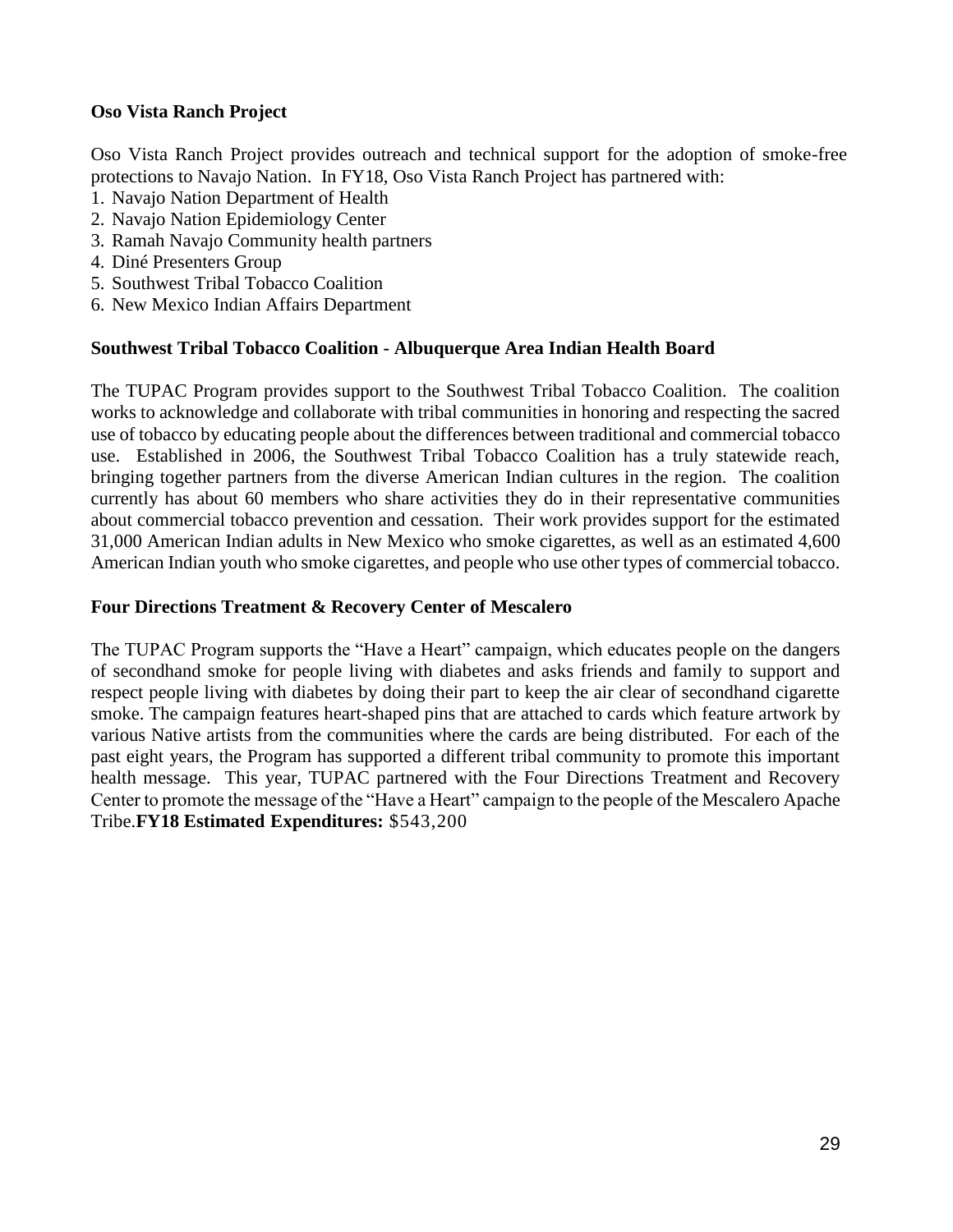**Oso Vista Ranch Project**

Oso Vista Ranch Project provides outreach and technical support for the adoption of smoke-free protections to Navajo Nation. In FY18, Oso Vista Ranch Project has partnered with:

1. Navajo Nation Department of Health
2. Navajo Nation Epidemiology Center
3. Ramah Navajo Community health partners
4. Diné Presenters Group
5. Southwest Tribal Tobacco Coalition
6. New Mexico Indian Affairs Department

**Southwest Tribal Tobacco Coalition - Albuquerque Area Indian Health Board**

The TUPAC Program provides support to the Southwest Tribal Tobacco Coalition. The coalition works to acknowledge and collaborate with tribal communities in honoring and respecting the sacred use of tobacco by educating people about the differences between traditional and commercial tobacco use. Established in 2006, the Southwest Tribal Tobacco Coalition has a truly statewide reach, bringing together partners from the diverse American Indian cultures in the region. The coalition currently has about 60 members who share activities they do in their representative communities about commercial tobacco prevention and cessation. Their work provides support for the estimated 31,000 American Indian adults in New Mexico who smoke cigarettes, as well as an estimated 4,600 American Indian youth who smoke cigarettes, and people who use other types of commercial tobacco.

**Four Directions Treatment & Recovery Center of Mescalero**

The TUPAC Program supports the "Have a Heart" campaign, which educates people on the dangers of secondhand smoke for people living with diabetes and asks friends and family to support and respect people living with diabetes by doing their part to keep the air clear of secondhand cigarette smoke. The campaign features heart-shaped pins that are attached to cards which feature artwork by various Native artists from the communities where the cards are being distributed. For each of the past eight years, the Program has supported a different tribal community to promote this important health message. This year, TUPAC partnered with the Four Directions Treatment and Recovery Center to promote the message of the "Have a Heart" campaign to the people of the Mescalero Apache Tribe.**FY18 Estimated Expenditures:** $543,200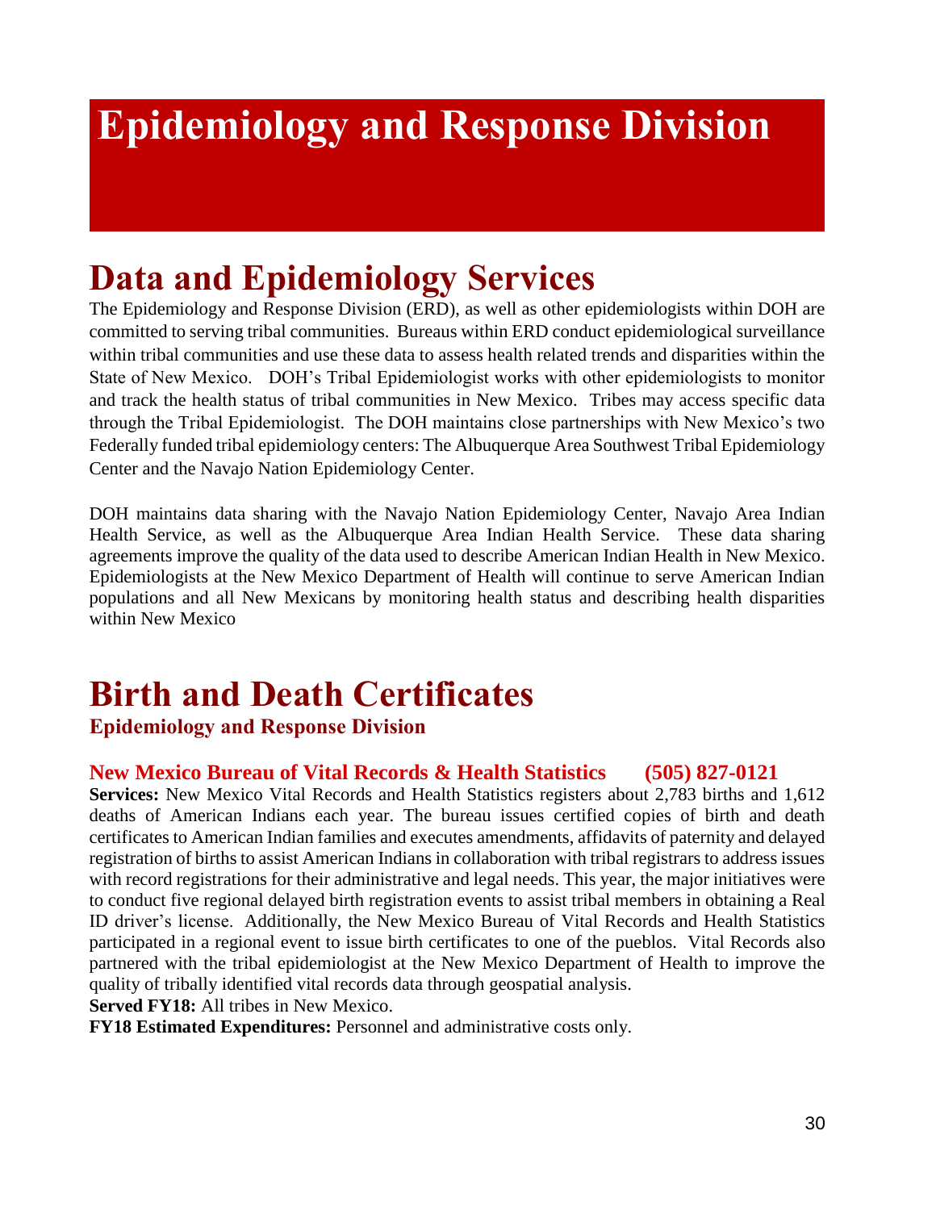# Epidemiology and Response Division

## Data and Epidemiology Services

The Epidemiology and Response Division (ERD), as well as other epidemiologists within DOH are committed to serving tribal communities. Bureaus within ERD conduct epidemiological surveillance within tribal communities and use these data to assess health related trends and disparities within the State of New Mexico. DOH's Tribal Epidemiologist works with other epidemiologists to monitor and track the health status of tribal communities in New Mexico. Tribes may access specific data through the Tribal Epidemiologist. The DOH maintains close partnerships with New Mexico's two Federally funded tribal epidemiology centers: The Albuquerque Area Southwest Tribal Epidemiology Center and the Navajo Nation Epidemiology Center.

DOH maintains data sharing with the Navajo Nation Epidemiology Center, Navajo Area Indian Health Service, as well as the Albuquerque Area Indian Health Service. These data sharing agreements improve the quality of the data used to describe American Indian Health in New Mexico. Epidemiologists at the New Mexico Department of Health will continue to serve American Indian populations and all New Mexicans by monitoring health status and describing health disparities within New Mexico

## Birth and Death Certificates

### Epidemiology and Response Division

#### New Mexico Bureau of Vital Records & Health Statistics (505) 827-0121

**Services:** New Mexico Vital Records and Health Statistics registers about 2,783 births and 1,612 deaths of American Indians each year. The bureau issues certified copies of birth and death certificates to American Indian families and executes amendments, affidavits of paternity and delayed registration of births to assist American Indians in collaboration with tribal registrars to address issues with record registrations for their administrative and legal needs. This year, the major initiatives were to conduct five regional delayed birth registration events to assist tribal members in obtaining a Real ID driver's license. Additionally, the New Mexico Bureau of Vital Records and Health Statistics participated in a regional event to issue birth certificates to one of the pueblos. Vital Records also partnered with the tribal epidemiologist at the New Mexico Department of Health to improve the quality of tribally identified vital records data through geospatial analysis.

**Served FY18:** All tribes in New Mexico.

**FY18 Estimated Expenditures:** Personnel and administrative costs only.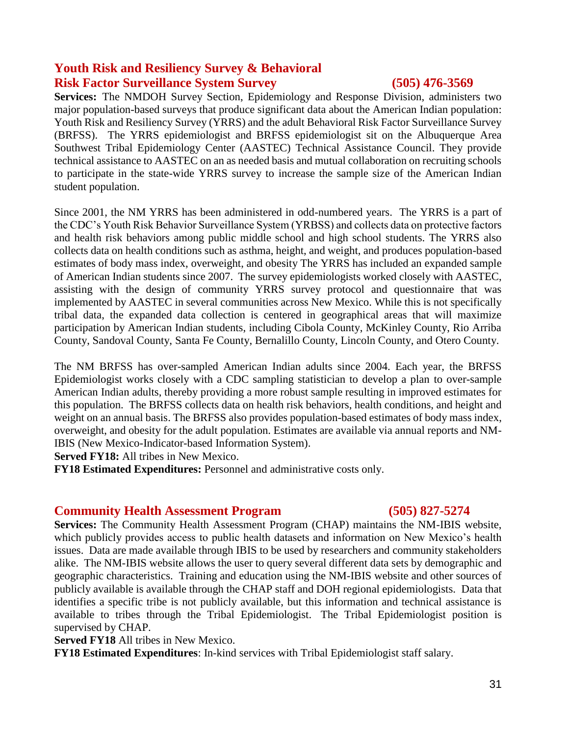## Youth Risk and Resiliency Survey & Behavioral Risk Factor Surveillance System Survey (505) 476-3569

**Services:** The NMDOH Survey Section, Epidemiology and Response Division, administers two major population-based surveys that produce significant data about the American Indian population: Youth Risk and Resiliency Survey (YRRS) and the adult Behavioral Risk Factor Surveillance Survey (BRFSS). The YRRS epidemiologist and BRFSS epidemiologist sit on the Albuquerque Area Southwest Tribal Epidemiology Center (AASTEC) Technical Assistance Council. They provide technical assistance to AASTEC on an as needed basis and mutual collaboration on recruiting schools to participate in the state-wide YRRS survey to increase the sample size of the American Indian student population.

Since 2001, the NM YRRS has been administered in odd-numbered years. The YRRS is a part of the CDC's Youth Risk Behavior Surveillance System (YRBSS) and collects data on protective factors and health risk behaviors among public middle school and high school students. The YRRS also collects data on health conditions such as asthma, height, and weight, and produces population-based estimates of body mass index, overweight, and obesity The YRRS has included an expanded sample of American Indian students since 2007. The survey epidemiologists worked closely with AASTEC, assisting with the design of community YRRS survey protocol and questionnaire that was implemented by AASTEC in several communities across New Mexico. While this is not specifically tribal data, the expanded data collection is centered in geographical areas that will maximize participation by American Indian students, including Cibola County, McKinley County, Rio Arriba County, Sandoval County, Santa Fe County, Bernalillo County, Lincoln County, and Otero County.

The NM BRFSS has over-sampled American Indian adults since 2004. Each year, the BRFSS Epidemiologist works closely with a CDC sampling statistician to develop a plan to over-sample American Indian adults, thereby providing a more robust sample resulting in improved estimates for this population. The BRFSS collects data on health risk behaviors, health conditions, and height and weight on an annual basis. The BRFSS also provides population-based estimates of body mass index, overweight, and obesity for the adult population. Estimates are available via annual reports and NM-IBIS (New Mexico-Indicator-based Information System).

**Served FY18:** All tribes in New Mexico.

**FY18 Estimated Expenditures:** Personnel and administrative costs only.

## Community Health Assessment Program (505) 827-5274

**Services:** The Community Health Assessment Program (CHAP) maintains the NM-IBIS website, which publicly provides access to public health datasets and information on New Mexico's health issues. Data are made available through IBIS to be used by researchers and community stakeholders alike. The NM-IBIS website allows the user to query several different data sets by demographic and geographic characteristics. Training and education using the NM-IBIS website and other sources of publicly available is available through the CHAP staff and DOH regional epidemiologists. Data that identifies a specific tribe is not publicly available, but this information and technical assistance is available to tribes through the Tribal Epidemiologist. The Tribal Epidemiologist position is supervised by CHAP.

**Served FY18** All tribes in New Mexico.

**FY18 Estimated Expenditures**: In-kind services with Tribal Epidemiologist staff salary.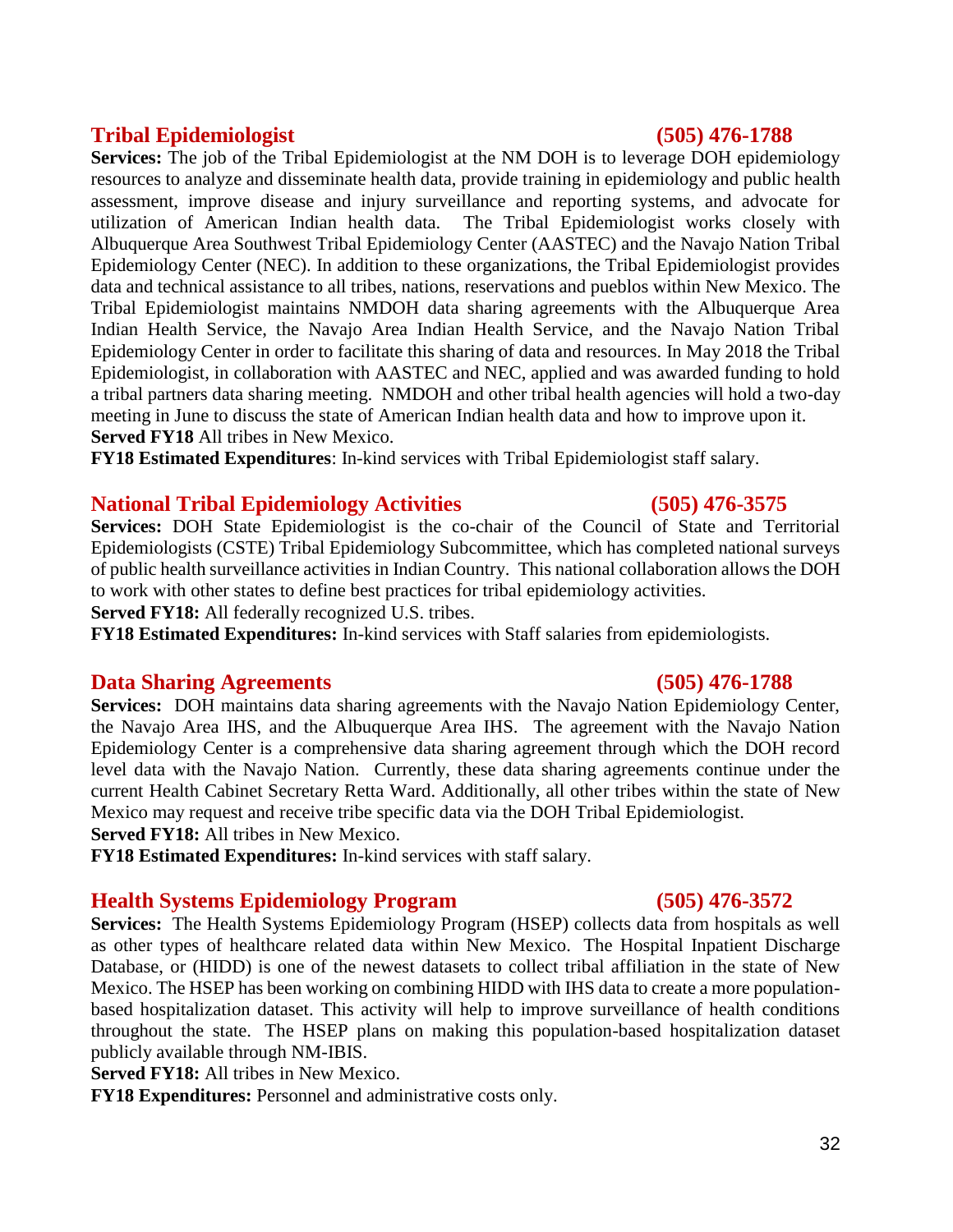## Tribal Epidemiologist (505) 476-1788

**Services:** The job of the Tribal Epidemiologist at the NM DOH is to leverage DOH epidemiology resources to analyze and disseminate health data, provide training in epidemiology and public health assessment, improve disease and injury surveillance and reporting systems, and advocate for utilization of American Indian health data. The Tribal Epidemiologist works closely with Albuquerque Area Southwest Tribal Epidemiology Center (AASTEC) and the Navajo Nation Tribal Epidemiology Center (NEC). In addition to these organizations, the Tribal Epidemiologist provides data and technical assistance to all tribes, nations, reservations and pueblos within New Mexico. The Tribal Epidemiologist maintains NMDOH data sharing agreements with the Albuquerque Area Indian Health Service, the Navajo Area Indian Health Service, and the Navajo Nation Tribal Epidemiology Center in order to facilitate this sharing of data and resources. In May 2018 the Tribal Epidemiologist, in collaboration with AASTEC and NEC, applied and was awarded funding to hold a tribal partners data sharing meeting. NMDOH and other tribal health agencies will hold a two-day meeting in June to discuss the state of American Indian health data and how to improve upon it.

**Served FY18** All tribes in New Mexico.

**FY18 Estimated Expenditures**: In-kind services with Tribal Epidemiologist staff salary.

## National Tribal Epidemiology Activities (505) 476-3575

**Services:** DOH State Epidemiologist is the co-chair of the Council of State and Territorial Epidemiologists (CSTE) Tribal Epidemiology Subcommittee, which has completed national surveys of public health surveillance activities in Indian Country. This national collaboration allows the DOH to work with other states to define best practices for tribal epidemiology activities.

**Served FY18:** All federally recognized U.S. tribes.

**FY18 Estimated Expenditures:** In-kind services with Staff salaries from epidemiologists.

## Data Sharing Agreements (505) 476-1788

**Services:** DOH maintains data sharing agreements with the Navajo Nation Epidemiology Center, the Navajo Area IHS, and the Albuquerque Area IHS. The agreement with the Navajo Nation Epidemiology Center is a comprehensive data sharing agreement through which the DOH record level data with the Navajo Nation. Currently, these data sharing agreements continue under the current Health Cabinet Secretary Retta Ward. Additionally, all other tribes within the state of New Mexico may request and receive tribe specific data via the DOH Tribal Epidemiologist.

**Served FY18:** All tribes in New Mexico.

**FY18 Estimated Expenditures:** In-kind services with staff salary.

## Health Systems Epidemiology Program (505) 476-3572

**Services:** The Health Systems Epidemiology Program (HSEP) collects data from hospitals as well as other types of healthcare related data within New Mexico. The Hospital Inpatient Discharge Database, or (HIDD) is one of the newest datasets to collect tribal affiliation in the state of New Mexico. The HSEP has been working on combining HIDD with IHS data to create a more population-based hospitalization dataset. This activity will help to improve surveillance of health conditions throughout the state. The HSEP plans on making this population-based hospitalization dataset publicly available through NM-IBIS.

**Served FY18:** All tribes in New Mexico.

**FY18 Expenditures:** Personnel and administrative costs only.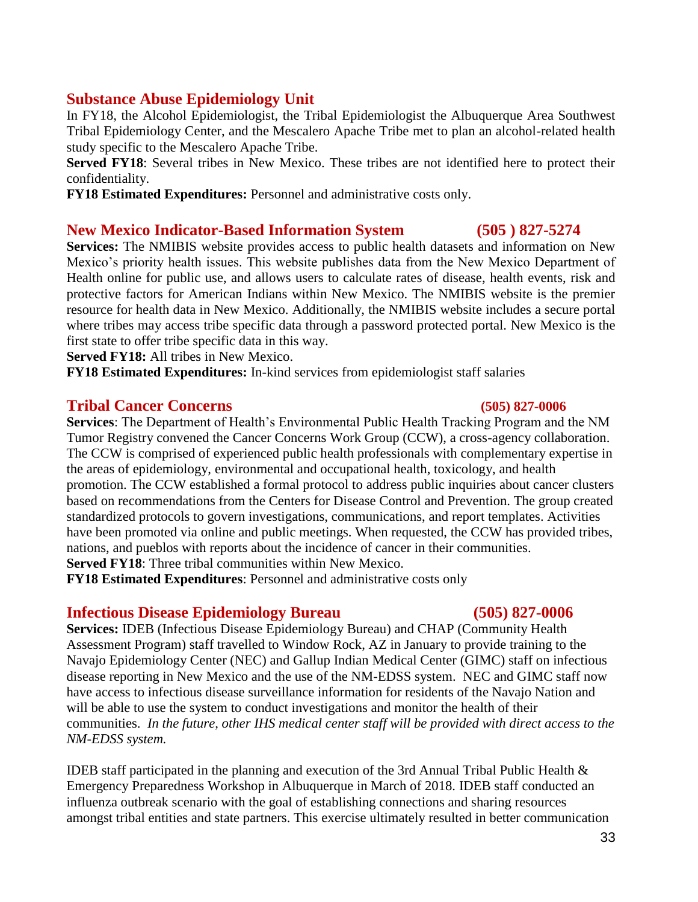## Substance Abuse Epidemiology Unit

In FY18, the Alcohol Epidemiologist, the Tribal Epidemiologist the Albuquerque Area Southwest Tribal Epidemiology Center, and the Mescalero Apache Tribe met to plan an alcohol-related health study specific to the Mescalero Apache Tribe.

**Served FY18**: Several tribes in New Mexico. These tribes are not identified here to protect their confidentiality.

**FY18 Estimated Expenditures:** Personnel and administrative costs only.

## New Mexico Indicator-Based Information System (505 ) 827-5274

**Services:** The NMIBIS website provides access to public health datasets and information on New Mexico's priority health issues. This website publishes data from the New Mexico Department of Health online for public use, and allows users to calculate rates of disease, health events, risk and protective factors for American Indians within New Mexico. The NMIBIS website is the premier resource for health data in New Mexico. Additionally, the NMIBIS website includes a secure portal where tribes may access tribe specific data through a password protected portal. New Mexico is the first state to offer tribe specific data in this way.

**Served FY18:** All tribes in New Mexico.

**FY18 Estimated Expenditures:** In-kind services from epidemiologist staff salaries

## Tribal Cancer Concerns (505) 827-0006

**Services**: The Department of Health's Environmental Public Health Tracking Program and the NM Tumor Registry convened the Cancer Concerns Work Group (CCW), a cross-agency collaboration. The CCW is comprised of experienced public health professionals with complementary expertise in the areas of epidemiology, environmental and occupational health, toxicology, and health promotion. The CCW established a formal protocol to address public inquiries about cancer clusters based on recommendations from the Centers for Disease Control and Prevention. The group created standardized protocols to govern investigations, communications, and report templates. Activities have been promoted via online and public meetings. When requested, the CCW has provided tribes, nations, and pueblos with reports about the incidence of cancer in their communities.

**Served FY18**: Three tribal communities within New Mexico.

**FY18 Estimated Expenditures**: Personnel and administrative costs only

## Infectious Disease Epidemiology Bureau (505) 827-0006

**Services:** IDEB (Infectious Disease Epidemiology Bureau) and CHAP (Community Health Assessment Program) staff travelled to Window Rock, AZ in January to provide training to the Navajo Epidemiology Center (NEC) and Gallup Indian Medical Center (GIMC) staff on infectious disease reporting in New Mexico and the use of the NM-EDSS system. NEC and GIMC staff now have access to infectious disease surveillance information for residents of the Navajo Nation and will be able to use the system to conduct investigations and monitor the health of their communities. *In the future, other IHS medical center staff will be provided with direct access to the NM-EDSS system.*

IDEB staff participated in the planning and execution of the 3rd Annual Tribal Public Health & Emergency Preparedness Workshop in Albuquerque in March of 2018. IDEB staff conducted an influenza outbreak scenario with the goal of establishing connections and sharing resources amongst tribal entities and state partners. This exercise ultimately resulted in better communication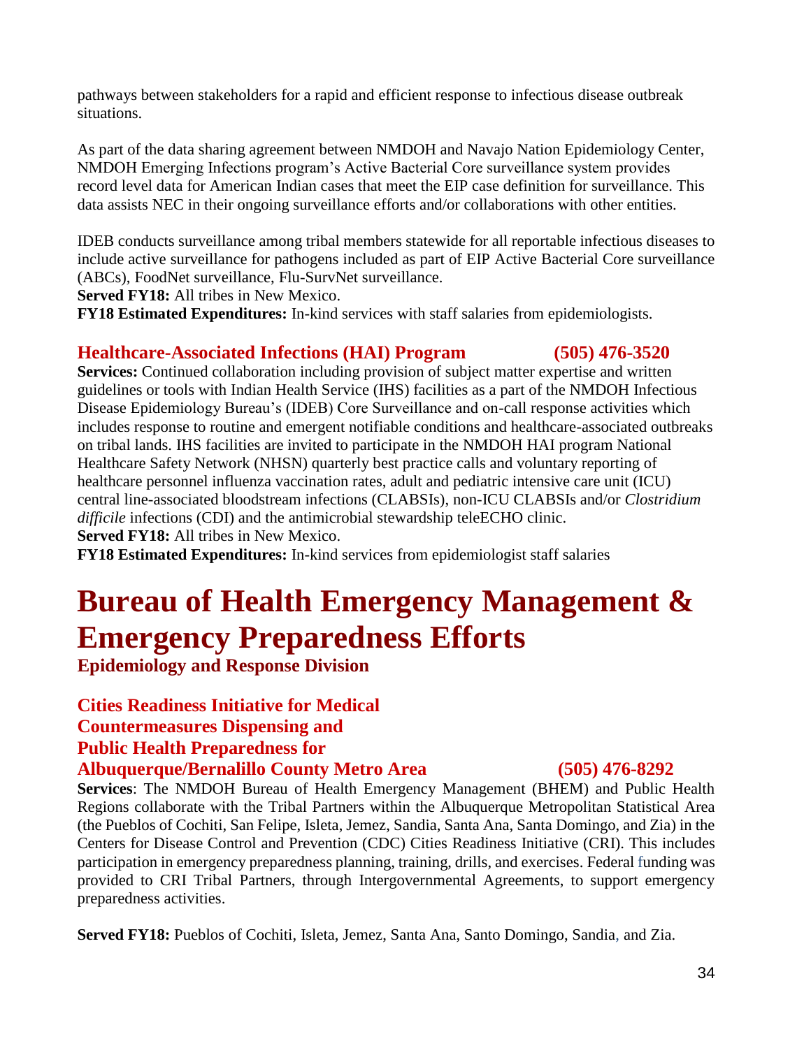pathways between stakeholders for a rapid and efficient response to infectious disease outbreak situations.

As part of the data sharing agreement between NMDOH and Navajo Nation Epidemiology Center, NMDOH Emerging Infections program's Active Bacterial Core surveillance system provides record level data for American Indian cases that meet the EIP case definition for surveillance. This data assists NEC in their ongoing surveillance efforts and/or collaborations with other entities.

IDEB conducts surveillance among tribal members statewide for all reportable infectious diseases to include active surveillance for pathogens included as part of EIP Active Bacterial Core surveillance (ABCs), FoodNet surveillance, Flu-SurvNet surveillance.
**Served FY18:** All tribes in New Mexico.
**FY18 Estimated Expenditures:** In-kind services with staff salaries from epidemiologists.

### Healthcare-Associated Infections (HAI) Program (505) 476-3520

**Services:** Continued collaboration including provision of subject matter expertise and written guidelines or tools with Indian Health Service (IHS) facilities as a part of the NMDOH Infectious Disease Epidemiology Bureau's (IDEB) Core Surveillance and on-call response activities which includes response to routine and emergent notifiable conditions and healthcare-associated outbreaks on tribal lands. IHS facilities are invited to participate in the NMDOH HAI program National Healthcare Safety Network (NHSN) quarterly best practice calls and voluntary reporting of healthcare personnel influenza vaccination rates, adult and pediatric intensive care unit (ICU) central line-associated bloodstream infections (CLABSIs), non-ICU CLABSIs and/or *Clostridium difficile* infections (CDI) and the antimicrobial stewardship teleECHO clinic.
**Served FY18:** All tribes in New Mexico.
**FY18 Estimated Expenditures:** In-kind services from epidemiologist staff salaries

# Bureau of Health Emergency Management & Emergency Preparedness Efforts

## Epidemiology and Response Division

### Cities Readiness Initiative for Medical Countermeasures Dispensing and Public Health Preparedness for Albuquerque/Bernalillo County Metro Area (505) 476-8292

**Services**: The NMDOH Bureau of Health Emergency Management (BHEM) and Public Health Regions collaborate with the Tribal Partners within the Albuquerque Metropolitan Statistical Area (the Pueblos of Cochiti, San Felipe, Isleta, Jemez, Sandia, Santa Ana, Santa Domingo, and Zia) in the Centers for Disease Control and Prevention (CDC) Cities Readiness Initiative (CRI). This includes participation in emergency preparedness planning, training, drills, and exercises. Federal funding was provided to CRI Tribal Partners, through Intergovernmental Agreements, to support emergency preparedness activities.

**Served FY18:** Pueblos of Cochiti, Isleta, Jemez, Santa Ana, Santo Domingo, Sandia, and Zia.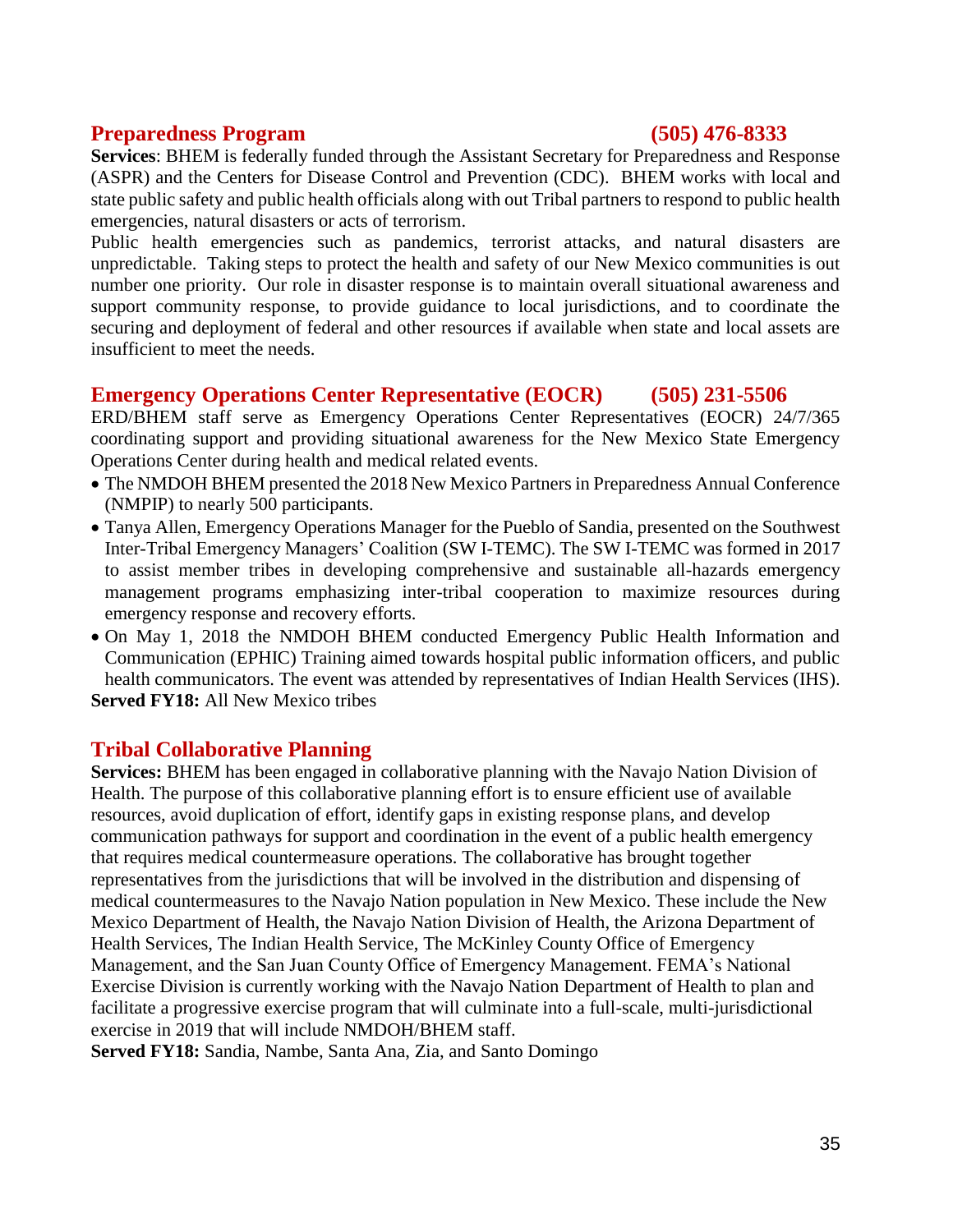## Preparedness Program (505) 476-8333

**Services**: BHEM is federally funded through the Assistant Secretary for Preparedness and Response (ASPR) and the Centers for Disease Control and Prevention (CDC). BHEM works with local and state public safety and public health officials along with out Tribal partners to respond to public health emergencies, natural disasters or acts of terrorism.

Public health emergencies such as pandemics, terrorist attacks, and natural disasters are unpredictable. Taking steps to protect the health and safety of our New Mexico communities is out number one priority. Our role in disaster response is to maintain overall situational awareness and support community response, to provide guidance to local jurisdictions, and to coordinate the securing and deployment of federal and other resources if available when state and local assets are insufficient to meet the needs.

## Emergency Operations Center Representative (EOCR) (505) 231-5506

ERD/BHEM staff serve as Emergency Operations Center Representatives (EOCR) 24/7/365 coordinating support and providing situational awareness for the New Mexico State Emergency Operations Center during health and medical related events.

- The NMDOH BHEM presented the 2018 New Mexico Partners in Preparedness Annual Conference (NMPIP) to nearly 500 participants.
- Tanya Allen, Emergency Operations Manager for the Pueblo of Sandia, presented on the Southwest Inter-Tribal Emergency Managers' Coalition (SW I-TEMC). The SW I-TEMC was formed in 2017 to assist member tribes in developing comprehensive and sustainable all-hazards emergency management programs emphasizing inter-tribal cooperation to maximize resources during emergency response and recovery efforts.
- On May 1, 2018 the NMDOH BHEM conducted Emergency Public Health Information and Communication (EPHIC) Training aimed towards hospital public information officers, and public health communicators. The event was attended by representatives of Indian Health Services (IHS).

**Served FY18:** All New Mexico tribes

## Tribal Collaborative Planning

**Services:** BHEM has been engaged in collaborative planning with the Navajo Nation Division of Health. The purpose of this collaborative planning effort is to ensure efficient use of available resources, avoid duplication of effort, identify gaps in existing response plans, and develop communication pathways for support and coordination in the event of a public health emergency that requires medical countermeasure operations. The collaborative has brought together representatives from the jurisdictions that will be involved in the distribution and dispensing of medical countermeasures to the Navajo Nation population in New Mexico. These include the New Mexico Department of Health, the Navajo Nation Division of Health, the Arizona Department of Health Services, The Indian Health Service, The McKinley County Office of Emergency Management, and the San Juan County Office of Emergency Management. FEMA's National Exercise Division is currently working with the Navajo Nation Department of Health to plan and facilitate a progressive exercise program that will culminate into a full-scale, multi-jurisdictional exercise in 2019 that will include NMDOH/BHEM staff.

**Served FY18:** Sandia, Nambe, Santa Ana, Zia, and Santo Domingo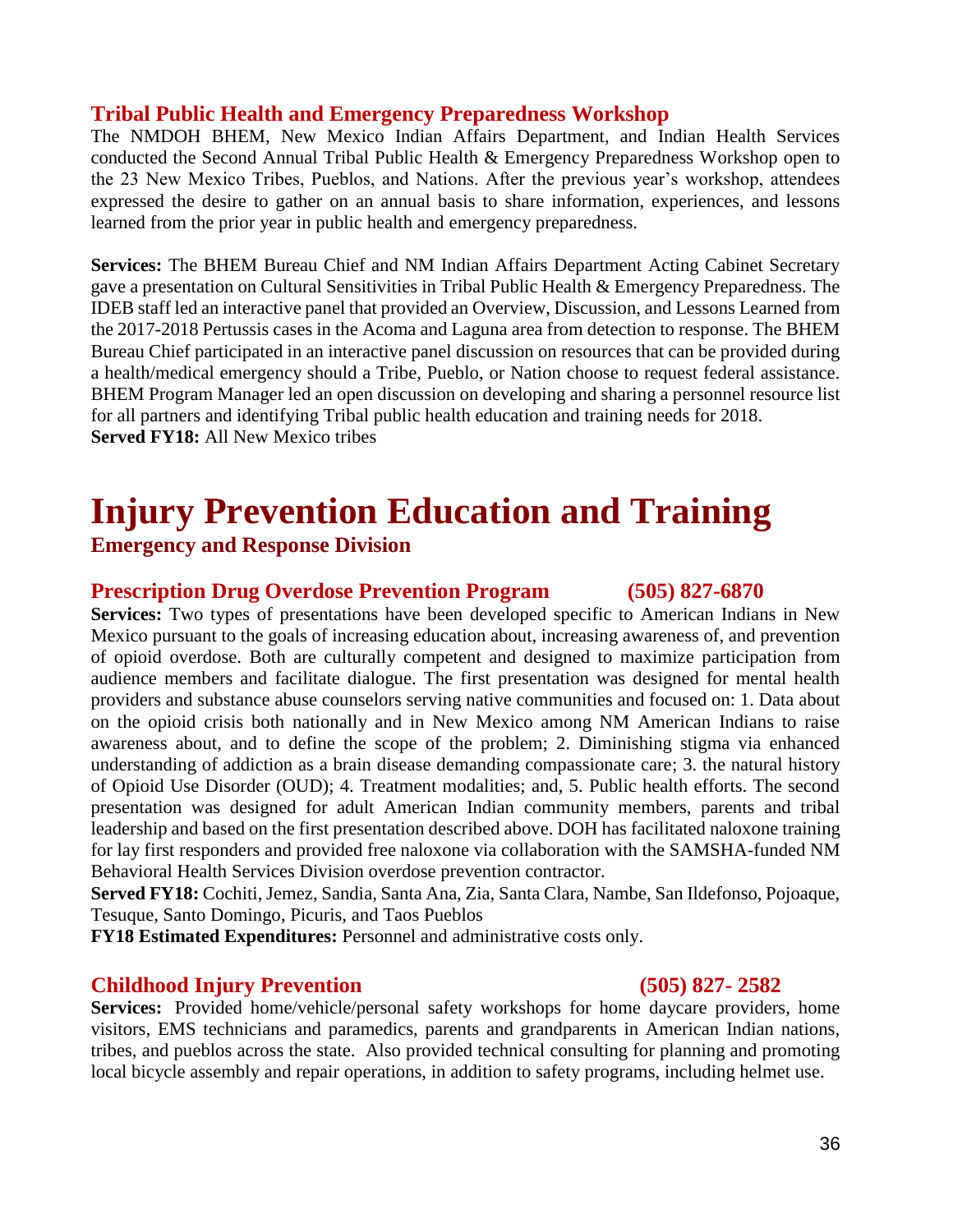### Tribal Public Health and Emergency Preparedness Workshop

The NMDOH BHEM, New Mexico Indian Affairs Department, and Indian Health Services conducted the Second Annual Tribal Public Health & Emergency Preparedness Workshop open to the 23 New Mexico Tribes, Pueblos, and Nations. After the previous year's workshop, attendees expressed the desire to gather on an annual basis to share information, experiences, and lessons learned from the prior year in public health and emergency preparedness.

**Services:** The BHEM Bureau Chief and NM Indian Affairs Department Acting Cabinet Secretary gave a presentation on Cultural Sensitivities in Tribal Public Health & Emergency Preparedness. The IDEB staff led an interactive panel that provided an Overview, Discussion, and Lessons Learned from the 2017-2018 Pertussis cases in the Acoma and Laguna area from detection to response. The BHEM Bureau Chief participated in an interactive panel discussion on resources that can be provided during a health/medical emergency should a Tribe, Pueblo, or Nation choose to request federal assistance. BHEM Program Manager led an open discussion on developing and sharing a personnel resource list for all partners and identifying Tribal public health education and training needs for 2018.
**Served FY18:** All New Mexico tribes

# Injury Prevention Education and Training

## Emergency and Response Division

### Prescription Drug Overdose Prevention Program (505) 827-6870

**Services:** Two types of presentations have been developed specific to American Indians in New Mexico pursuant to the goals of increasing education about, increasing awareness of, and prevention of opioid overdose. Both are culturally competent and designed to maximize participation from audience members and facilitate dialogue. The first presentation was designed for mental health providers and substance abuse counselors serving native communities and focused on: 1. Data about on the opioid crisis both nationally and in New Mexico among NM American Indians to raise awareness about, and to define the scope of the problem; 2. Diminishing stigma via enhanced understanding of addiction as a brain disease demanding compassionate care; 3. the natural history of Opioid Use Disorder (OUD); 4. Treatment modalities; and, 5. Public health efforts. The second presentation was designed for adult American Indian community members, parents and tribal leadership and based on the first presentation described above. DOH has facilitated naloxone training for lay first responders and provided free naloxone via collaboration with the SAMSHA-funded NM Behavioral Health Services Division overdose prevention contractor.
**Served FY18:** Cochiti, Jemez, Sandia, Santa Ana, Zia, Santa Clara, Nambe, San Ildefonso, Pojoaque, Tesuque, Santo Domingo, Picuris, and Taos Pueblos
**FY18 Estimated Expenditures:** Personnel and administrative costs only.

### Childhood Injury Prevention (505) 827- 2582

**Services:** Provided home/vehicle/personal safety workshops for home daycare providers, home visitors, EMS technicians and paramedics, parents and grandparents in American Indian nations, tribes, and pueblos across the state. Also provided technical consulting for planning and promoting local bicycle assembly and repair operations, in addition to safety programs, including helmet use.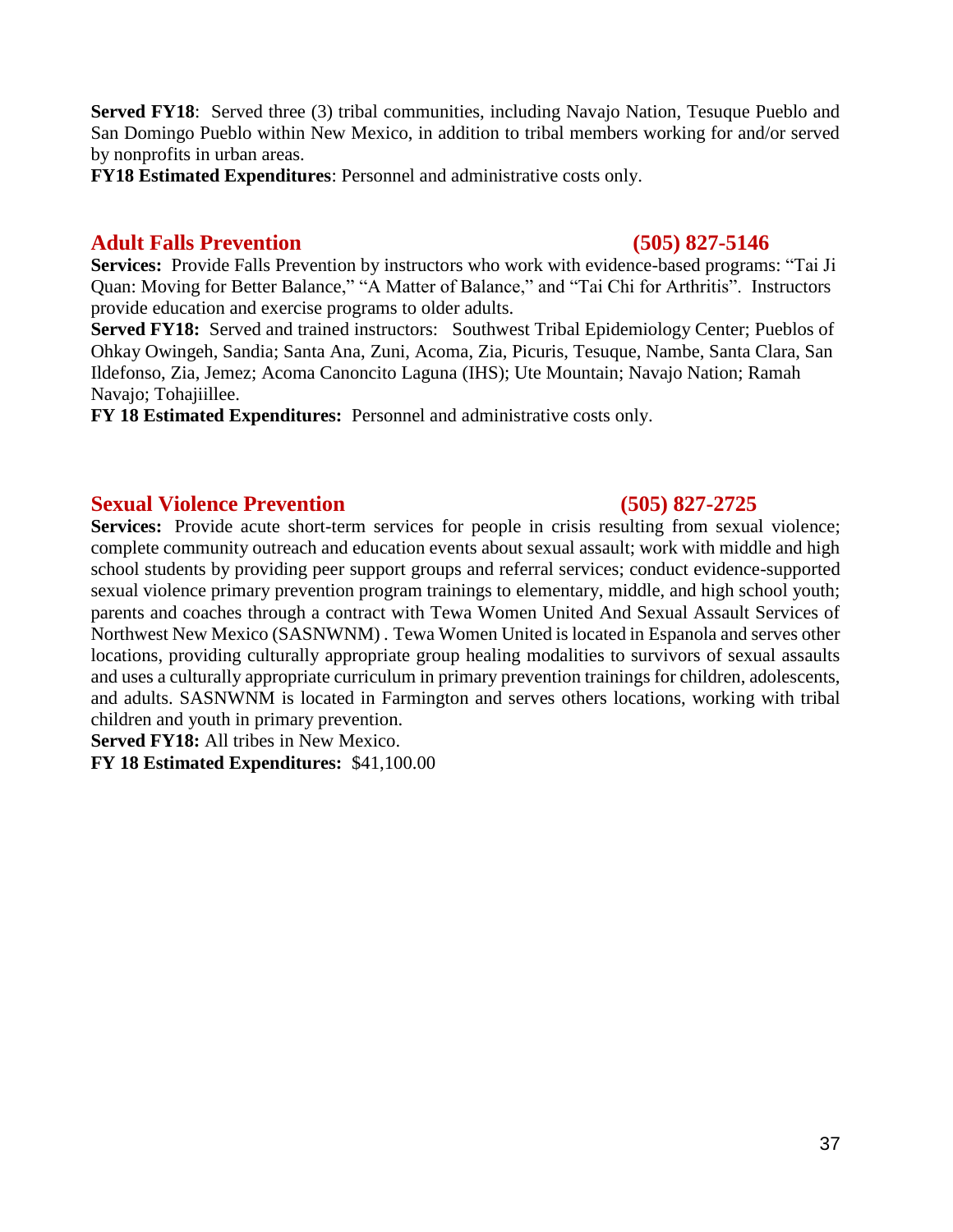**Served FY18**: Served three (3) tribal communities, including Navajo Nation, Tesuque Pueblo and San Domingo Pueblo within New Mexico, in addition to tribal members working for and/or served by nonprofits in urban areas.

**FY18 Estimated Expenditures**: Personnel and administrative costs only.

## Adult Falls Prevention (505) 827-5146

**Services:** Provide Falls Prevention by instructors who work with evidence-based programs: "Tai Ji Quan: Moving for Better Balance," "A Matter of Balance," and "Tai Chi for Arthritis". Instructors provide education and exercise programs to older adults.

**Served FY18:** Served and trained instructors: Southwest Tribal Epidemiology Center; Pueblos of Ohkay Owingeh, Sandia; Santa Ana, Zuni, Acoma, Zia, Picuris, Tesuque, Nambe, Santa Clara, San Ildefonso, Zia, Jemez; Acoma Canoncito Laguna (IHS); Ute Mountain; Navajo Nation; Ramah Navajo; Tohajiillee.

**FY 18 Estimated Expenditures:** Personnel and administrative costs only.

## Sexual Violence Prevention (505) 827-2725

**Services:** Provide acute short-term services for people in crisis resulting from sexual violence; complete community outreach and education events about sexual assault; work with middle and high school students by providing peer support groups and referral services; conduct evidence-supported sexual violence primary prevention program trainings to elementary, middle, and high school youth; parents and coaches through a contract with Tewa Women United And Sexual Assault Services of Northwest New Mexico (SASNWNM) . Tewa Women United is located in Espanola and serves other locations, providing culturally appropriate group healing modalities to survivors of sexual assaults and uses a culturally appropriate curriculum in primary prevention trainings for children, adolescents, and adults. SASNWNM is located in Farmington and serves others locations, working with tribal children and youth in primary prevention.

**Served FY18:** All tribes in New Mexico.

**FY 18 Estimated Expenditures:** $41,100.00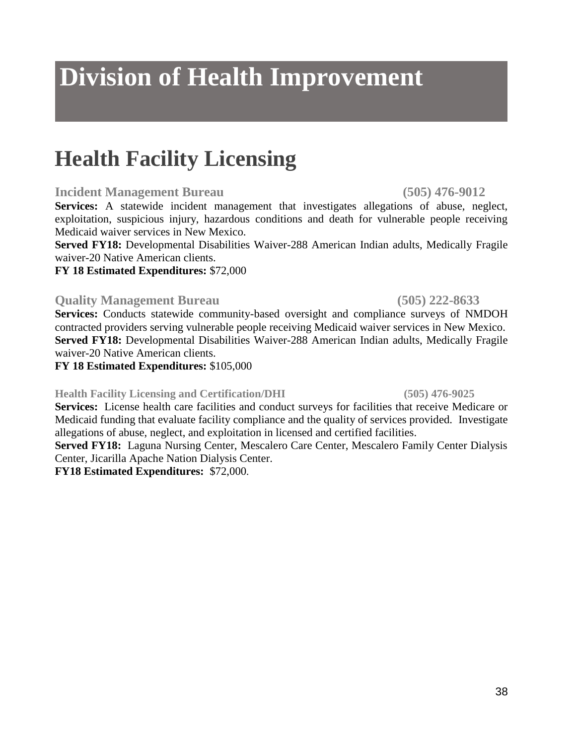# Division of Health Improvement

## Health Facility Licensing

### Incident Management Bureau (505) 476-9012

**Services:** A statewide incident management that investigates allegations of abuse, neglect, exploitation, suspicious injury, hazardous conditions and death for vulnerable people receiving Medicaid waiver services in New Mexico.

**Served FY18:** Developmental Disabilities Waiver-288 American Indian adults, Medically Fragile waiver-20 Native American clients.

**FY 18 Estimated Expenditures:** $72,000

### Quality Management Bureau (505) 222-8633

**Services:** Conducts statewide community-based oversight and compliance surveys of NMDOH contracted providers serving vulnerable people receiving Medicaid waiver services in New Mexico.

**Served FY18:** Developmental Disabilities Waiver-288 American Indian adults, Medically Fragile waiver-20 Native American clients.

**FY 18 Estimated Expenditures:** $105,000

### Health Facility Licensing and Certification/DHI (505) 476-9025

**Services:** License health care facilities and conduct surveys for facilities that receive Medicare or Medicaid funding that evaluate facility compliance and the quality of services provided. Investigate allegations of abuse, neglect, and exploitation in licensed and certified facilities.

**Served FY18:** Laguna Nursing Center, Mescalero Care Center, Mescalero Family Center Dialysis Center, Jicarilla Apache Nation Dialysis Center.

**FY18 Estimated Expenditures:** $72,000.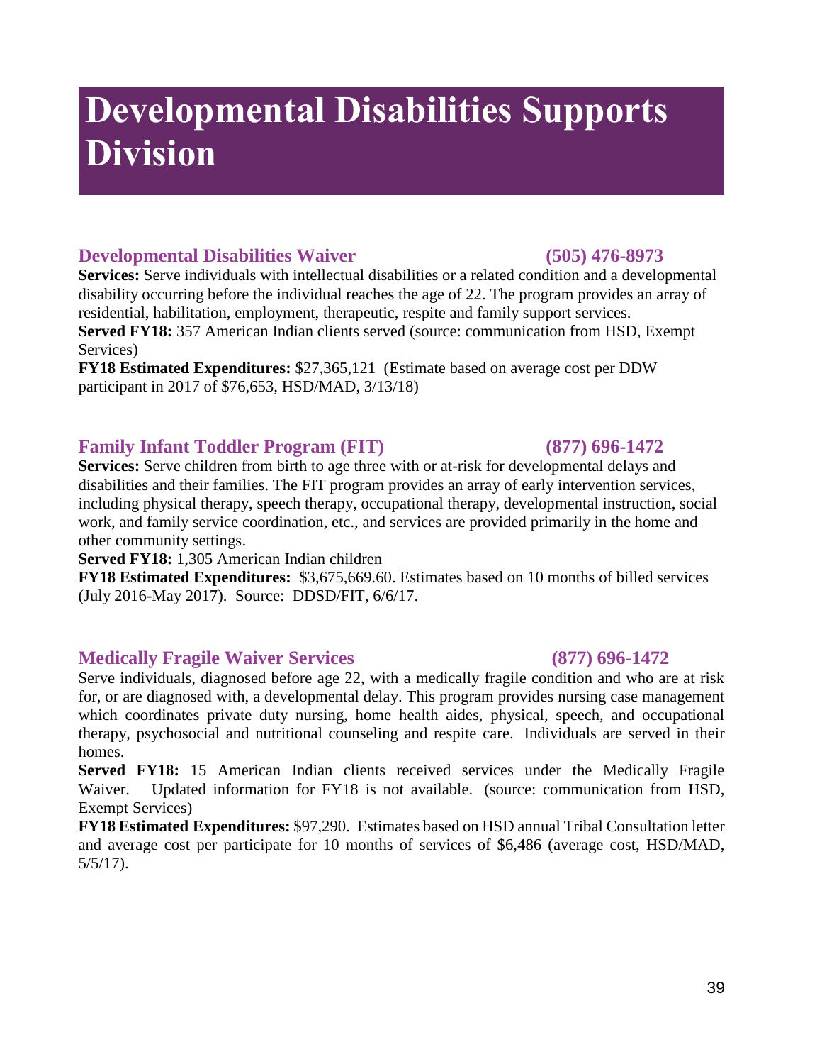# Developmental Disabilities Supports Division

## Developmental Disabilities Waiver (505) 476-8973

**Services:** Serve individuals with intellectual disabilities or a related condition and a developmental disability occurring before the individual reaches the age of 22. The program provides an array of residential, habilitation, employment, therapeutic, respite and family support services.

**Served FY18:** 357 American Indian clients served (source: communication from HSD, Exempt Services)

**FY18 Estimated Expenditures:** $27,365,121 (Estimate based on average cost per DDW participant in 2017 of $76,653, HSD/MAD, 3/13/18)

## Family Infant Toddler Program (FIT) (877) 696-1472

**Services:** Serve children from birth to age three with or at-risk for developmental delays and disabilities and their families. The FIT program provides an array of early intervention services, including physical therapy, speech therapy, occupational therapy, developmental instruction, social work, and family service coordination, etc., and services are provided primarily in the home and other community settings.

**Served FY18:** 1,305 American Indian children

**FY18 Estimated Expenditures:** $3,675,669.60. Estimates based on 10 months of billed services (July 2016-May 2017). Source: DDSD/FIT, 6/6/17.

## Medically Fragile Waiver Services (877) 696-1472

Serve individuals, diagnosed before age 22, with a medically fragile condition and who are at risk for, or are diagnosed with, a developmental delay. This program provides nursing case management which coordinates private duty nursing, home health aides, physical, speech, and occupational therapy, psychosocial and nutritional counseling and respite care. Individuals are served in their homes.

**Served FY18:** 15 American Indian clients received services under the Medically Fragile Waiver. Updated information for FY18 is not available. (source: communication from HSD, Exempt Services)

**FY18 Estimated Expenditures:** $97,290. Estimates based on HSD annual Tribal Consultation letter and average cost per participate for 10 months of services of $6,486 (average cost, HSD/MAD, 5/5/17).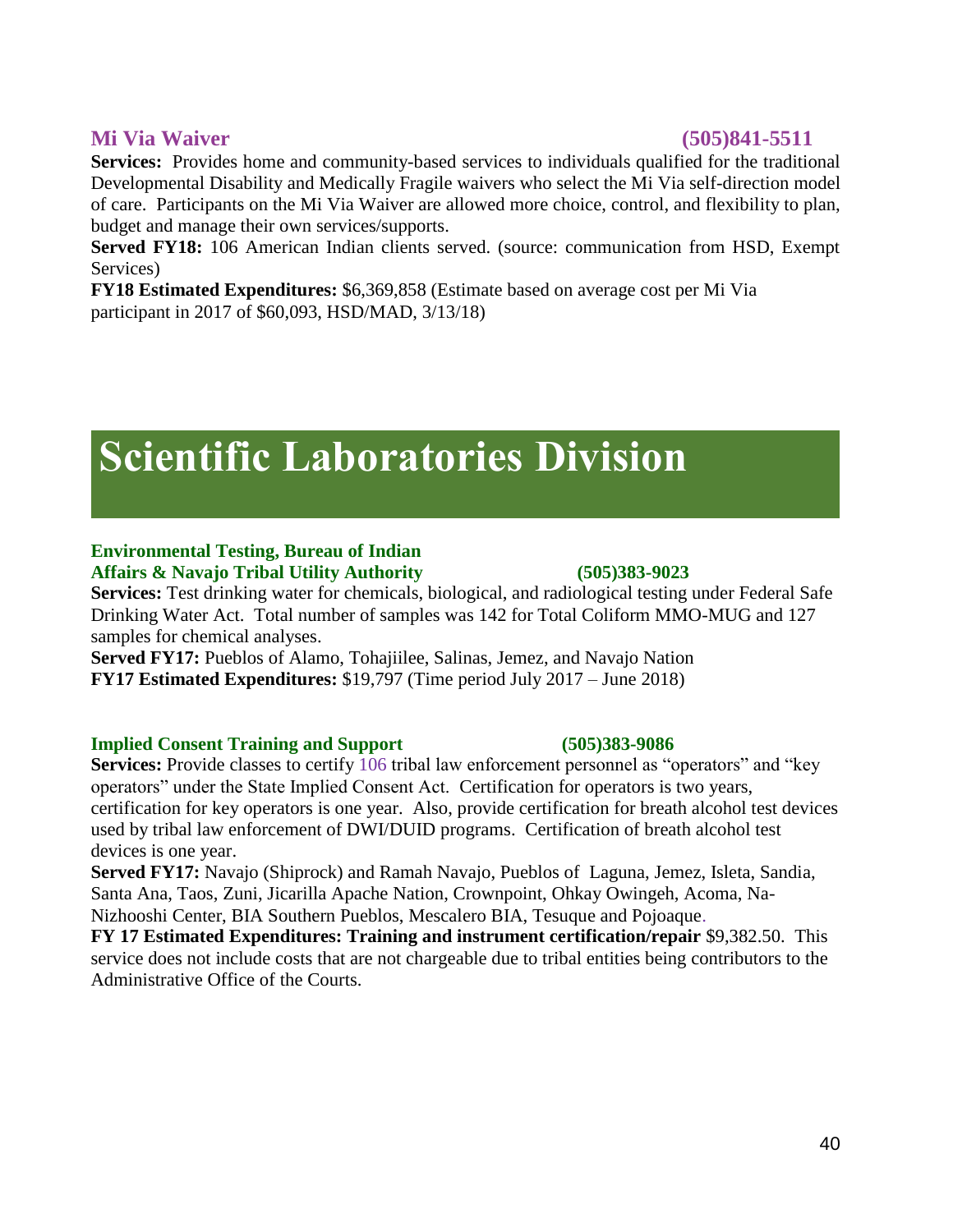### Mi Via Waiver (505)841-5511

**Services:** Provides home and community-based services to individuals qualified for the traditional Developmental Disability and Medically Fragile waivers who select the Mi Via self-direction model of care. Participants on the Mi Via Waiver are allowed more choice, control, and flexibility to plan, budget and manage their own services/supports.

**Served FY18:** 106 American Indian clients served. (source: communication from HSD, Exempt Services)

**FY18 Estimated Expenditures:** $6,369,858 (Estimate based on average cost per Mi Via participant in 2017 of $60,093, HSD/MAD, 3/13/18)

# Scientific Laboratories Division

### Environmental Testing, Bureau of Indian Affairs & Navajo Tribal Utility Authority (505)383-9023

**Services:** Test drinking water for chemicals, biological, and radiological testing under Federal Safe Drinking Water Act. Total number of samples was 142 for Total Coliform MMO-MUG and 127 samples for chemical analyses.

**Served FY17:** Pueblos of Alamo, Tohajiilee, Salinas, Jemez, and Navajo Nation

**FY17 Estimated Expenditures:** $19,797 (Time period July 2017 – June 2018)

### Implied Consent Training and Support (505)383-9086

**Services:** Provide classes to certify 106 tribal law enforcement personnel as "operators" and "key operators" under the State Implied Consent Act. Certification for operators is two years, certification for key operators is one year. Also, provide certification for breath alcohol test devices used by tribal law enforcement of DWI/DUID programs. Certification of breath alcohol test devices is one year.

**Served FY17:** Navajo (Shiprock) and Ramah Navajo, Pueblos of Laguna, Jemez, Isleta, Sandia, Santa Ana, Taos, Zuni, Jicarilla Apache Nation, Crownpoint, Ohkay Owingeh, Acoma, Na-Nizhooshi Center, BIA Southern Pueblos, Mescalero BIA, Tesuque and Pojoaque.

**FY 17 Estimated Expenditures: Training and instrument certification/repair** $9,382.50. This service does not include costs that are not chargeable due to tribal entities being contributors to the Administrative Office of the Courts.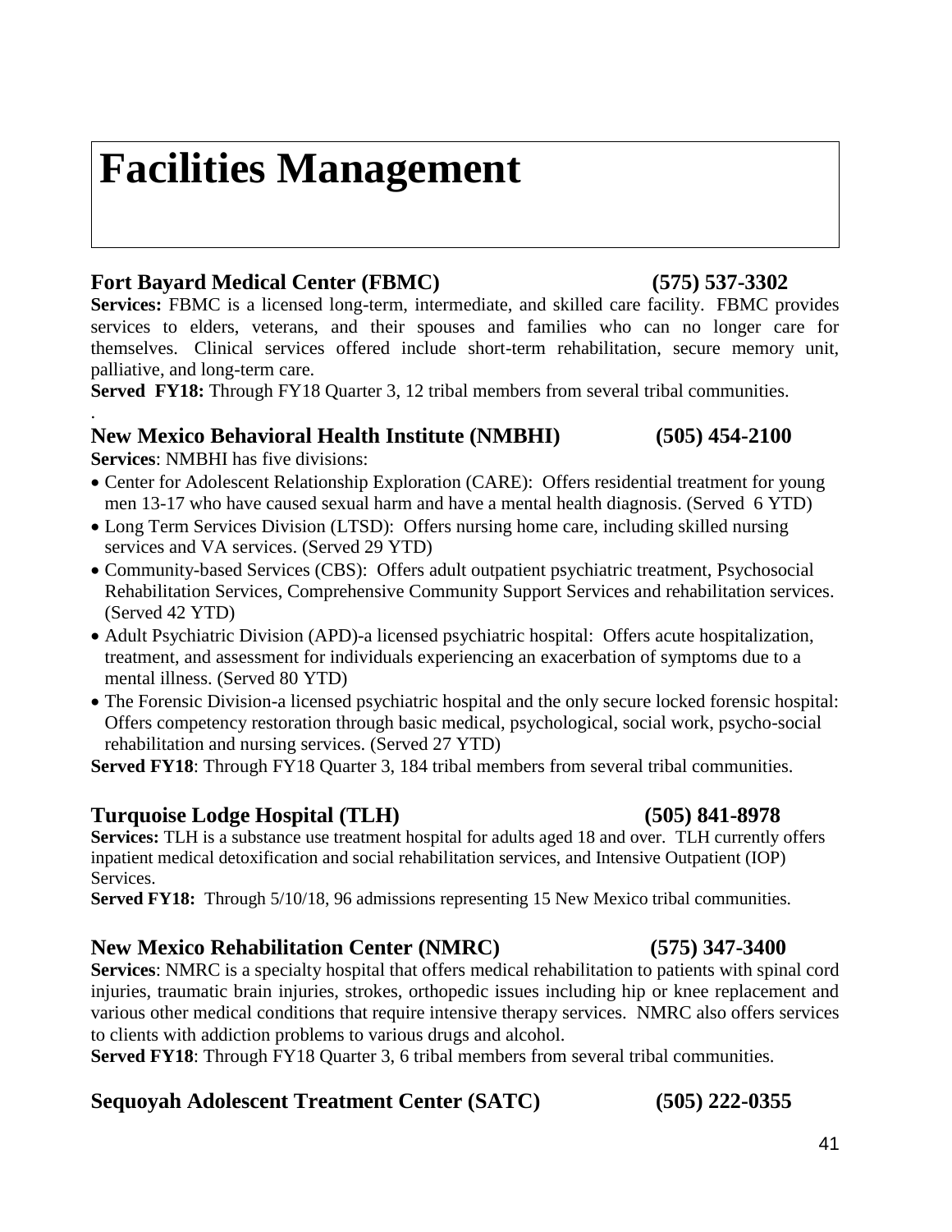# Facilities Management

## Fort Bayard Medical Center (FBMC) (575) 537-3302

**Services:** FBMC is a licensed long-term, intermediate, and skilled care facility. FBMC provides services to elders, veterans, and their spouses and families who can no longer care for themselves. Clinical services offered include short-term rehabilitation, secure memory unit, palliative, and long-term care.

**Served FY18:** Through FY18 Quarter 3, 12 tribal members from several tribal communities.

.

## New Mexico Behavioral Health Institute (NMBHI) (505) 454-2100

**Services**: NMBHI has five divisions:

- Center for Adolescent Relationship Exploration (CARE): Offers residential treatment for young men 13-17 who have caused sexual harm and have a mental health diagnosis. (Served 6 YTD)
- Long Term Services Division (LTSD): Offers nursing home care, including skilled nursing services and VA services. (Served 29 YTD)
- Community-based Services (CBS): Offers adult outpatient psychiatric treatment, Psychosocial Rehabilitation Services, Comprehensive Community Support Services and rehabilitation services. (Served 42 YTD)
- Adult Psychiatric Division (APD)-a licensed psychiatric hospital: Offers acute hospitalization, treatment, and assessment for individuals experiencing an exacerbation of symptoms due to a mental illness. (Served 80 YTD)
- The Forensic Division-a licensed psychiatric hospital and the only secure locked forensic hospital: Offers competency restoration through basic medical, psychological, social work, psycho-social rehabilitation and nursing services. (Served 27 YTD)

**Served FY18**: Through FY18 Quarter 3, 184 tribal members from several tribal communities.

## Turquoise Lodge Hospital (TLH) (505) 841-8978

**Services:** TLH is a substance use treatment hospital for adults aged 18 and over. TLH currently offers inpatient medical detoxification and social rehabilitation services, and Intensive Outpatient (IOP) Services.

**Served FY18:** Through 5/10/18, 96 admissions representing 15 New Mexico tribal communities.

## New Mexico Rehabilitation Center (NMRC) (575) 347-3400

**Services**: NMRC is a specialty hospital that offers medical rehabilitation to patients with spinal cord injuries, traumatic brain injuries, strokes, orthopedic issues including hip or knee replacement and various other medical conditions that require intensive therapy services. NMRC also offers services to clients with addiction problems to various drugs and alcohol.

**Served FY18**: Through FY18 Quarter 3, 6 tribal members from several tribal communities.

## Sequoyah Adolescent Treatment Center (SATC) (505) 222-0355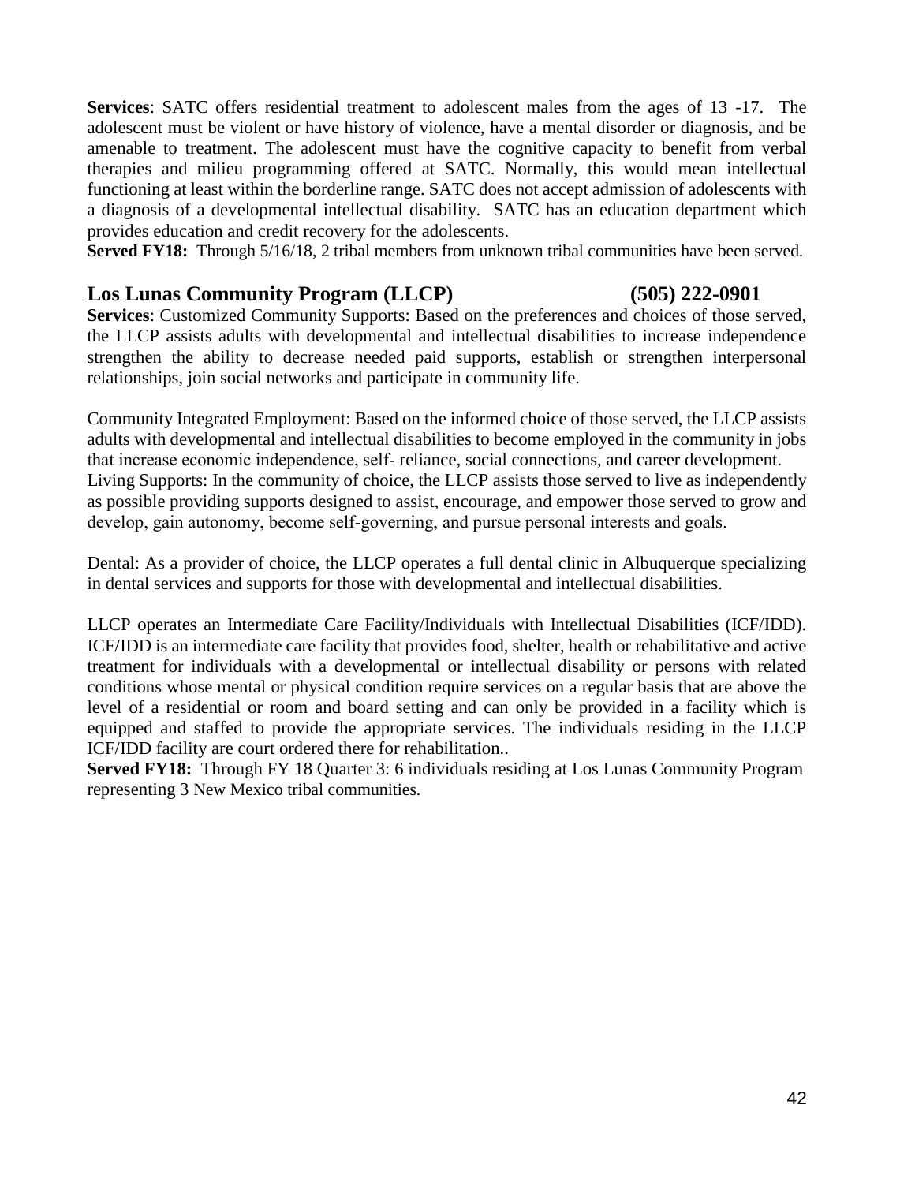**Services**: SATC offers residential treatment to adolescent males from the ages of 13 -17. The adolescent must be violent or have history of violence, have a mental disorder or diagnosis, and be amenable to treatment. The adolescent must have the cognitive capacity to benefit from verbal therapies and milieu programming offered at SATC. Normally, this would mean intellectual functioning at least within the borderline range. SATC does not accept admission of adolescents with a diagnosis of a developmental intellectual disability. SATC has an education department which provides education and credit recovery for the adolescents.

**Served FY18:** Through 5/16/18, 2 tribal members from unknown tribal communities have been served.

## Los Lunas Community Program (LLCP) (505) 222-0901

**Services**: Customized Community Supports: Based on the preferences and choices of those served, the LLCP assists adults with developmental and intellectual disabilities to increase independence strengthen the ability to decrease needed paid supports, establish or strengthen interpersonal relationships, join social networks and participate in community life.

Community Integrated Employment: Based on the informed choice of those served, the LLCP assists adults with developmental and intellectual disabilities to become employed in the community in jobs that increase economic independence, self- reliance, social connections, and career development.

Living Supports: In the community of choice, the LLCP assists those served to live as independently as possible providing supports designed to assist, encourage, and empower those served to grow and develop, gain autonomy, become self-governing, and pursue personal interests and goals.

Dental: As a provider of choice, the LLCP operates a full dental clinic in Albuquerque specializing in dental services and supports for those with developmental and intellectual disabilities.

LLCP operates an Intermediate Care Facility/Individuals with Intellectual Disabilities (ICF/IDD). ICF/IDD is an intermediate care facility that provides food, shelter, health or rehabilitative and active treatment for individuals with a developmental or intellectual disability or persons with related conditions whose mental or physical condition require services on a regular basis that are above the level of a residential or room and board setting and can only be provided in a facility which is equipped and staffed to provide the appropriate services. The individuals residing in the LLCP ICF/IDD facility are court ordered there for rehabilitation..

**Served FY18:** Through FY 18 Quarter 3: 6 individuals residing at Los Lunas Community Program representing 3 New Mexico tribal communities.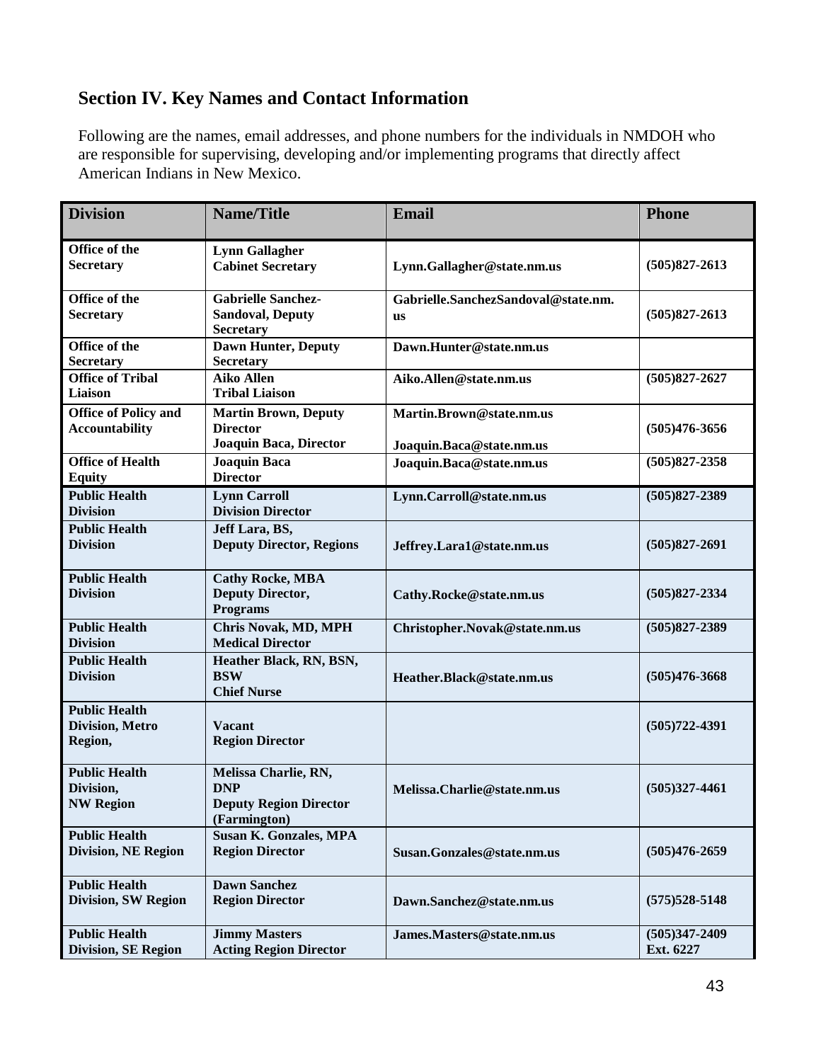## Section IV. Key Names and Contact Information

Following are the names, email addresses, and phone numbers for the individuals in NMDOH who are responsible for supervising, developing and/or implementing programs that directly affect American Indians in New Mexico.

| Division | Name/Title | Email | Phone |
|---|---|---|---|
| Office of the Secretary | Lynn Gallagher Cabinet Secretary | Lynn.Gallagher@state.nm.us | (505)827-2613 |
| Office of the Secretary | Gabrielle Sanchez-Sandoval, Deputy Secretary | Gabrielle.SanchezSandoval@state.nm.us | (505)827-2613 |
| Office of the Secretary | Dawn Hunter, Deputy Secretary | Dawn.Hunter@state.nm.us | |
| Office of Tribal Liaison | Aiko Allen Tribal Liaison | Aiko.Allen@state.nm.us | (505)827-2627 |
| Office of Policy and Accountability | Martin Brown, Deputy Director Joaquin Baca, Director | Martin.Brown@state.nm.us Joaquin.Baca@state.nm.us | (505)476-3656 |
| Office of Health Equity | Joaquin Baca Director | Joaquin.Baca@state.nm.us | (505)827-2358 |
| Public Health Division | Lynn Carroll Division Director | Lynn.Carroll@state.nm.us | (505)827-2389 |
| Public Health Division | Jeff Lara, BS, Deputy Director, Regions | Jeffrey.Lara1@state.nm.us | (505)827-2691 |
| Public Health Division | Cathy Rocke, MBA Deputy Director, Programs | Cathy.Rocke@state.nm.us | (505)827-2334 |
| Public Health Division | Chris Novak, MD, MPH Medical Director | Christopher.Novak@state.nm.us | (505)827-2389 |
| Public Health Division | Heather Black, RN, BSN, BSW Chief Nurse | Heather.Black@state.nm.us | (505)476-3668 |
| Public Health Division, Metro Region, | Vacant Region Director | | (505)722-4391 |
| Public Health Division, NW Region | Melissa Charlie, RN, DNP Deputy Region Director (Farmington) | Melissa.Charlie@state.nm.us | (505)327-4461 |
| Public Health Division, NE Region | Susan K. Gonzales, MPA Region Director | Susan.Gonzales@state.nm.us | (505)476-2659 |
| Public Health Division, SW Region | Dawn Sanchez Region Director | Dawn.Sanchez@state.nm.us | (575)528-5148 |
| Public Health Division, SE Region | Jimmy Masters Acting Region Director | James.Masters@state.nm.us | (505)347-2409 Ext. 6227 |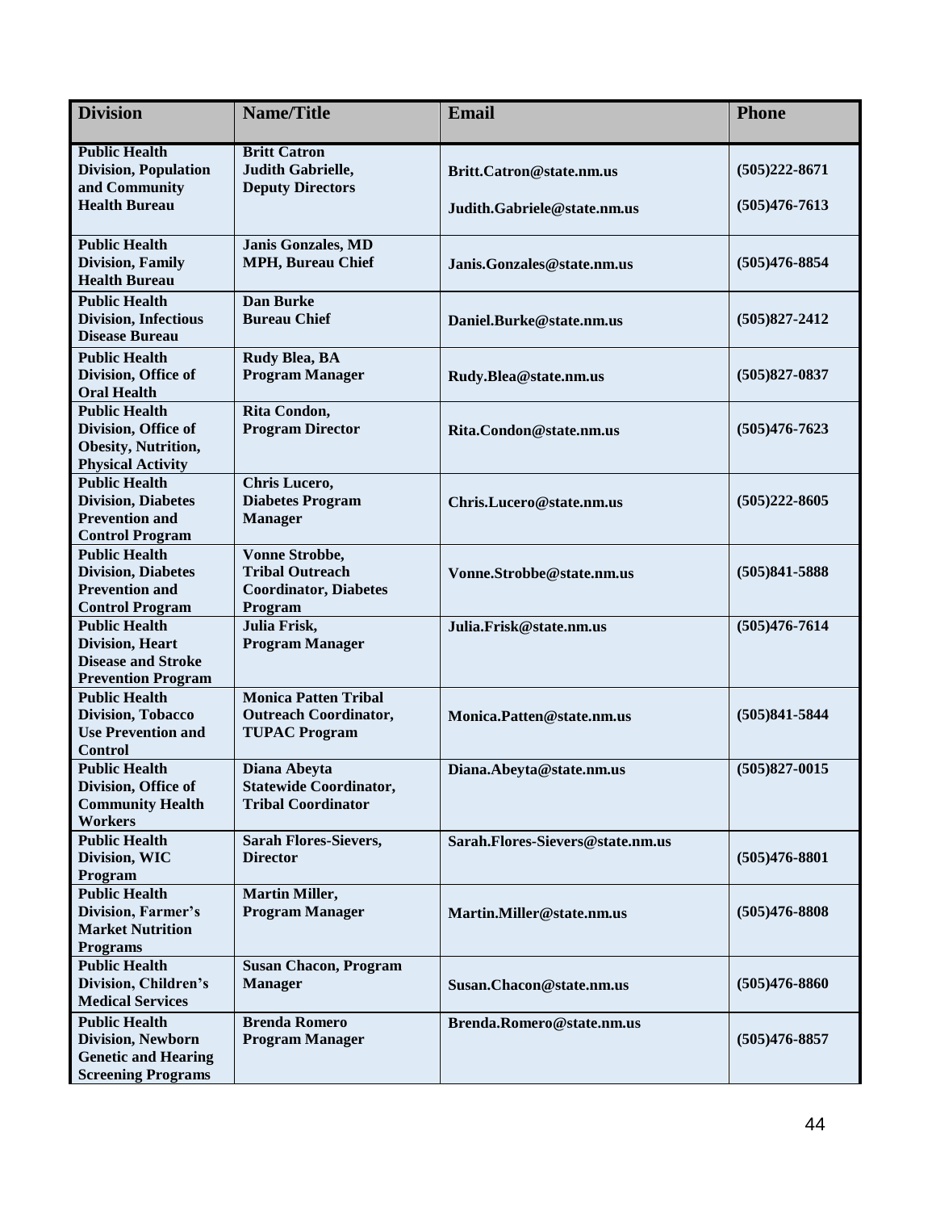| Division | Name/Title | Email | Phone |
|---|---|---|---|
| **Public Health Division, Population and Community Health Bureau** | **Britt Catron Judith Gabrielle, Deputy Directors** | **Britt.Catron@state.nm.us Judith.Gabriele@state.nm.us** | **(505)222-8671 (505)476-7613** |
| **Public Health Division, Family Health Bureau** | **Janis Gonzales, MD MPH, Bureau Chief** | **Janis.Gonzales@state.nm.us** | **(505)476-8854** |
| **Public Health Division, Infectious Disease Bureau** | **Dan Burke Bureau Chief** | **Daniel.Burke@state.nm.us** | **(505)827-2412** |
| **Public Health Division, Office of Oral Health** | **Rudy Blea, BA Program Manager** | **Rudy.Blea@state.nm.us** | **(505)827-0837** |
| **Public Health Division, Office of Obesity, Nutrition, Physical Activity** | **Rita Condon, Program Director** | **Rita.Condon@state.nm.us** | **(505)476-7623** |
| **Public Health Division, Diabetes Prevention and Control Program** | **Chris Lucero, Diabetes Program Manager** | **Chris.Lucero@state.nm.us** | **(505)222-8605** |
| **Public Health Division, Diabetes Prevention and Control Program** | **Vonne Strobbe, Tribal Outreach Coordinator, Diabetes Program** | **Vonne.Strobbe@state.nm.us** | **(505)841-5888** |
| **Public Health Division, Heart Disease and Stroke Prevention Program** | **Julia Frisk, Program Manager** | **Julia.Frisk@state.nm.us** | **(505)476-7614** |
| **Public Health Division, Tobacco Use Prevention and Control** | **Monica Patten Tribal Outreach Coordinator, TUPAC Program** | **Monica.Patten@state.nm.us** | **(505)841-5844** |
| **Public Health Division, Office of Community Health Workers** | **Diana Abeyta Statewide Coordinator, Tribal Coordinator** | **Diana.Abeyta@state.nm.us** | **(505)827-0015** |
| **Public Health Division, WIC Program** | **Sarah Flores-Sievers, Director** | **Sarah.Flores-Sievers@state.nm.us** | **(505)476-8801** |
| **Public Health Division, Farmer's Market Nutrition Programs** | **Martin Miller, Program Manager** | **Martin.Miller@state.nm.us** | **(505)476-8808** |
| **Public Health Division, Children's Medical Services** | **Susan Chacon, Program Manager** | **Susan.Chacon@state.nm.us** | **(505)476-8860** |
| **Public Health Division, Newborn Genetic and Hearing Screening Programs** | **Brenda Romero Program Manager** | **Brenda.Romero@state.nm.us** | **(505)476-8857** |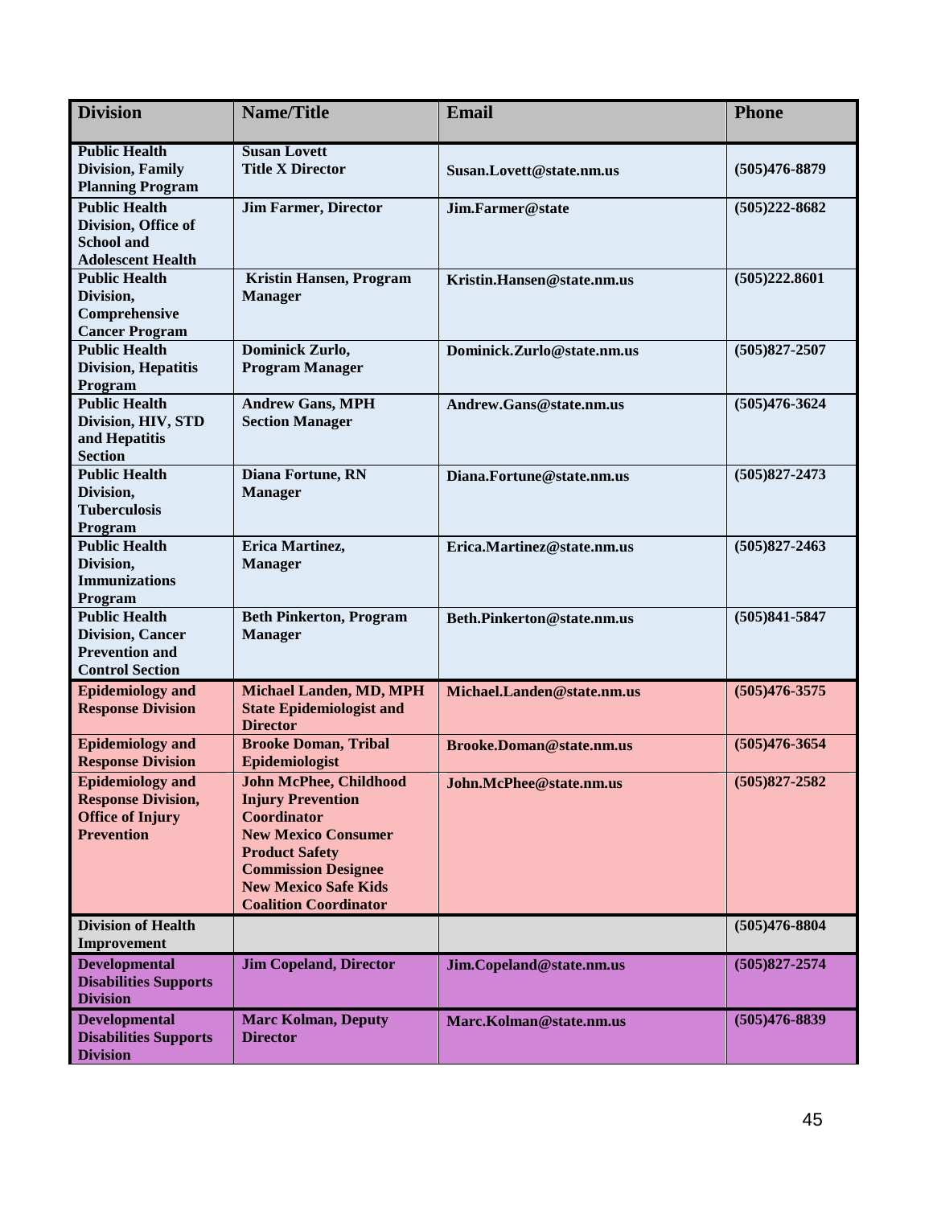| Division | Name/Title | Email | Phone |
|---|---|---|---|
| **Public Health Division, Family Planning Program** | **Susan Lovett Title X Director** | **Susan.Lovett@state.nm.us** | **(505)476-8879** |
| **Public Health Division, Office of School and Adolescent Health** | **Jim Farmer, Director** | **Jim.Farmer@state** | **(505)222-8682** |
| **Public Health Division, Comprehensive Cancer Program** | **Kristin Hansen, Program Manager** | **Kristin.Hansen@state.nm.us** | **(505)222.8601** |
| **Public Health Division, Hepatitis Program** | **Dominick Zurlo, Program Manager** | **Dominick.Zurlo@state.nm.us** | **(505)827-2507** |
| **Public Health Division, HIV, STD and Hepatitis Section** | **Andrew Gans, MPH Section Manager** | **Andrew.Gans@state.nm.us** | **(505)476-3624** |
| **Public Health Division, Tuberculosis Program** | **Diana Fortune, RN Manager** | **Diana.Fortune@state.nm.us** | **(505)827-2473** |
| **Public Health Division, Immunizations Program** | **Erica Martinez, Manager** | **Erica.Martinez@state.nm.us** | **(505)827-2463** |
| **Public Health Division, Cancer Prevention and Control Section** | **Beth Pinkerton, Program Manager** | **Beth.Pinkerton@state.nm.us** | **(505)841-5847** |
| **Epidemiology and Response Division** | **Michael Landen, MD, MPH State Epidemiologist and Director** | **Michael.Landen@state.nm.us** | **(505)476-3575** |
| **Epidemiology and Response Division** | **Brooke Doman, Tribal Epidemiologist** | **Brooke.Doman@state.nm.us** | **(505)476-3654** |
| **Epidemiology and Response Division, Office of Injury Prevention** | **John McPhee, Childhood Injury Prevention Coordinator New Mexico Consumer Product Safety Commission Designee New Mexico Safe Kids Coalition Coordinator** | **John.McPhee@state.nm.us** | **(505)827-2582** |
| **Division of Health Improvement** | | | **(505)476-8804** |
| **Developmental Disabilities Supports Division** | **Jim Copeland, Director** | **Jim.Copeland@state.nm.us** | **(505)827-2574** |
| **Developmental Disabilities Supports Division** | **Marc Kolman, Deputy Director** | **Marc.Kolman@state.nm.us** | **(505)476-8839** |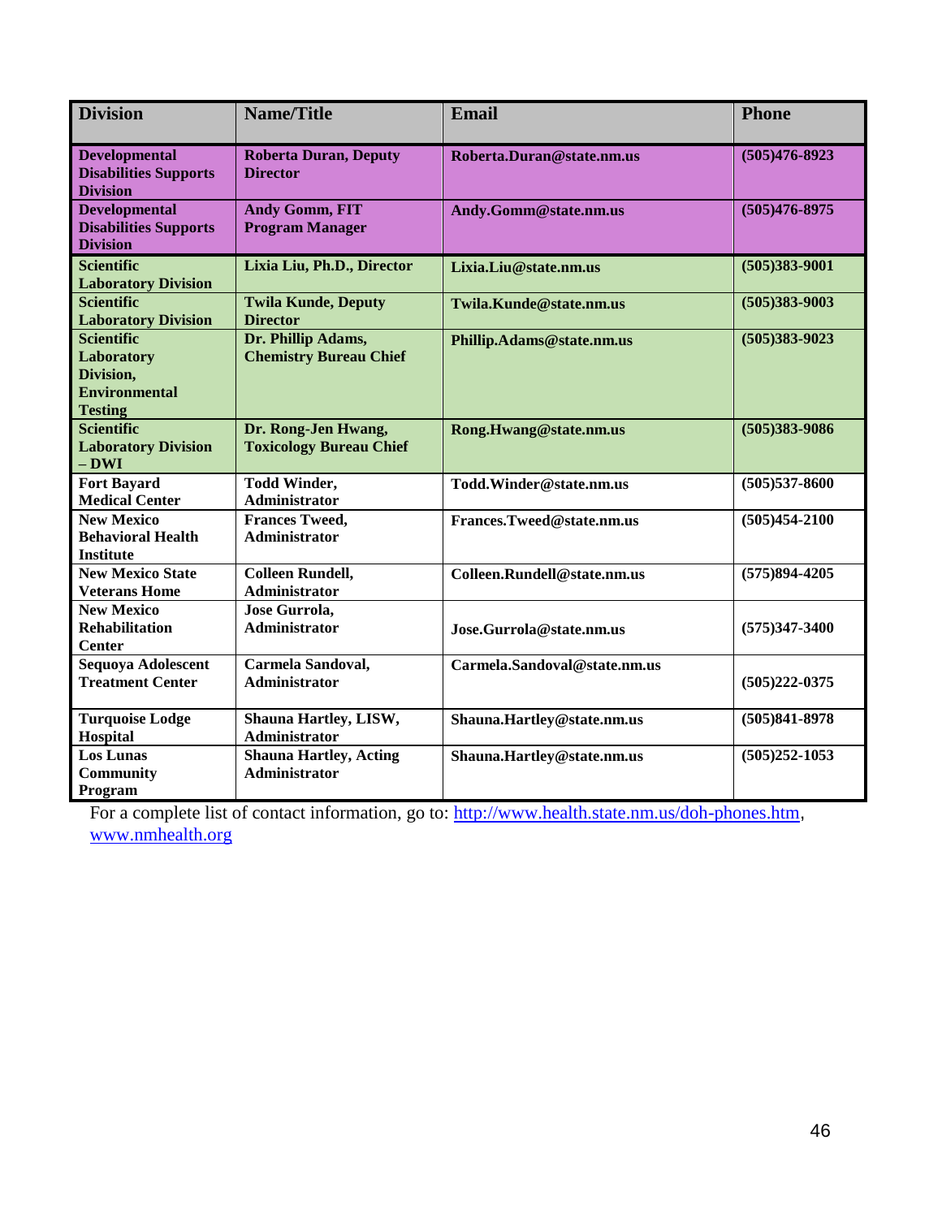| Division | Name/Title | Email | Phone |
|---|---|---|---|
| **Developmental Disabilities Supports Division** | **Roberta Duran, Deputy Director** | **Roberta.Duran@state.nm.us** | **(505)476-8923** |
| **Developmental Disabilities Supports Division** | **Andy Gomm, FIT Program Manager** | **Andy.Gomm@state.nm.us** | **(505)476-8975** |
| **Scientific Laboratory Division** | **Lixia Liu, Ph.D., Director** | **Lixia.Liu@state.nm.us** | **(505)383-9001** |
| **Scientific Laboratory Division** | **Twila Kunde, Deputy Director** | **Twila.Kunde@state.nm.us** | **(505)383-9003** |
| **Scientific Laboratory Division, Environmental Testing** | **Dr. Phillip Adams, Chemistry Bureau Chief** | **Phillip.Adams@state.nm.us** | **(505)383-9023** |
| **Scientific Laboratory Division – DWI** | **Dr. Rong-Jen Hwang, Toxicology Bureau Chief** | **Rong.Hwang@state.nm.us** | **(505)383-9086** |
| **Fort Bayard Medical Center** | **Todd Winder, Administrator** | **Todd.Winder@state.nm.us** | **(505)537-8600** |
| **New Mexico Behavioral Health Institute** | **Frances Tweed, Administrator** | **Frances.Tweed@state.nm.us** | **(505)454-2100** |
| **New Mexico State Veterans Home** | **Colleen Rundell, Administrator** | **Colleen.Rundell@state.nm.us** | **(575)894-4205** |
| **New Mexico Rehabilitation Center** | **Jose Gurrola, Administrator** | **Jose.Gurrola@state.nm.us** | **(575)347-3400** |
| **Sequoya Adolescent Treatment Center** | **Carmela Sandoval, Administrator** | **Carmela.Sandoval@state.nm.us** | **(505)222-0375** |
| **Turquoise Lodge Hospital** | **Shauna Hartley, LISW, Administrator** | **Shauna.Hartley@state.nm.us** | **(505)841-8978** |
| **Los Lunas Community Program** | **Shauna Hartley, Acting Administrator** | **Shauna.Hartley@state.nm.us** | **(505)252-1053** |

For a complete list of contact information, go to: http://www.health.state.nm.us/doh-phones.htm, www.nmhealth.org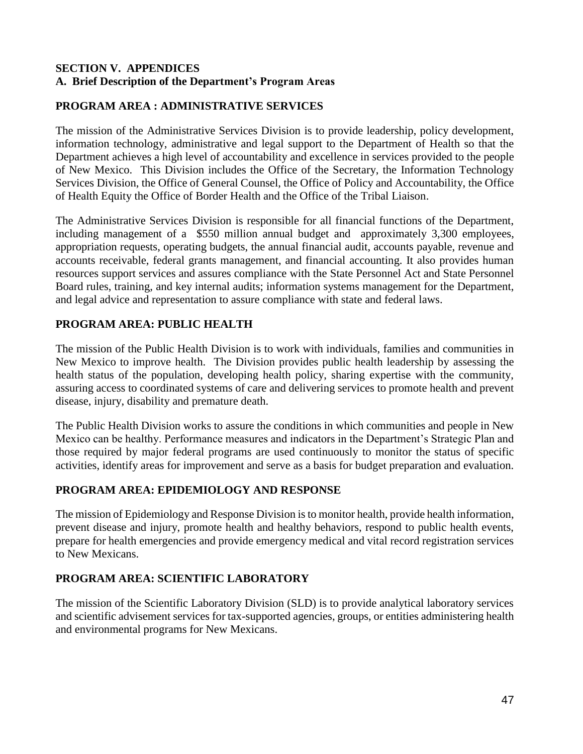## SECTION V. APPENDICES

### A. Brief Description of the Department's Program Areas

#### PROGRAM AREA : ADMINISTRATIVE SERVICES

The mission of the Administrative Services Division is to provide leadership, policy development, information technology, administrative and legal support to the Department of Health so that the Department achieves a high level of accountability and excellence in services provided to the people of New Mexico. This Division includes the Office of the Secretary, the Information Technology Services Division, the Office of General Counsel, the Office of Policy and Accountability, the Office of Health Equity the Office of Border Health and the Office of the Tribal Liaison.

The Administrative Services Division is responsible for all financial functions of the Department, including management of a $550 million annual budget and approximately 3,300 employees, appropriation requests, operating budgets, the annual financial audit, accounts payable, revenue and accounts receivable, federal grants management, and financial accounting. It also provides human resources support services and assures compliance with the State Personnel Act and State Personnel Board rules, training, and key internal audits; information systems management for the Department, and legal advice and representation to assure compliance with state and federal laws.

#### PROGRAM AREA: PUBLIC HEALTH

The mission of the Public Health Division is to work with individuals, families and communities in New Mexico to improve health. The Division provides public health leadership by assessing the health status of the population, developing health policy, sharing expertise with the community, assuring access to coordinated systems of care and delivering services to promote health and prevent disease, injury, disability and premature death.

The Public Health Division works to assure the conditions in which communities and people in New Mexico can be healthy. Performance measures and indicators in the Department's Strategic Plan and those required by major federal programs are used continuously to monitor the status of specific activities, identify areas for improvement and serve as a basis for budget preparation and evaluation.

#### PROGRAM AREA: EPIDEMIOLOGY AND RESPONSE

The mission of Epidemiology and Response Division is to monitor health, provide health information, prevent disease and injury, promote health and healthy behaviors, respond to public health events, prepare for health emergencies and provide emergency medical and vital record registration services to New Mexicans.

#### PROGRAM AREA: SCIENTIFIC LABORATORY

The mission of the Scientific Laboratory Division (SLD) is to provide analytical laboratory services and scientific advisement services for tax-supported agencies, groups, or entities administering health and environmental programs for New Mexicans.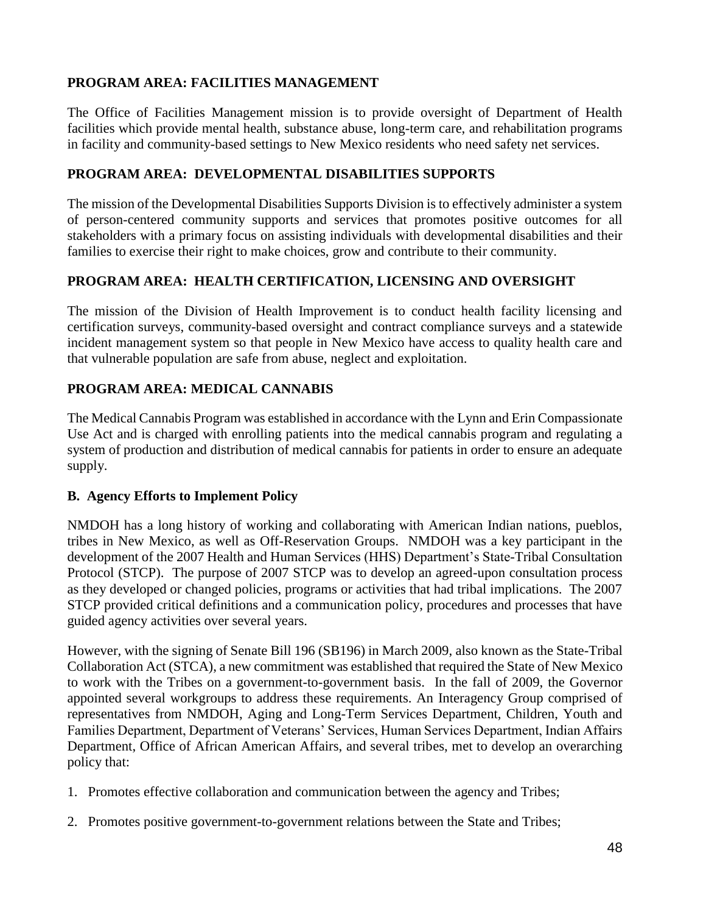### PROGRAM AREA: FACILITIES MANAGEMENT

The Office of Facilities Management mission is to provide oversight of Department of Health facilities which provide mental health, substance abuse, long-term care, and rehabilitation programs in facility and community-based settings to New Mexico residents who need safety net services.

### PROGRAM AREA: DEVELOPMENTAL DISABILITIES SUPPORTS

The mission of the Developmental Disabilities Supports Division is to effectively administer a system of person-centered community supports and services that promotes positive outcomes for all stakeholders with a primary focus on assisting individuals with developmental disabilities and their families to exercise their right to make choices, grow and contribute to their community.

### PROGRAM AREA: HEALTH CERTIFICATION, LICENSING AND OVERSIGHT

The mission of the Division of Health Improvement is to conduct health facility licensing and certification surveys, community-based oversight and contract compliance surveys and a statewide incident management system so that people in New Mexico have access to quality health care and that vulnerable population are safe from abuse, neglect and exploitation.

### PROGRAM AREA: MEDICAL CANNABIS

The Medical Cannabis Program was established in accordance with the Lynn and Erin Compassionate Use Act and is charged with enrolling patients into the medical cannabis program and regulating a system of production and distribution of medical cannabis for patients in order to ensure an adequate supply.

### B. Agency Efforts to Implement Policy

NMDOH has a long history of working and collaborating with American Indian nations, pueblos, tribes in New Mexico, as well as Off-Reservation Groups. NMDOH was a key participant in the development of the 2007 Health and Human Services (HHS) Department's State-Tribal Consultation Protocol (STCP). The purpose of 2007 STCP was to develop an agreed-upon consultation process as they developed or changed policies, programs or activities that had tribal implications. The 2007 STCP provided critical definitions and a communication policy, procedures and processes that have guided agency activities over several years.

However, with the signing of Senate Bill 196 (SB196) in March 2009, also known as the State-Tribal Collaboration Act (STCA), a new commitment was established that required the State of New Mexico to work with the Tribes on a government-to-government basis. In the fall of 2009, the Governor appointed several workgroups to address these requirements. An Interagency Group comprised of representatives from NMDOH, Aging and Long-Term Services Department, Children, Youth and Families Department, Department of Veterans' Services, Human Services Department, Indian Affairs Department, Office of African American Affairs, and several tribes, met to develop an overarching policy that:

1. Promotes effective collaboration and communication between the agency and Tribes;
2. Promotes positive government-to-government relations between the State and Tribes;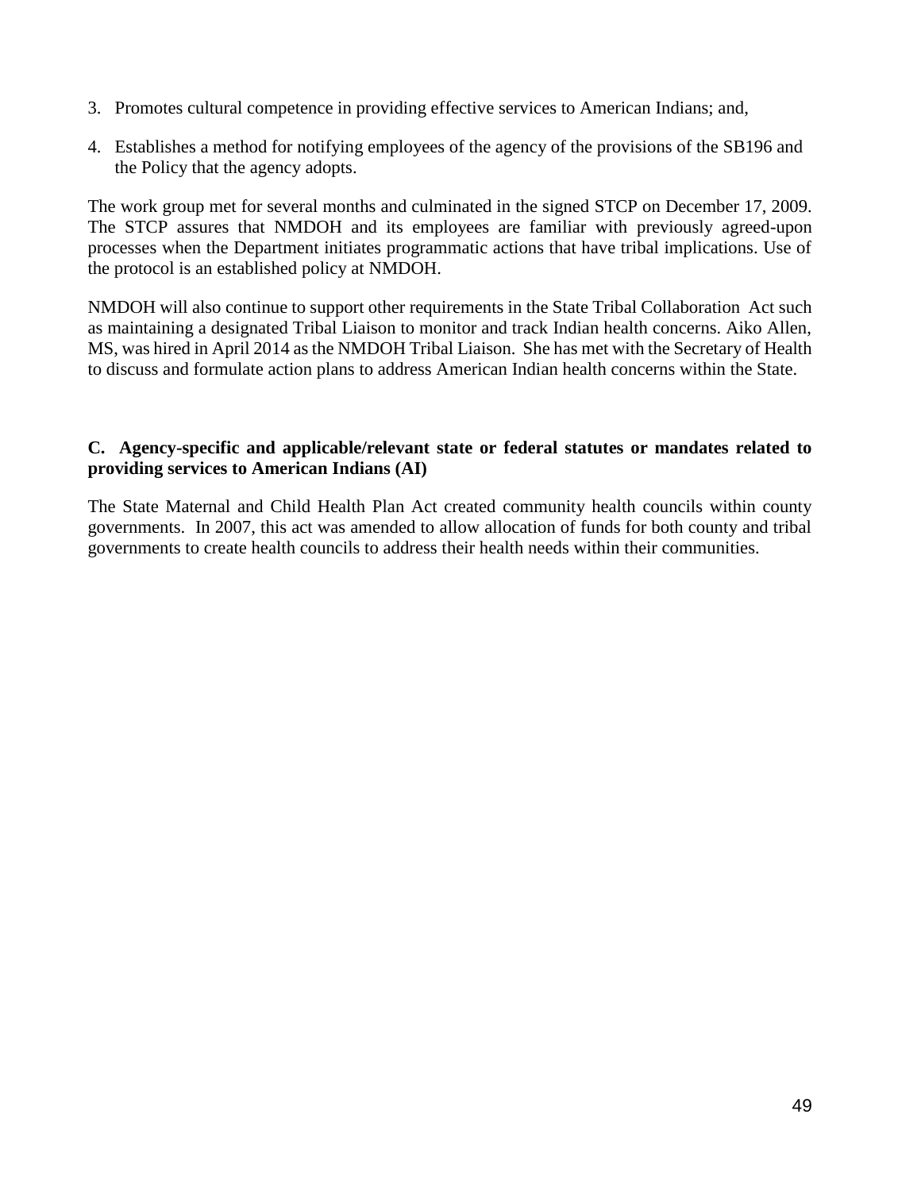3. Promotes cultural competence in providing effective services to American Indians; and,
4. Establishes a method for notifying employees of the agency of the provisions of the SB196 and the Policy that the agency adopts.

The work group met for several months and culminated in the signed STCP on December 17, 2009. The STCP assures that NMDOH and its employees are familiar with previously agreed-upon processes when the Department initiates programmatic actions that have tribal implications. Use of the protocol is an established policy at NMDOH.

NMDOH will also continue to support other requirements in the State Tribal Collaboration Act such as maintaining a designated Tribal Liaison to monitor and track Indian health concerns. Aiko Allen, MS, was hired in April 2014 as the NMDOH Tribal Liaison. She has met with the Secretary of Health to discuss and formulate action plans to address American Indian health concerns within the State.

**C. Agency-specific and applicable/relevant state or federal statutes or mandates related to providing services to American Indians (AI)**

The State Maternal and Child Health Plan Act created community health councils within county governments. In 2007, this act was amended to allow allocation of funds for both county and tribal governments to create health councils to address their health needs within their communities.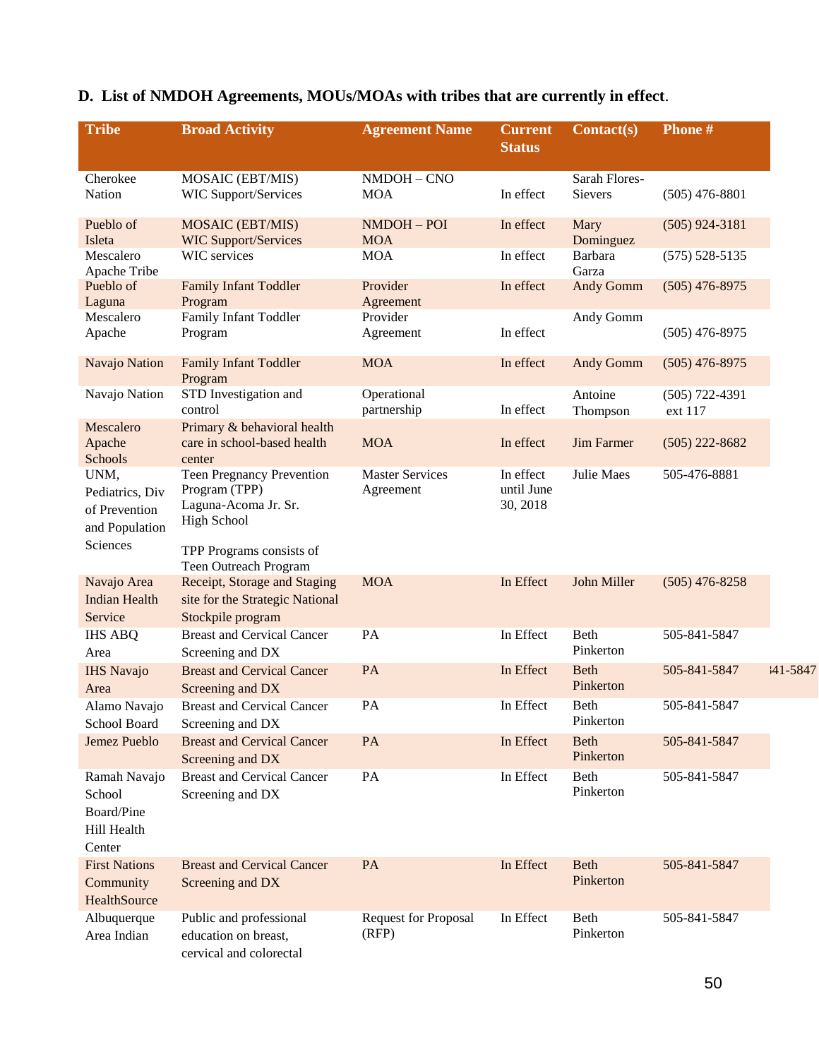### D. List of NMDOH Agreements, MOUs/MOAs with tribes that are currently in effect.

| Tribe | Broad Activity | Agreement Name | Current Status | Contact(s) | Phone # |
|---|---|---|---|---|---|
| Cherokee Nation | MOSAIC (EBT/MIS) WIC Support/Services | NMDOH – CNO MOA | In effect | Sarah Flores-Sievers | (505) 476-8801 |
| Pueblo of Isleta | MOSAIC (EBT/MIS) WIC Support/Services | NMDOH – POI MOA | In effect | Mary Dominguez | (505) 924-3181 |
| Mescalero Apache Tribe | WIC services | MOA | In effect | Barbara Garza | (575) 528-5135 |
| Pueblo of Laguna | Family Infant Toddler Program | Provider Agreement | In effect | Andy Gomm | (505) 476-8975 |
| Mescalero Apache | Family Infant Toddler Program | Provider Agreement | In effect | Andy Gomm | (505) 476-8975 |
| Navajo Nation | Family Infant Toddler Program | MOA | In effect | Andy Gomm | (505) 476-8975 |
| Navajo Nation | STD Investigation and control | Operational partnership | In effect | Antoine Thompson | (505) 722-4391 ext 117 |
| Mescalero Apache Schools | Primary & behavioral health care in school-based health center | MOA | In effect | Jim Farmer | (505) 222-8682 |
| UNM, Pediatrics, Div of Prevention and Population Sciences | Teen Pregnancy Prevention Program (TPP) Laguna-Acoma Jr. Sr. High School<br><br>TPP Programs consists of Teen Outreach Program | Master Services Agreement | In effect until June 30, 2018 | Julie Maes | 505-476-8881 |
| Navajo Area Indian Health Service | Receipt, Storage and Staging site for the Strategic National Stockpile program | MOA | In Effect | John Miller | (505) 476-8258 |
| IHS ABQ Area | Breast and Cervical Cancer Screening and DX | PA | In Effect | Beth Pinkerton | 505-841-5847 |
| IHS Navajo Area | Breast and Cervical Cancer Screening and DX | PA | In Effect | Beth Pinkerton | 505-841-5847 |
| Alamo Navajo School Board | Breast and Cervical Cancer Screening and DX | PA | In Effect | Beth Pinkerton | 505-841-5847 |
| Jemez Pueblo | Breast and Cervical Cancer Screening and DX | PA | In Effect | Beth Pinkerton | 505-841-5847 |
| Ramah Navajo School Board/Pine Hill Health Center | Breast and Cervical Cancer Screening and DX | PA | In Effect | Beth Pinkerton | 505-841-5847 |
| First Nations Community HealthSource | Breast and Cervical Cancer Screening and DX | PA | In Effect | Beth Pinkerton | 505-841-5847 |
| Albuquerque Area Indian | Public and professional education on breast, cervical and colorectal | Request for Proposal (RFP) | In Effect | Beth Pinkerton | 505-841-5847 |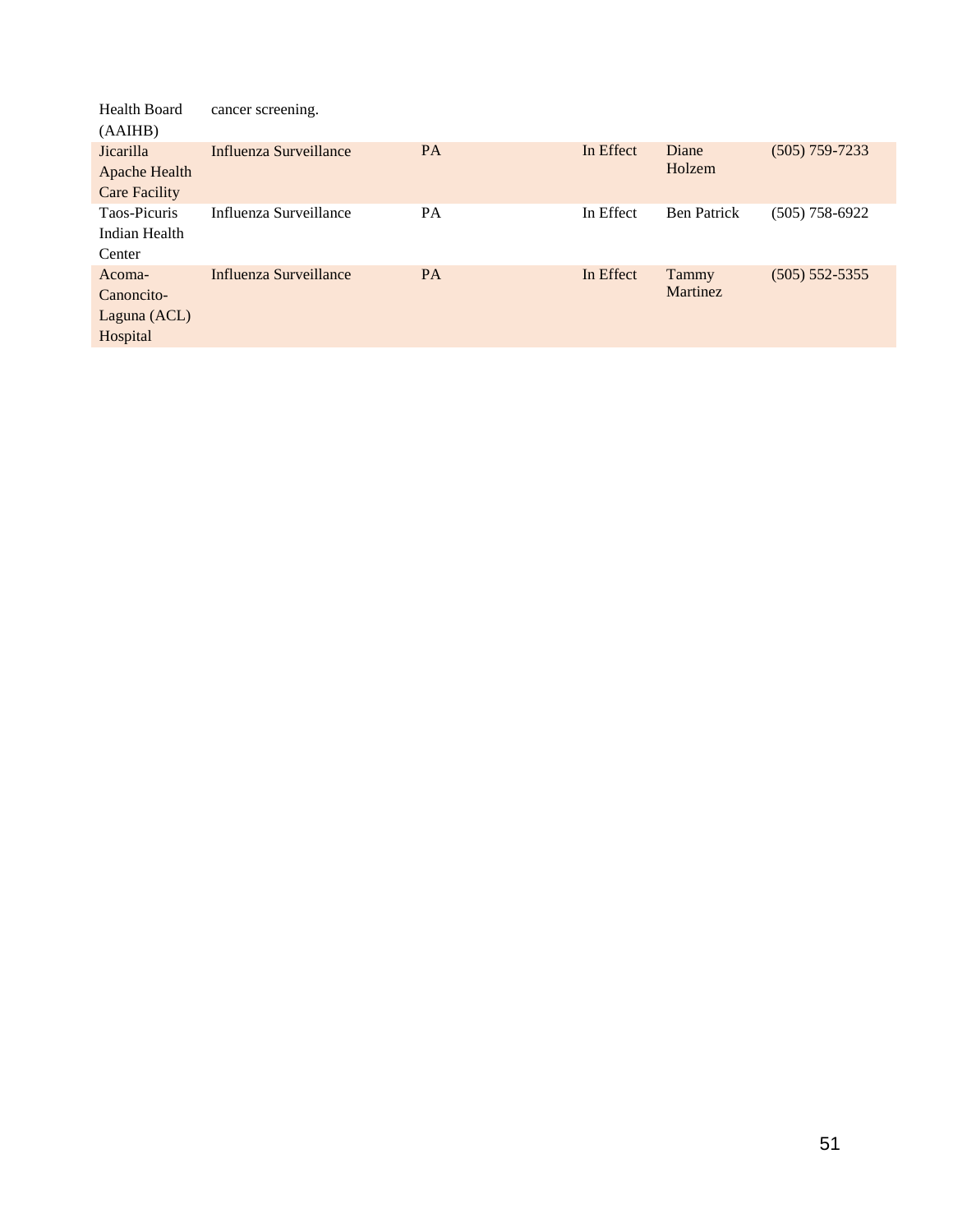| | | | | | |
|---|---|---|---|---|---|
| Health Board (AAIHB) | cancer screening. | | | | |
| Jicarilla Apache Health Care Facility | Influenza Surveillance | PA | In Effect | Diane Holzem | (505) 759-7233 |
| Taos-Picuris Indian Health Center | Influenza Surveillance | PA | In Effect | Ben Patrick | (505) 758-6922 |
| Acoma-Canoncito-Laguna (ACL) Hospital | Influenza Surveillance | PA | In Effect | Tammy Martinez | (505) 552-5355 |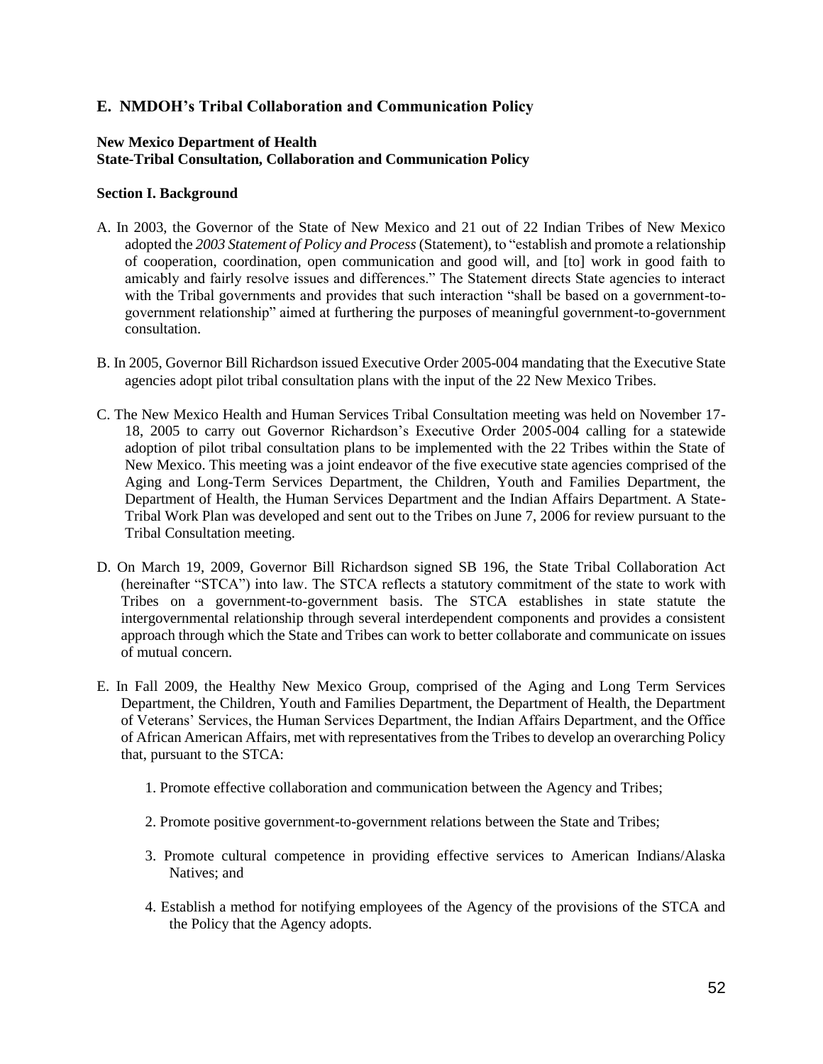## E. NMDOH's Tribal Collaboration and Communication Policy

**New Mexico Department of Health**
**State-Tribal Consultation, Collaboration and Communication Policy**

**Section I. Background**

A. In 2003, the Governor of the State of New Mexico and 21 out of 22 Indian Tribes of New Mexico adopted the *2003 Statement of Policy and Process* (Statement), to "establish and promote a relationship of cooperation, coordination, open communication and good will, and [to] work in good faith to amicably and fairly resolve issues and differences." The Statement directs State agencies to interact with the Tribal governments and provides that such interaction "shall be based on a government-to-government relationship" aimed at furthering the purposes of meaningful government-to-government consultation.

B. In 2005, Governor Bill Richardson issued Executive Order 2005-004 mandating that the Executive State agencies adopt pilot tribal consultation plans with the input of the 22 New Mexico Tribes.

C. The New Mexico Health and Human Services Tribal Consultation meeting was held on November 17-18, 2005 to carry out Governor Richardson's Executive Order 2005-004 calling for a statewide adoption of pilot tribal consultation plans to be implemented with the 22 Tribes within the State of New Mexico. This meeting was a joint endeavor of the five executive state agencies comprised of the Aging and Long-Term Services Department, the Children, Youth and Families Department, the Department of Health, the Human Services Department and the Indian Affairs Department. A State-Tribal Work Plan was developed and sent out to the Tribes on June 7, 2006 for review pursuant to the Tribal Consultation meeting.

D. On March 19, 2009, Governor Bill Richardson signed SB 196, the State Tribal Collaboration Act (hereinafter "STCA") into law. The STCA reflects a statutory commitment of the state to work with Tribes on a government-to-government basis. The STCA establishes in state statute the intergovernmental relationship through several interdependent components and provides a consistent approach through which the State and Tribes can work to better collaborate and communicate on issues of mutual concern.

E. In Fall 2009, the Healthy New Mexico Group, comprised of the Aging and Long Term Services Department, the Children, Youth and Families Department, the Department of Health, the Department of Veterans' Services, the Human Services Department, the Indian Affairs Department, and the Office of African American Affairs, met with representatives from the Tribes to develop an overarching Policy that, pursuant to the STCA:

1. Promote effective collaboration and communication between the Agency and Tribes;
2. Promote positive government-to-government relations between the State and Tribes;
3. Promote cultural competence in providing effective services to American Indians/Alaska Natives; and
4. Establish a method for notifying employees of the Agency of the provisions of the STCA and the Policy that the Agency adopts.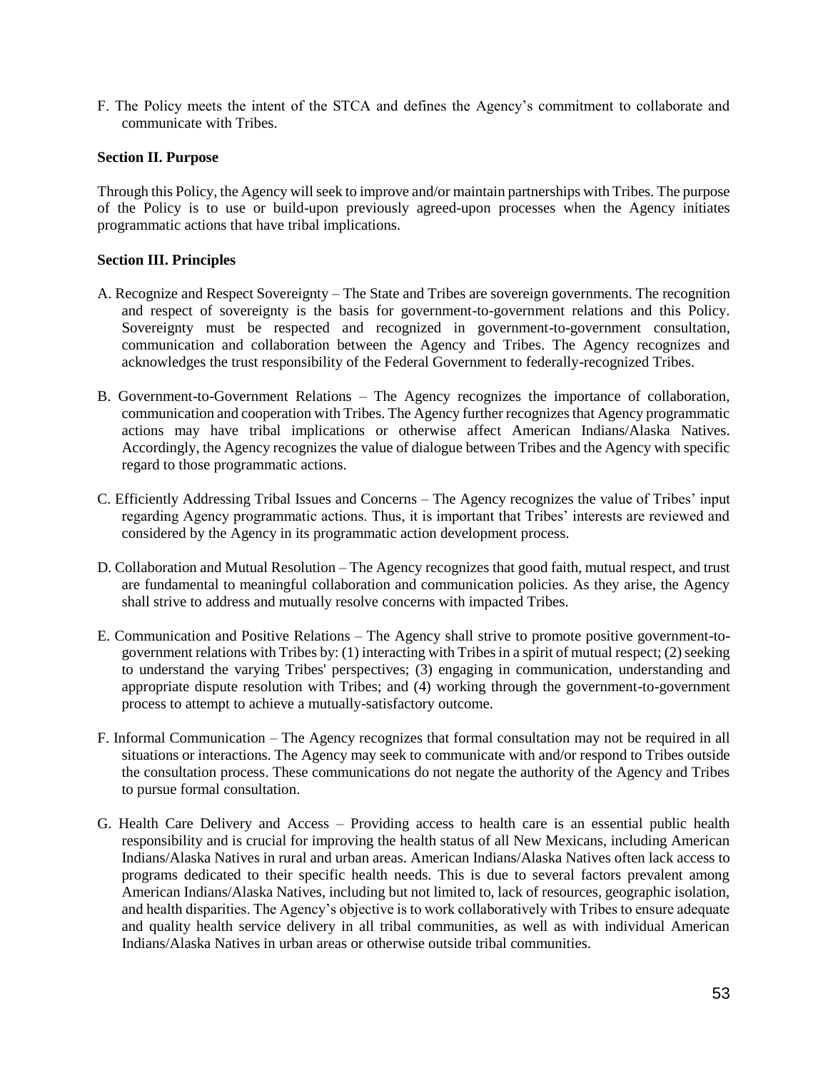F. The Policy meets the intent of the STCA and defines the Agency's commitment to collaborate and communicate with Tribes.

**Section II. Purpose**

Through this Policy, the Agency will seek to improve and/or maintain partnerships with Tribes. The purpose of the Policy is to use or build-upon previously agreed-upon processes when the Agency initiates programmatic actions that have tribal implications.

**Section III. Principles**

A. Recognize and Respect Sovereignty – The State and Tribes are sovereign governments. The recognition and respect of sovereignty is the basis for government-to-government relations and this Policy. Sovereignty must be respected and recognized in government-to-government consultation, communication and collaboration between the Agency and Tribes. The Agency recognizes and acknowledges the trust responsibility of the Federal Government to federally-recognized Tribes.

B. Government-to-Government Relations – The Agency recognizes the importance of collaboration, communication and cooperation with Tribes. The Agency further recognizes that Agency programmatic actions may have tribal implications or otherwise affect American Indians/Alaska Natives. Accordingly, the Agency recognizes the value of dialogue between Tribes and the Agency with specific regard to those programmatic actions.

C. Efficiently Addressing Tribal Issues and Concerns – The Agency recognizes the value of Tribes' input regarding Agency programmatic actions. Thus, it is important that Tribes' interests are reviewed and considered by the Agency in its programmatic action development process.

D. Collaboration and Mutual Resolution – The Agency recognizes that good faith, mutual respect, and trust are fundamental to meaningful collaboration and communication policies. As they arise, the Agency shall strive to address and mutually resolve concerns with impacted Tribes.

E. Communication and Positive Relations – The Agency shall strive to promote positive government-to-government relations with Tribes by: (1) interacting with Tribes in a spirit of mutual respect; (2) seeking to understand the varying Tribes' perspectives; (3) engaging in communication, understanding and appropriate dispute resolution with Tribes; and (4) working through the government-to-government process to attempt to achieve a mutually-satisfactory outcome.

F. Informal Communication – The Agency recognizes that formal consultation may not be required in all situations or interactions. The Agency may seek to communicate with and/or respond to Tribes outside the consultation process. These communications do not negate the authority of the Agency and Tribes to pursue formal consultation.

G. Health Care Delivery and Access – Providing access to health care is an essential public health responsibility and is crucial for improving the health status of all New Mexicans, including American Indians/Alaska Natives in rural and urban areas. American Indians/Alaska Natives often lack access to programs dedicated to their specific health needs. This is due to several factors prevalent among American Indians/Alaska Natives, including but not limited to, lack of resources, geographic isolation, and health disparities. The Agency's objective is to work collaboratively with Tribes to ensure adequate and quality health service delivery in all tribal communities, as well as with individual American Indians/Alaska Natives in urban areas or otherwise outside tribal communities.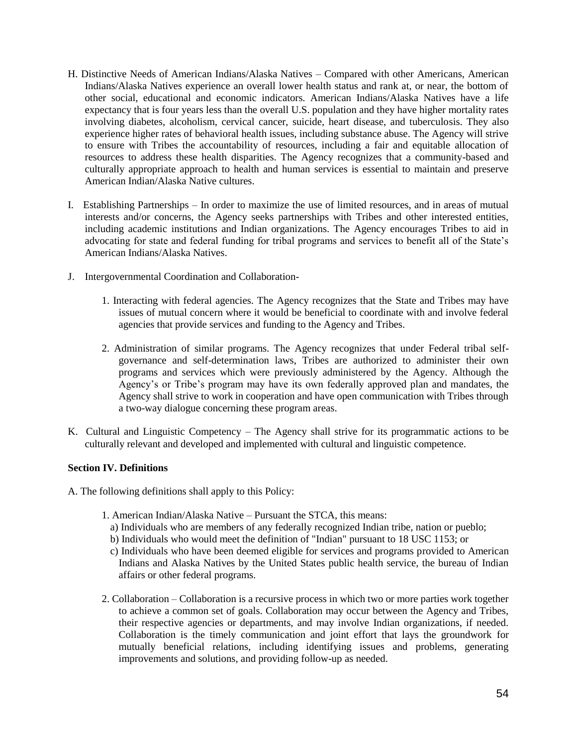H. Distinctive Needs of American Indians/Alaska Natives – Compared with other Americans, American Indians/Alaska Natives experience an overall lower health status and rank at, or near, the bottom of other social, educational and economic indicators. American Indians/Alaska Natives have a life expectancy that is four years less than the overall U.S. population and they have higher mortality rates involving diabetes, alcoholism, cervical cancer, suicide, heart disease, and tuberculosis. They also experience higher rates of behavioral health issues, including substance abuse. The Agency will strive to ensure with Tribes the accountability of resources, including a fair and equitable allocation of resources to address these health disparities. The Agency recognizes that a community-based and culturally appropriate approach to health and human services is essential to maintain and preserve American Indian/Alaska Native cultures.

I. Establishing Partnerships – In order to maximize the use of limited resources, and in areas of mutual interests and/or concerns, the Agency seeks partnerships with Tribes and other interested entities, including academic institutions and Indian organizations. The Agency encourages Tribes to aid in advocating for state and federal funding for tribal programs and services to benefit all of the State's American Indians/Alaska Natives.

J. Intergovernmental Coordination and Collaboration-

1. Interacting with federal agencies. The Agency recognizes that the State and Tribes may have issues of mutual concern where it would be beneficial to coordinate with and involve federal agencies that provide services and funding to the Agency and Tribes.

2. Administration of similar programs. The Agency recognizes that under Federal tribal self-governance and self-determination laws, Tribes are authorized to administer their own programs and services which were previously administered by the Agency. Although the Agency's or Tribe's program may have its own federally approved plan and mandates, the Agency shall strive to work in cooperation and have open communication with Tribes through a two-way dialogue concerning these program areas.

K. Cultural and Linguistic Competency – The Agency shall strive for its programmatic actions to be culturally relevant and developed and implemented with cultural and linguistic competence.

**Section IV. Definitions**

A. The following definitions shall apply to this Policy:

1. American Indian/Alaska Native – Pursuant the STCA, this means:
   a) Individuals who are members of any federally recognized Indian tribe, nation or pueblo;
   b) Individuals who would meet the definition of "Indian" pursuant to 18 USC 1153; or
   c) Individuals who have been deemed eligible for services and programs provided to American Indians and Alaska Natives by the United States public health service, the bureau of Indian affairs or other federal programs.

2. Collaboration – Collaboration is a recursive process in which two or more parties work together to achieve a common set of goals. Collaboration may occur between the Agency and Tribes, their respective agencies or departments, and may involve Indian organizations, if needed. Collaboration is the timely communication and joint effort that lays the groundwork for mutually beneficial relations, including identifying issues and problems, generating improvements and solutions, and providing follow-up as needed.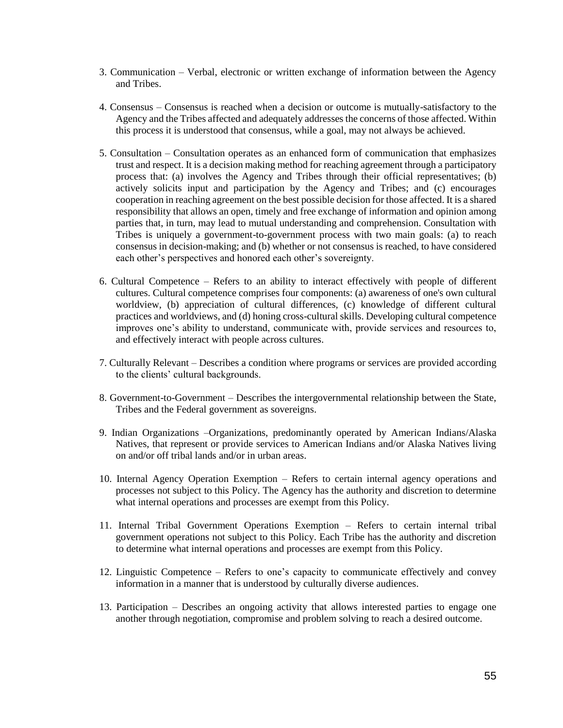3. Communication – Verbal, electronic or written exchange of information between the Agency and Tribes.

4. Consensus – Consensus is reached when a decision or outcome is mutually-satisfactory to the Agency and the Tribes affected and adequately addresses the concerns of those affected. Within this process it is understood that consensus, while a goal, may not always be achieved.

5. Consultation – Consultation operates as an enhanced form of communication that emphasizes trust and respect. It is a decision making method for reaching agreement through a participatory process that: (a) involves the Agency and Tribes through their official representatives; (b) actively solicits input and participation by the Agency and Tribes; and (c) encourages cooperation in reaching agreement on the best possible decision for those affected. It is a shared responsibility that allows an open, timely and free exchange of information and opinion among parties that, in turn, may lead to mutual understanding and comprehension. Consultation with Tribes is uniquely a government-to-government process with two main goals: (a) to reach consensus in decision-making; and (b) whether or not consensus is reached, to have considered each other's perspectives and honored each other's sovereignty.

6. Cultural Competence – Refers to an ability to interact effectively with people of different cultures. Cultural competence comprises four components: (a) awareness of one's own cultural worldview, (b) appreciation of cultural differences, (c) knowledge of different cultural practices and worldviews, and (d) honing cross-cultural skills. Developing cultural competence improves one's ability to understand, communicate with, provide services and resources to, and effectively interact with people across cultures.

7. Culturally Relevant – Describes a condition where programs or services are provided according to the clients' cultural backgrounds.

8. Government-to-Government – Describes the intergovernmental relationship between the State, Tribes and the Federal government as sovereigns.

9. Indian Organizations –Organizations, predominantly operated by American Indians/Alaska Natives, that represent or provide services to American Indians and/or Alaska Natives living on and/or off tribal lands and/or in urban areas.

10. Internal Agency Operation Exemption – Refers to certain internal agency operations and processes not subject to this Policy. The Agency has the authority and discretion to determine what internal operations and processes are exempt from this Policy.

11. Internal Tribal Government Operations Exemption – Refers to certain internal tribal government operations not subject to this Policy. Each Tribe has the authority and discretion to determine what internal operations and processes are exempt from this Policy.

12. Linguistic Competence – Refers to one's capacity to communicate effectively and convey information in a manner that is understood by culturally diverse audiences.

13. Participation – Describes an ongoing activity that allows interested parties to engage one another through negotiation, compromise and problem solving to reach a desired outcome.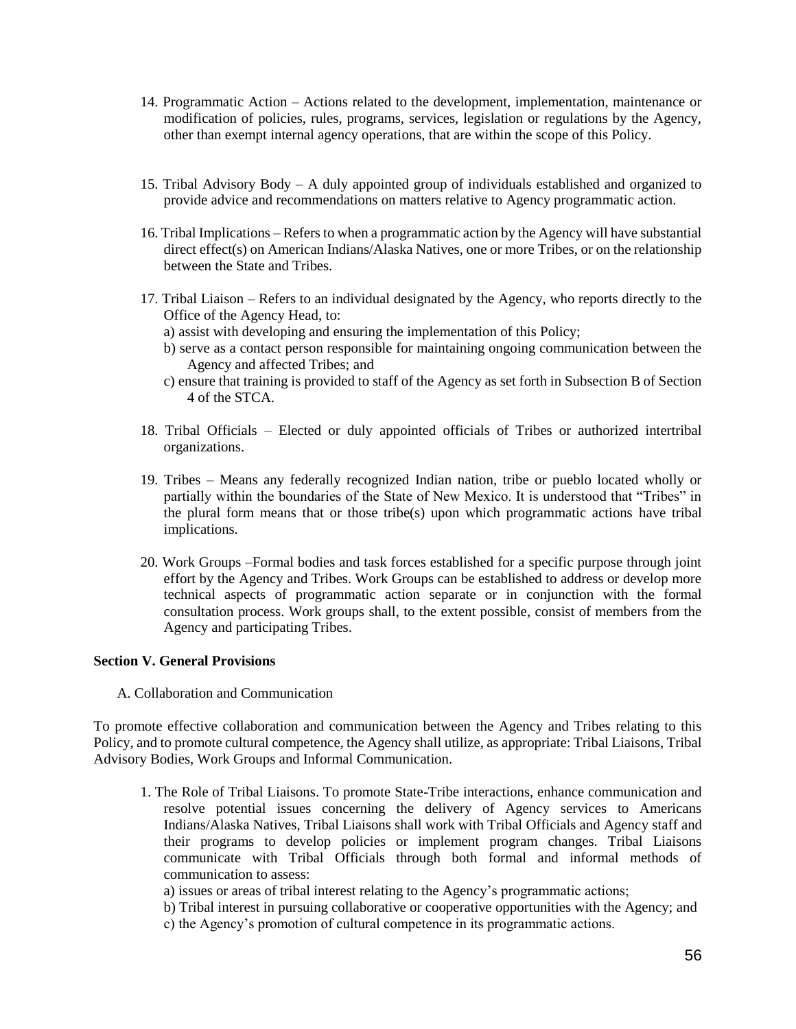14. Programmatic Action – Actions related to the development, implementation, maintenance or modification of policies, rules, programs, services, legislation or regulations by the Agency, other than exempt internal agency operations, that are within the scope of this Policy.

15. Tribal Advisory Body – A duly appointed group of individuals established and organized to provide advice and recommendations on matters relative to Agency programmatic action.

16. Tribal Implications – Refers to when a programmatic action by the Agency will have substantial direct effect(s) on American Indians/Alaska Natives, one or more Tribes, or on the relationship between the State and Tribes.

17. Tribal Liaison – Refers to an individual designated by the Agency, who reports directly to the Office of the Agency Head, to:
    a) assist with developing and ensuring the implementation of this Policy;
    b) serve as a contact person responsible for maintaining ongoing communication between the Agency and affected Tribes; and
    c) ensure that training is provided to staff of the Agency as set forth in Subsection B of Section 4 of the STCA.

18. Tribal Officials – Elected or duly appointed officials of Tribes or authorized intertribal organizations.

19. Tribes – Means any federally recognized Indian nation, tribe or pueblo located wholly or partially within the boundaries of the State of New Mexico. It is understood that "Tribes" in the plural form means that or those tribe(s) upon which programmatic actions have tribal implications.

20. Work Groups –Formal bodies and task forces established for a specific purpose through joint effort by the Agency and Tribes. Work Groups can be established to address or develop more technical aspects of programmatic action separate or in conjunction with the formal consultation process. Work groups shall, to the extent possible, consist of members from the Agency and participating Tribes.

**Section V. General Provisions**

A. Collaboration and Communication

To promote effective collaboration and communication between the Agency and Tribes relating to this Policy, and to promote cultural competence, the Agency shall utilize, as appropriate: Tribal Liaisons, Tribal Advisory Bodies, Work Groups and Informal Communication.

1. The Role of Tribal Liaisons. To promote State-Tribe interactions, enhance communication and resolve potential issues concerning the delivery of Agency services to Americans Indians/Alaska Natives, Tribal Liaisons shall work with Tribal Officials and Agency staff and their programs to develop policies or implement program changes. Tribal Liaisons communicate with Tribal Officials through both formal and informal methods of communication to assess:
    a) issues or areas of tribal interest relating to the Agency's programmatic actions;
    b) Tribal interest in pursuing collaborative or cooperative opportunities with the Agency; and
    c) the Agency's promotion of cultural competence in its programmatic actions.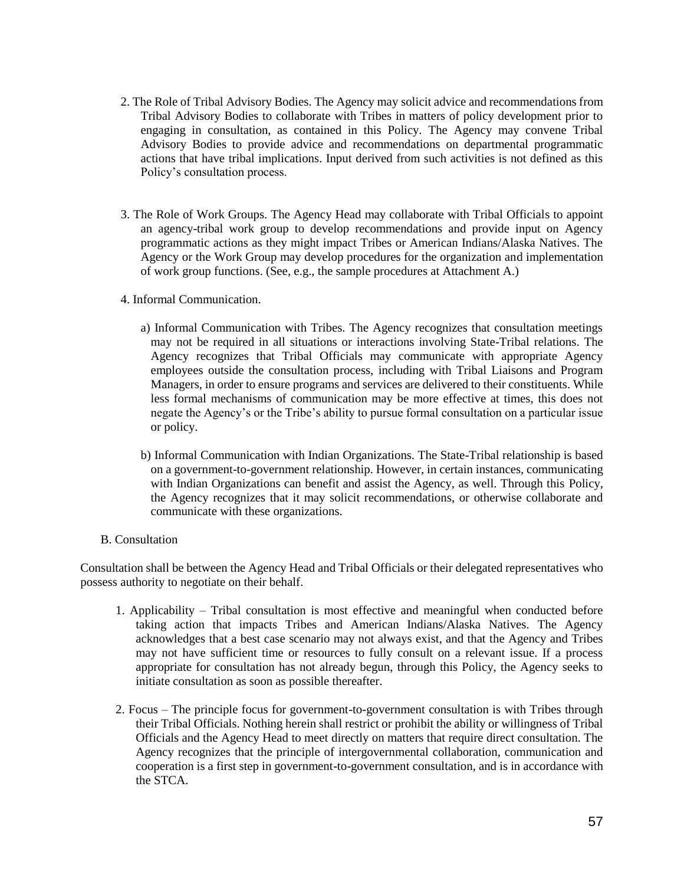2. The Role of Tribal Advisory Bodies. The Agency may solicit advice and recommendations from Tribal Advisory Bodies to collaborate with Tribes in matters of policy development prior to engaging in consultation, as contained in this Policy. The Agency may convene Tribal Advisory Bodies to provide advice and recommendations on departmental programmatic actions that have tribal implications. Input derived from such activities is not defined as this Policy's consultation process.

3. The Role of Work Groups. The Agency Head may collaborate with Tribal Officials to appoint an agency-tribal work group to develop recommendations and provide input on Agency programmatic actions as they might impact Tribes or American Indians/Alaska Natives. The Agency or the Work Group may develop procedures for the organization and implementation of work group functions. (See, e.g., the sample procedures at Attachment A.)

4. Informal Communication.

   a) Informal Communication with Tribes. The Agency recognizes that consultation meetings may not be required in all situations or interactions involving State-Tribal relations. The Agency recognizes that Tribal Officials may communicate with appropriate Agency employees outside the consultation process, including with Tribal Liaisons and Program Managers, in order to ensure programs and services are delivered to their constituents. While less formal mechanisms of communication may be more effective at times, this does not negate the Agency's or the Tribe's ability to pursue formal consultation on a particular issue or policy.

   b) Informal Communication with Indian Organizations. The State-Tribal relationship is based on a government-to-government relationship. However, in certain instances, communicating with Indian Organizations can benefit and assist the Agency, as well. Through this Policy, the Agency recognizes that it may solicit recommendations, or otherwise collaborate and communicate with these organizations.

B. Consultation

Consultation shall be between the Agency Head and Tribal Officials or their delegated representatives who possess authority to negotiate on their behalf.

1. Applicability – Tribal consultation is most effective and meaningful when conducted before taking action that impacts Tribes and American Indians/Alaska Natives. The Agency acknowledges that a best case scenario may not always exist, and that the Agency and Tribes may not have sufficient time or resources to fully consult on a relevant issue. If a process appropriate for consultation has not already begun, through this Policy, the Agency seeks to initiate consultation as soon as possible thereafter.

2. Focus – The principle focus for government-to-government consultation is with Tribes through their Tribal Officials. Nothing herein shall restrict or prohibit the ability or willingness of Tribal Officials and the Agency Head to meet directly on matters that require direct consultation. The Agency recognizes that the principle of intergovernmental collaboration, communication and cooperation is a first step in government-to-government consultation, and is in accordance with the STCA.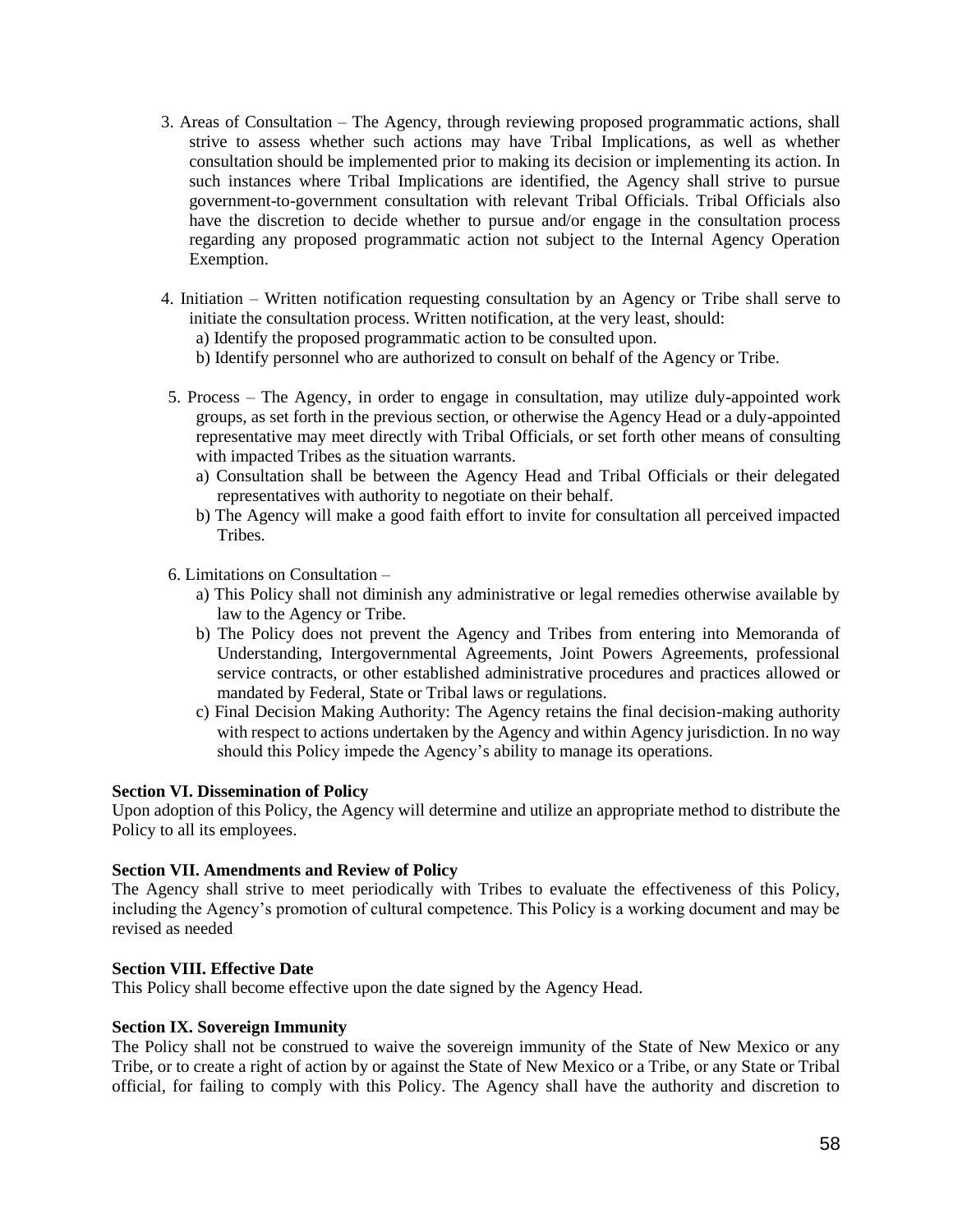3. Areas of Consultation – The Agency, through reviewing proposed programmatic actions, shall strive to assess whether such actions may have Tribal Implications, as well as whether consultation should be implemented prior to making its decision or implementing its action. In such instances where Tribal Implications are identified, the Agency shall strive to pursue government-to-government consultation with relevant Tribal Officials. Tribal Officials also have the discretion to decide whether to pursue and/or engage in the consultation process regarding any proposed programmatic action not subject to the Internal Agency Operation Exemption.

4. Initiation – Written notification requesting consultation by an Agency or Tribe shall serve to initiate the consultation process. Written notification, at the very least, should:
   a) Identify the proposed programmatic action to be consulted upon.
   b) Identify personnel who are authorized to consult on behalf of the Agency or Tribe.

5. Process – The Agency, in order to engage in consultation, may utilize duly-appointed work groups, as set forth in the previous section, or otherwise the Agency Head or a duly-appointed representative may meet directly with Tribal Officials, or set forth other means of consulting with impacted Tribes as the situation warrants.
   a) Consultation shall be between the Agency Head and Tribal Officials or their delegated representatives with authority to negotiate on their behalf.
   b) The Agency will make a good faith effort to invite for consultation all perceived impacted Tribes.

6. Limitations on Consultation –
   a) This Policy shall not diminish any administrative or legal remedies otherwise available by law to the Agency or Tribe.
   b) The Policy does not prevent the Agency and Tribes from entering into Memoranda of Understanding, Intergovernmental Agreements, Joint Powers Agreements, professional service contracts, or other established administrative procedures and practices allowed or mandated by Federal, State or Tribal laws or regulations.
   c) Final Decision Making Authority: The Agency retains the final decision-making authority with respect to actions undertaken by the Agency and within Agency jurisdiction. In no way should this Policy impede the Agency's ability to manage its operations.

**Section VI. Dissemination of Policy**

Upon adoption of this Policy, the Agency will determine and utilize an appropriate method to distribute the Policy to all its employees.

**Section VII. Amendments and Review of Policy**

The Agency shall strive to meet periodically with Tribes to evaluate the effectiveness of this Policy, including the Agency's promotion of cultural competence. This Policy is a working document and may be revised as needed

**Section VIII. Effective Date**

This Policy shall become effective upon the date signed by the Agency Head.

**Section IX. Sovereign Immunity**

The Policy shall not be construed to waive the sovereign immunity of the State of New Mexico or any Tribe, or to create a right of action by or against the State of New Mexico or a Tribe, or any State or Tribal official, for failing to comply with this Policy. The Agency shall have the authority and discretion to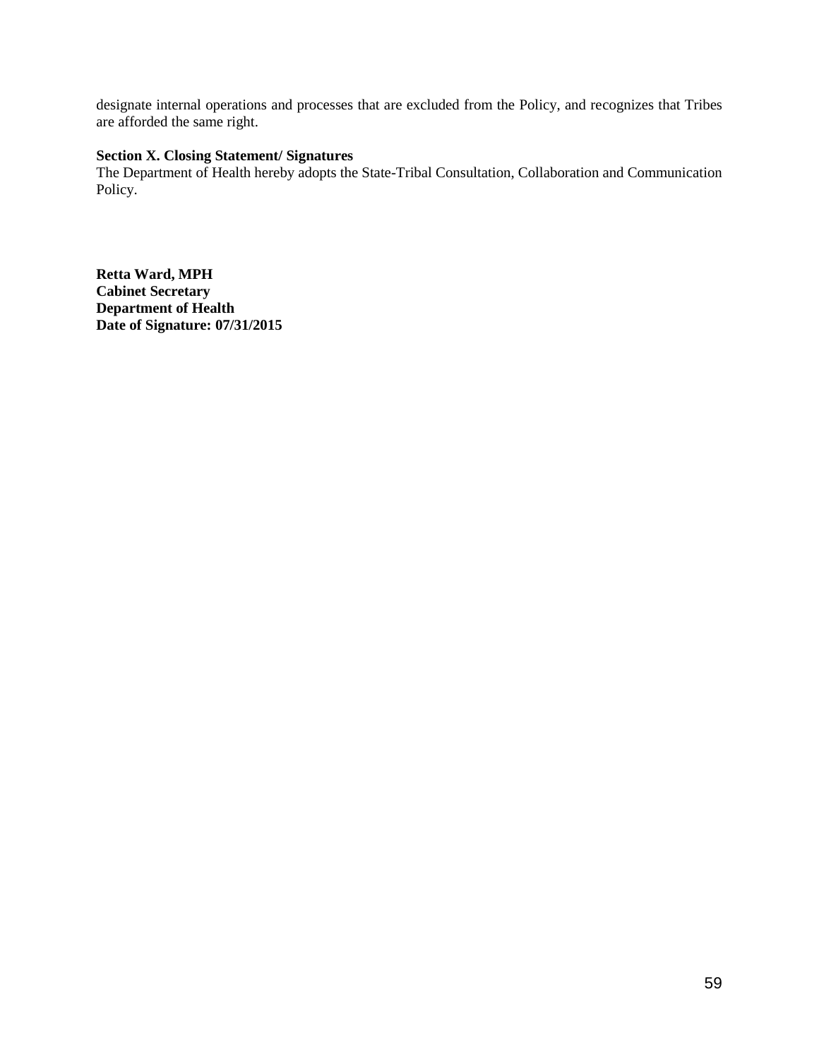designate internal operations and processes that are excluded from the Policy, and recognizes that Tribes are afforded the same right.

**Section X. Closing Statement/ Signatures**

The Department of Health hereby adopts the State-Tribal Consultation, Collaboration and Communication Policy.

**Retta Ward, MPH**
**Cabinet Secretary**
**Department of Health**
**Date of Signature: 07/31/2015**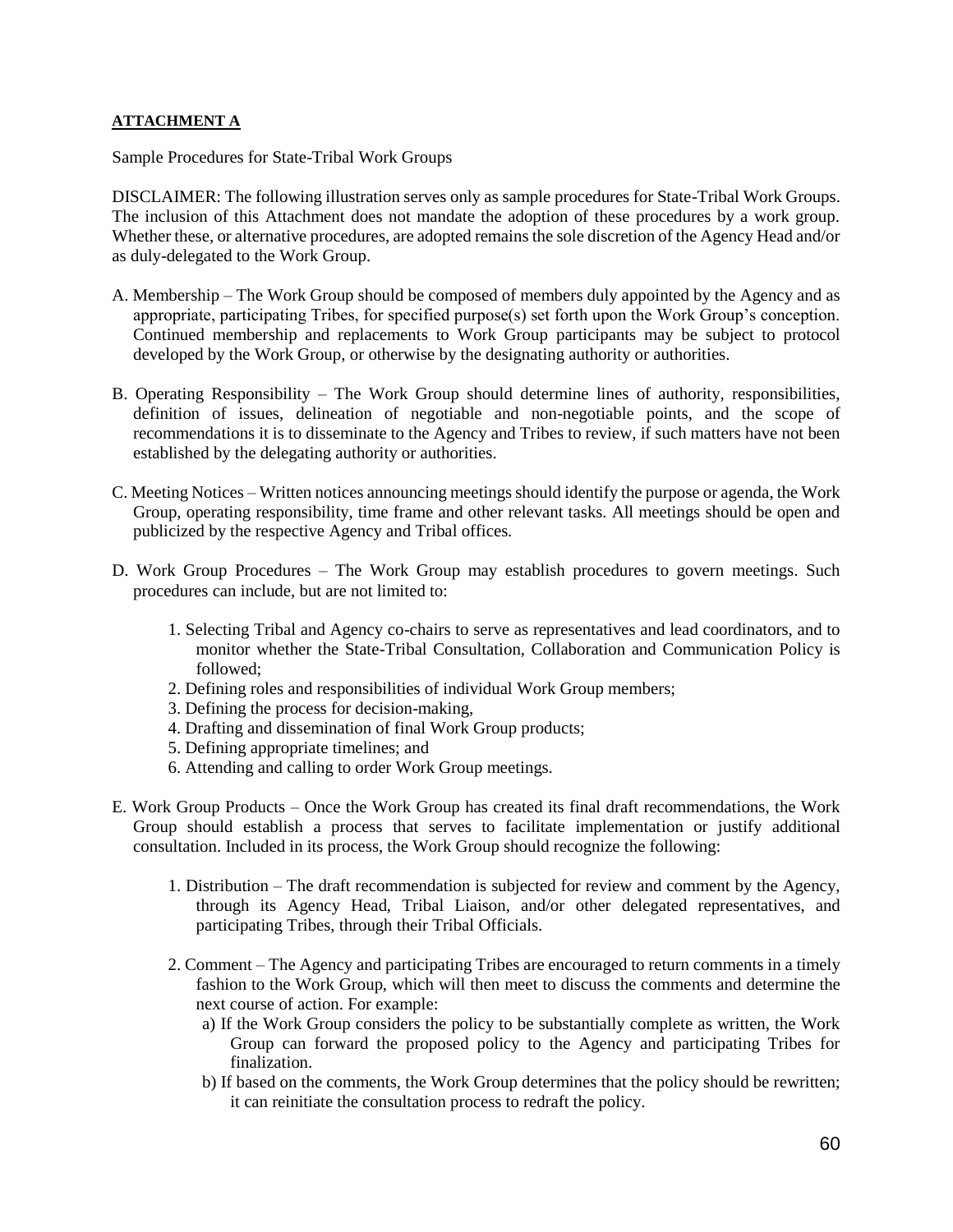**ATTACHMENT A**

Sample Procedures for State-Tribal Work Groups

DISCLAIMER: The following illustration serves only as sample procedures for State-Tribal Work Groups. The inclusion of this Attachment does not mandate the adoption of these procedures by a work group. Whether these, or alternative procedures, are adopted remains the sole discretion of the Agency Head and/or as duly-delegated to the Work Group.

A. Membership – The Work Group should be composed of members duly appointed by the Agency and as appropriate, participating Tribes, for specified purpose(s) set forth upon the Work Group's conception. Continued membership and replacements to Work Group participants may be subject to protocol developed by the Work Group, or otherwise by the designating authority or authorities.

B. Operating Responsibility – The Work Group should determine lines of authority, responsibilities, definition of issues, delineation of negotiable and non-negotiable points, and the scope of recommendations it is to disseminate to the Agency and Tribes to review, if such matters have not been established by the delegating authority or authorities.

C. Meeting Notices – Written notices announcing meetings should identify the purpose or agenda, the Work Group, operating responsibility, time frame and other relevant tasks. All meetings should be open and publicized by the respective Agency and Tribal offices.

D. Work Group Procedures – The Work Group may establish procedures to govern meetings. Such procedures can include, but are not limited to:

1. Selecting Tribal and Agency co-chairs to serve as representatives and lead coordinators, and to monitor whether the State-Tribal Consultation, Collaboration and Communication Policy is followed;
2. Defining roles and responsibilities of individual Work Group members;
3. Defining the process for decision-making,
4. Drafting and dissemination of final Work Group products;
5. Defining appropriate timelines; and
6. Attending and calling to order Work Group meetings.

E. Work Group Products – Once the Work Group has created its final draft recommendations, the Work Group should establish a process that serves to facilitate implementation or justify additional consultation. Included in its process, the Work Group should recognize the following:

1. Distribution – The draft recommendation is subjected for review and comment by the Agency, through its Agency Head, Tribal Liaison, and/or other delegated representatives, and participating Tribes, through their Tribal Officials.

2. Comment – The Agency and participating Tribes are encouraged to return comments in a timely fashion to the Work Group, which will then meet to discuss the comments and determine the next course of action. For example:
   a) If the Work Group considers the policy to be substantially complete as written, the Work Group can forward the proposed policy to the Agency and participating Tribes for finalization.
   b) If based on the comments, the Work Group determines that the policy should be rewritten; it can reinitiate the consultation process to redraft the policy.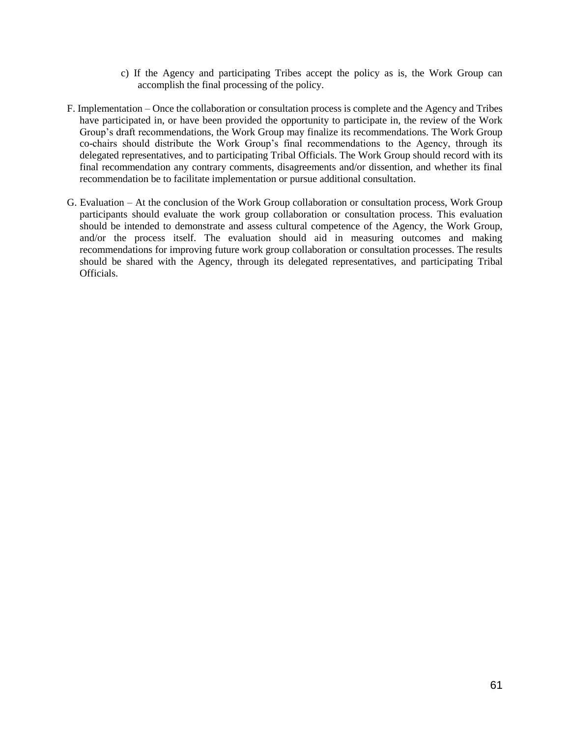c) If the Agency and participating Tribes accept the policy as is, the Work Group can accomplish the final processing of the policy.

F. Implementation – Once the collaboration or consultation process is complete and the Agency and Tribes have participated in, or have been provided the opportunity to participate in, the review of the Work Group's draft recommendations, the Work Group may finalize its recommendations. The Work Group co-chairs should distribute the Work Group's final recommendations to the Agency, through its delegated representatives, and to participating Tribal Officials. The Work Group should record with its final recommendation any contrary comments, disagreements and/or dissention, and whether its final recommendation be to facilitate implementation or pursue additional consultation.

G. Evaluation – At the conclusion of the Work Group collaboration or consultation process, Work Group participants should evaluate the work group collaboration or consultation process. This evaluation should be intended to demonstrate and assess cultural competence of the Agency, the Work Group, and/or the process itself. The evaluation should aid in measuring outcomes and making recommendations for improving future work group collaboration or consultation processes. The results should be shared with the Agency, through its delegated representatives, and participating Tribal Officials.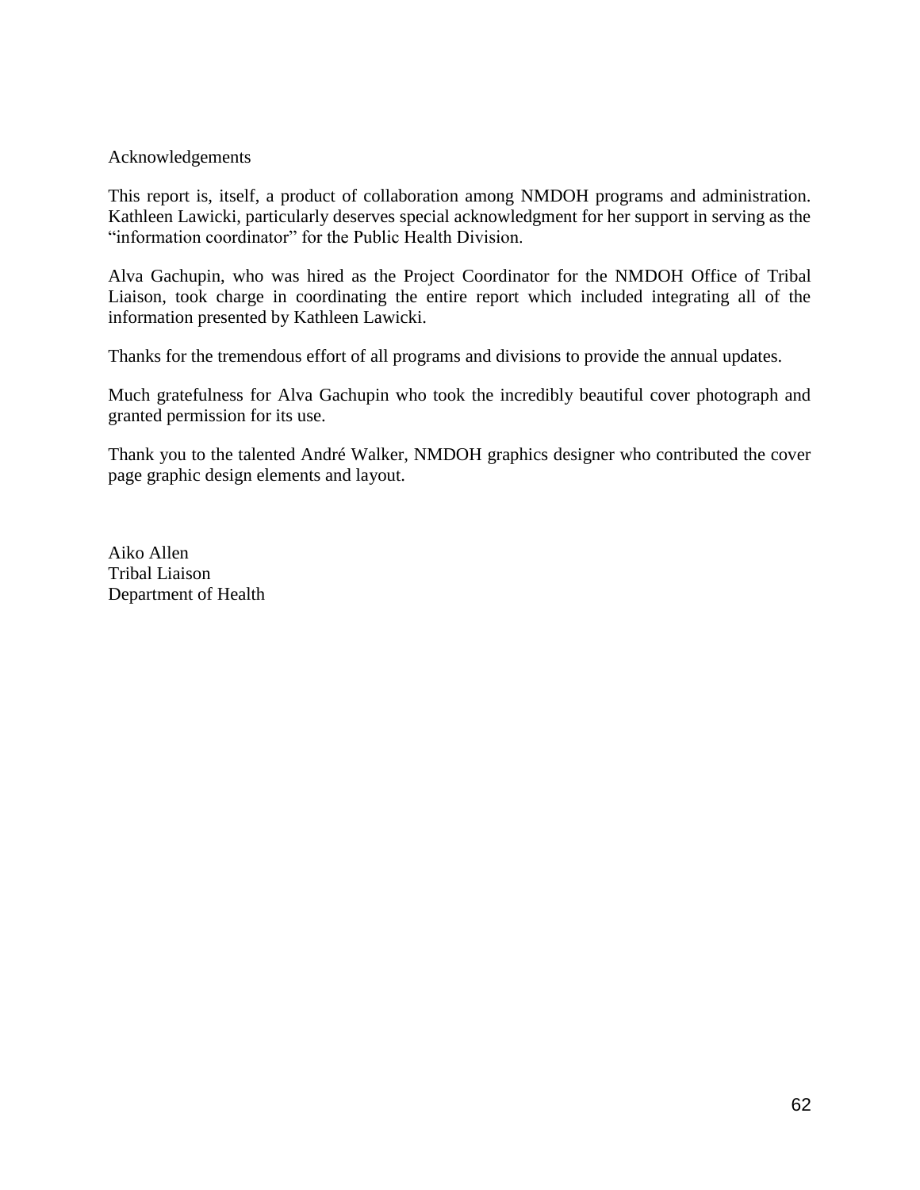# Acknowledgements

This report is, itself, a product of collaboration among NMDOH programs and administration. Kathleen Lawicki, particularly deserves special acknowledgment for her support in serving as the "information coordinator" for the Public Health Division.

Alva Gachupin, who was hired as the Project Coordinator for the NMDOH Office of Tribal Liaison, took charge in coordinating the entire report which included integrating all of the information presented by Kathleen Lawicki.

Thanks for the tremendous effort of all programs and divisions to provide the annual updates.

Much gratefulness for Alva Gachupin who took the incredibly beautiful cover photograph and granted permission for its use.

Thank you to the talented André Walker, NMDOH graphics designer who contributed the cover page graphic design elements and layout.

Aiko Allen  
Tribal Liaison  
Department of Health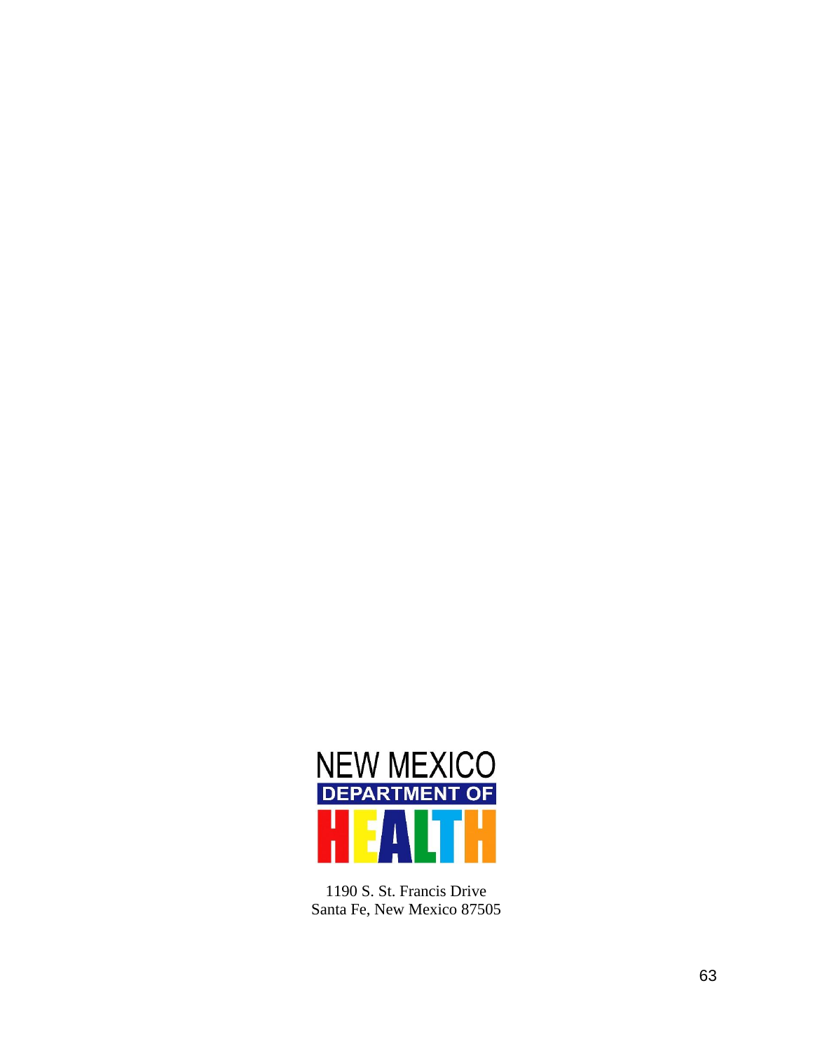NEW MEXICO
DEPARTMENT OF
HEALTH

1190 S. St. Francis Drive
Santa Fe, New Mexico 87505